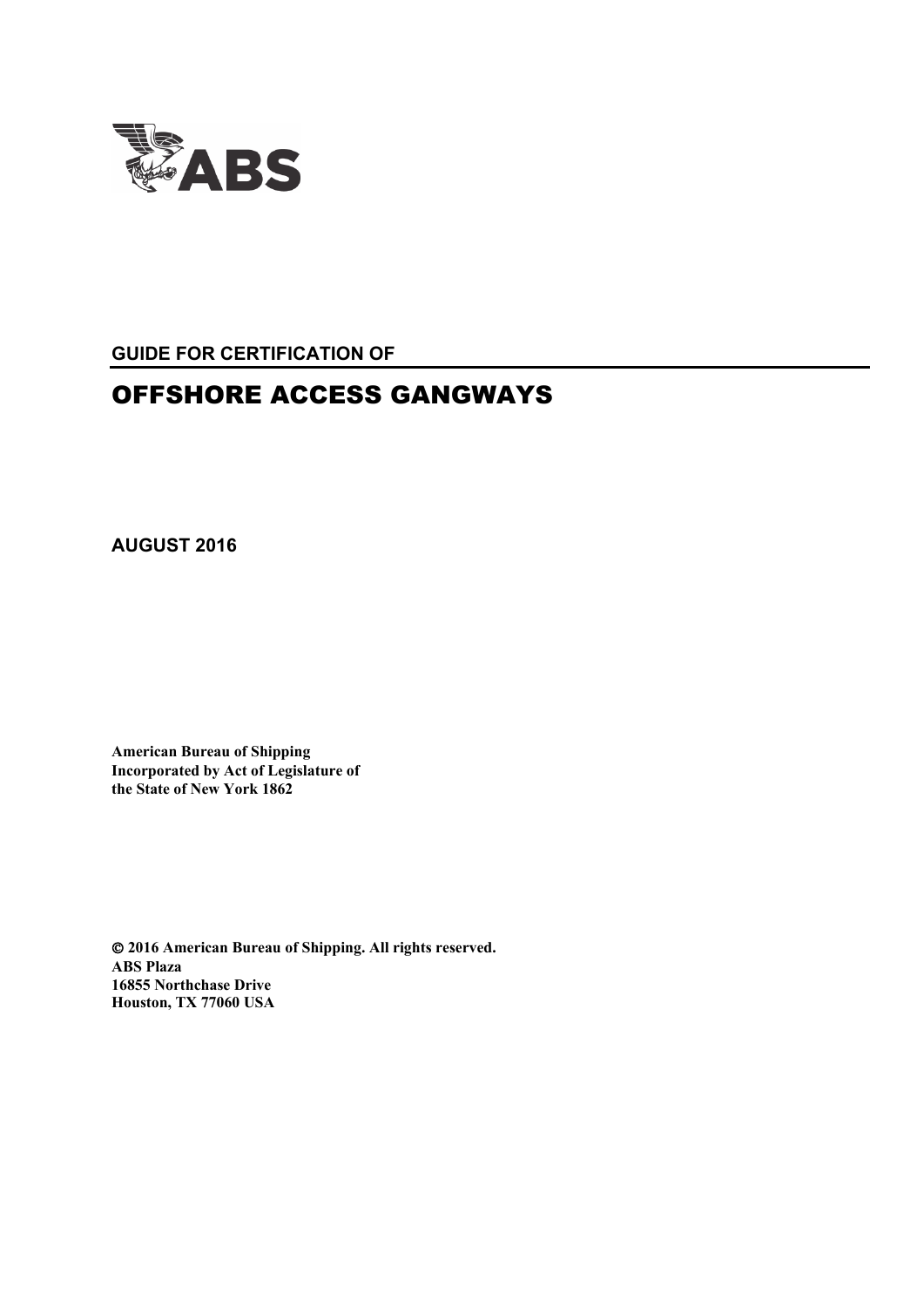ABS

**GUIDE FOR CERTIFICATION OF**

# OFFSHORE ACCESS GANGWAYS

**AUGUST 2016**

**American Bureau of Shipping**
**Incorporated by Act of Legislature of**
**the State of New York 1862**

**© 2016 American Bureau of Shipping. All rights reserved.**
**ABS Plaza**
**16855 Northchase Drive**
**Houston, TX 77060 USA**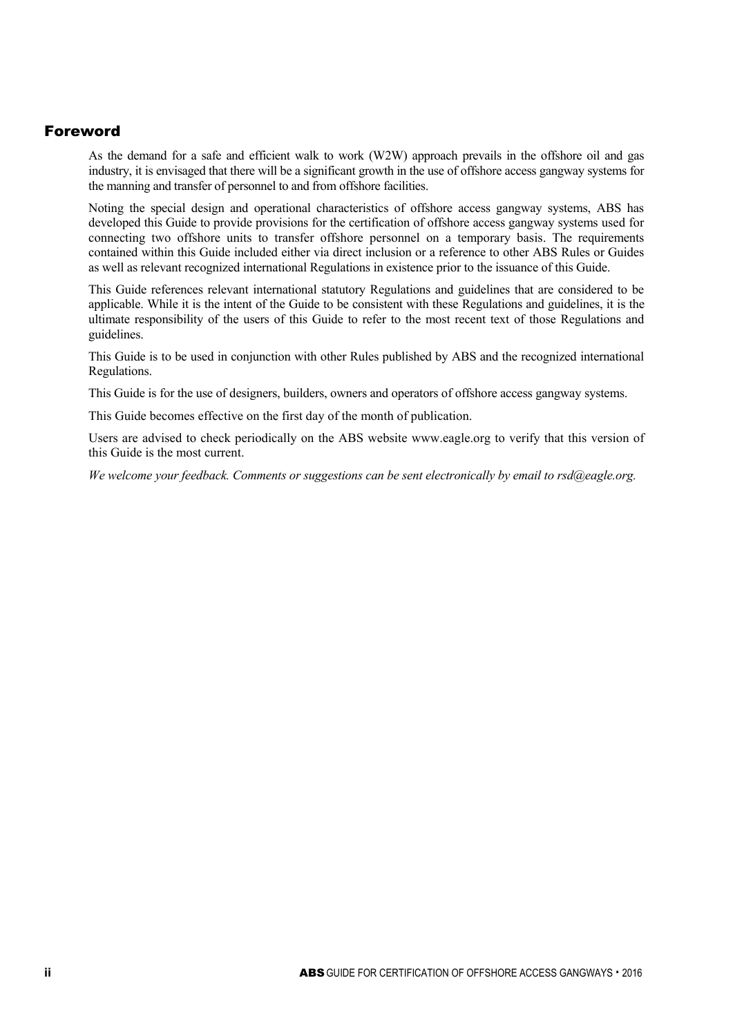# Foreword

As the demand for a safe and efficient walk to work (W2W) approach prevails in the offshore oil and gas industry, it is envisaged that there will be a significant growth in the use of offshore access gangway systems for the manning and transfer of personnel to and from offshore facilities.

Noting the special design and operational characteristics of offshore access gangway systems, ABS has developed this Guide to provide provisions for the certification of offshore access gangway systems used for connecting two offshore units to transfer offshore personnel on a temporary basis. The requirements contained within this Guide included either via direct inclusion or a reference to other ABS Rules or Guides as well as relevant recognized international Regulations in existence prior to the issuance of this Guide.

This Guide references relevant international statutory Regulations and guidelines that are considered to be applicable. While it is the intent of the Guide to be consistent with these Regulations and guidelines, it is the ultimate responsibility of the users of this Guide to refer to the most recent text of those Regulations and guidelines.

This Guide is to be used in conjunction with other Rules published by ABS and the recognized international Regulations.

This Guide is for the use of designers, builders, owners and operators of offshore access gangway systems.

This Guide becomes effective on the first day of the month of publication.

Users are advised to check periodically on the ABS website www.eagle.org to verify that this version of this Guide is the most current.

*We welcome your feedback. Comments or suggestions can be sent electronically by email to rsd@eagle.org.*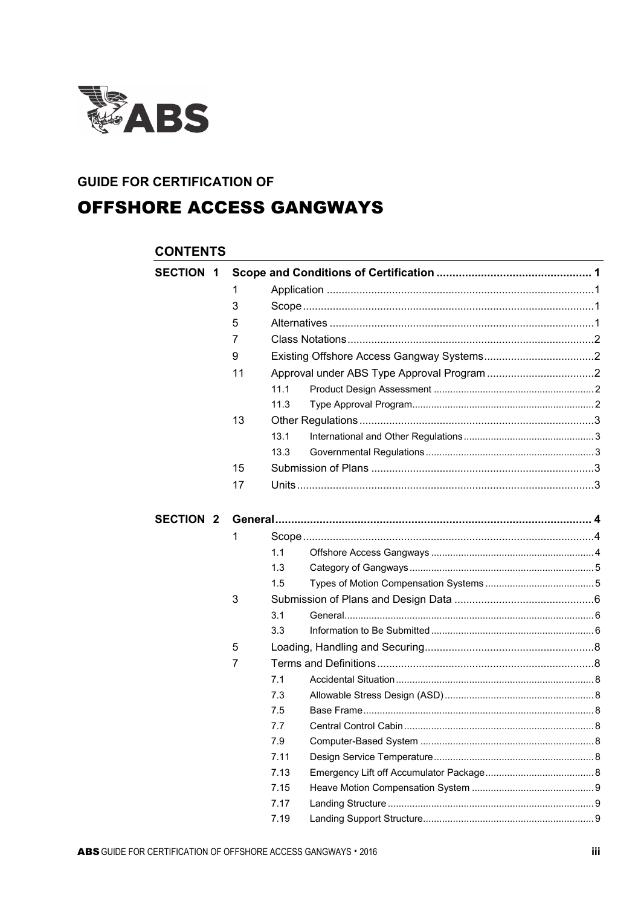**GUIDE FOR CERTIFICATION OF**

# OFFSHORE ACCESS GANGWAYS

## CONTENTS

| | | | | |
|---|---|---|---|---|
| **SECTION 1** | **Scope and Conditions of Certification** | | | **1** |
| | 1 | Application | | 1 |
| | 3 | Scope | | 1 |
| | 5 | Alternatives | | 1 |
| | 7 | Class Notations | | 2 |
| | 9 | Existing Offshore Access Gangway Systems | | 2 |
| | 11 | Approval under ABS Type Approval Program | | 2 |
| | | 11.1 | Product Design Assessment | 2 |
| | | 11.3 | Type Approval Program | 2 |
| | 13 | Other Regulations | | 3 |
| | | 13.1 | International and Other Regulations | 3 |
| | | 13.3 | Governmental Regulations | 3 |
| | 15 | Submission of Plans | | 3 |
| | 17 | Units | | 3 |
| **SECTION 2** | **General** | | | **4** |
| | 1 | Scope | | 4 |
| | | 1.1 | Offshore Access Gangways | 4 |
| | | 1.3 | Category of Gangways | 5 |
| | | 1.5 | Types of Motion Compensation Systems | 5 |
| | 3 | Submission of Plans and Design Data | | 6 |
| | | 3.1 | General | 6 |
| | | 3.3 | Information to Be Submitted | 6 |
| | 5 | Loading, Handling and Securing | | 8 |
| | 7 | Terms and Definitions | | 8 |
| | | 7.1 | Accidental Situation | 8 |
| | | 7.3 | Allowable Stress Design (ASD) | 8 |
| | | 7.5 | Base Frame | 8 |
| | | 7.7 | Central Control Cabin | 8 |
| | | 7.9 | Computer-Based System | 8 |
| | | 7.11 | Design Service Temperature | 8 |
| | | 7.13 | Emergency Lift off Accumulator Package | 8 |
| | | 7.15 | Heave Motion Compensation System | 9 |
| | | 7.17 | Landing Structure | 9 |
| | | 7.19 | Landing Support Structure | 9 |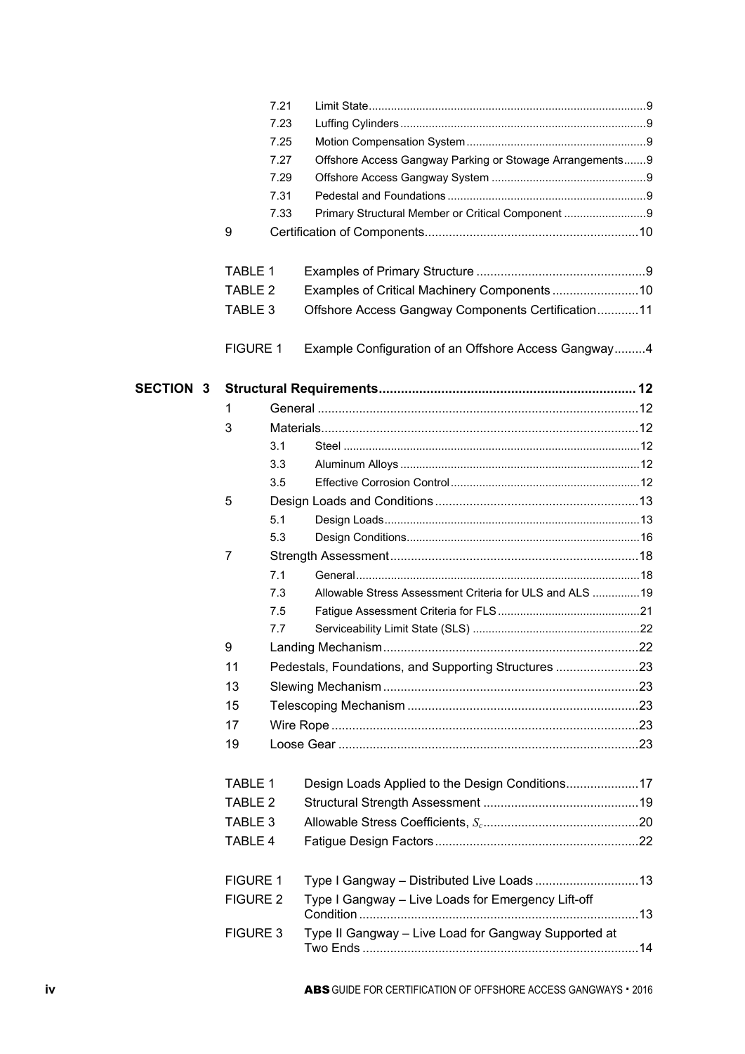| | | | |
|---|---|---|---|
| | 7.21 | Limit State | 9 |
| | 7.23 | Luffing Cylinders | 9 |
| | 7.25 | Motion Compensation System | 9 |
| | 7.27 | Offshore Access Gangway Parking or Stowage Arrangements | 9 |
| | 7.29 | Offshore Access Gangway System | 9 |
| | 7.31 | Pedestal and Foundations | 9 |
| | 7.33 | Primary Structural Member or Critical Component | 9 |
| 9 | | Certification of Components | 10 |
| TABLE 1 | | Examples of Primary Structure | 9 |
| TABLE 2 | | Examples of Critical Machinery Components | 10 |
| TABLE 3 | | Offshore Access Gangway Components Certification | 11 |
| FIGURE 1 | | Example Configuration of an Offshore Access Gangway | 4 |

**SECTION 3 Structural Requirements ... 12**

| | | | |
|---|---|---|---|
| 1 | | General | 12 |
| 3 | | Materials | 12 |
| | 3.1 | Steel | 12 |
| | 3.3 | Aluminum Alloys | 12 |
| | 3.5 | Effective Corrosion Control | 12 |
| 5 | | Design Loads and Conditions | 13 |
| | 5.1 | Design Loads | 13 |
| | 5.3 | Design Conditions | 16 |
| 7 | | Strength Assessment | 18 |
| | 7.1 | General | 18 |
| | 7.3 | Allowable Stress Assessment Criteria for ULS and ALS | 19 |
| | 7.5 | Fatigue Assessment Criteria for FLS | 21 |
| | 7.7 | Serviceability Limit State (SLS) | 22 |
| 9 | | Landing Mechanism | 22 |
| 11 | | Pedestals, Foundations, and Supporting Structures | 23 |
| 13 | | Slewing Mechanism | 23 |
| 15 | | Telescoping Mechanism | 23 |
| 17 | | Wire Rope | 23 |
| 19 | | Loose Gear | 23 |
| TABLE 1 | | Design Loads Applied to the Design Conditions | 17 |
| TABLE 2 | | Structural Strength Assessment | 19 |
| TABLE 3 | | Allowable Stress Coefficients, $S_c$ | 20 |
| TABLE 4 | | Fatigue Design Factors | 22 |
| FIGURE 1 | | Type I Gangway – Distributed Live Loads | 13 |
| FIGURE 2 | | Type I Gangway – Live Loads for Emergency Lift-off Condition | 13 |
| FIGURE 3 | | Type II Gangway – Live Load for Gangway Supported at Two Ends | 14 |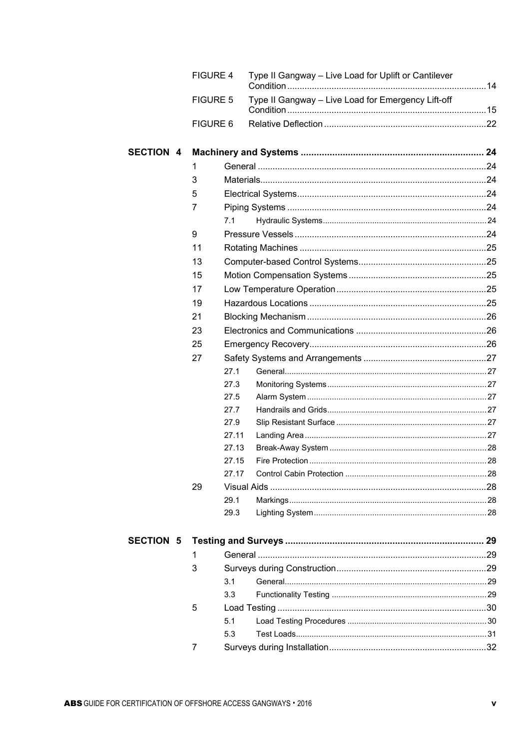FIGURE 4 Type II Gangway – Live Load for Uplift or Cantilever Condition ................................................................................14

FIGURE 5 Type II Gangway – Live Load for Emergency Lift-off Condition ................................................................................15

FIGURE 6 Relative Deflection .................................................................22

**SECTION 4 Machinery and Systems ...................................................................... 24**

1 General ............................................................................................24

3 Materials...........................................................................................24

5 Electrical Systems............................................................................24

7 Piping Systems ................................................................................24

- 7.1 Hydraulic Systems........................................................................ 24

9 Pressure Vessels .............................................................................24

11 Rotating Machines ...........................................................................25

13 Computer-based Control Systems....................................................25

15 Motion Compensation Systems ........................................................25

17 Low Temperature Operation ............................................................25

19 Hazardous Locations .......................................................................25

21 Blocking Mechanism ........................................................................26

23 Electronics and Communications .....................................................26

25 Emergency Recovery.......................................................................26

27 Safety Systems and Arrangements .................................................27

- 27.1 General......................................................................................... 27
- 27.3 Monitoring Systems...................................................................... 27
- 27.5 Alarm System ............................................................................... 27
- 27.7 Handrails and Grids...................................................................... 27
- 27.9 Slip Resistant Surface .................................................................. 27
- 27.11 Landing Area ................................................................................ 27
- 27.13 Break-Away System ..................................................................... 28
- 27.15 Fire Protection .............................................................................. 28
- 27.17 Control Cabin Protection .............................................................. 28

29 Visual Aids ........................................................................................28

- 29.1 Markings....................................................................................... 28
- 29.3 Lighting System............................................................................ 28

**SECTION 5 Testing and Surveys ............................................................................ 29**

1 General ............................................................................................29

3 Surveys during Construction............................................................29

- 3.1 General......................................................................................... 29
- 3.3 Functionality Testing .................................................................... 29

5 Load Testing ....................................................................................30

- 5.1 Load Testing Procedures ............................................................. 30
- 5.3 Test Loads.................................................................................... 31

7 Surveys during Installation................................................................32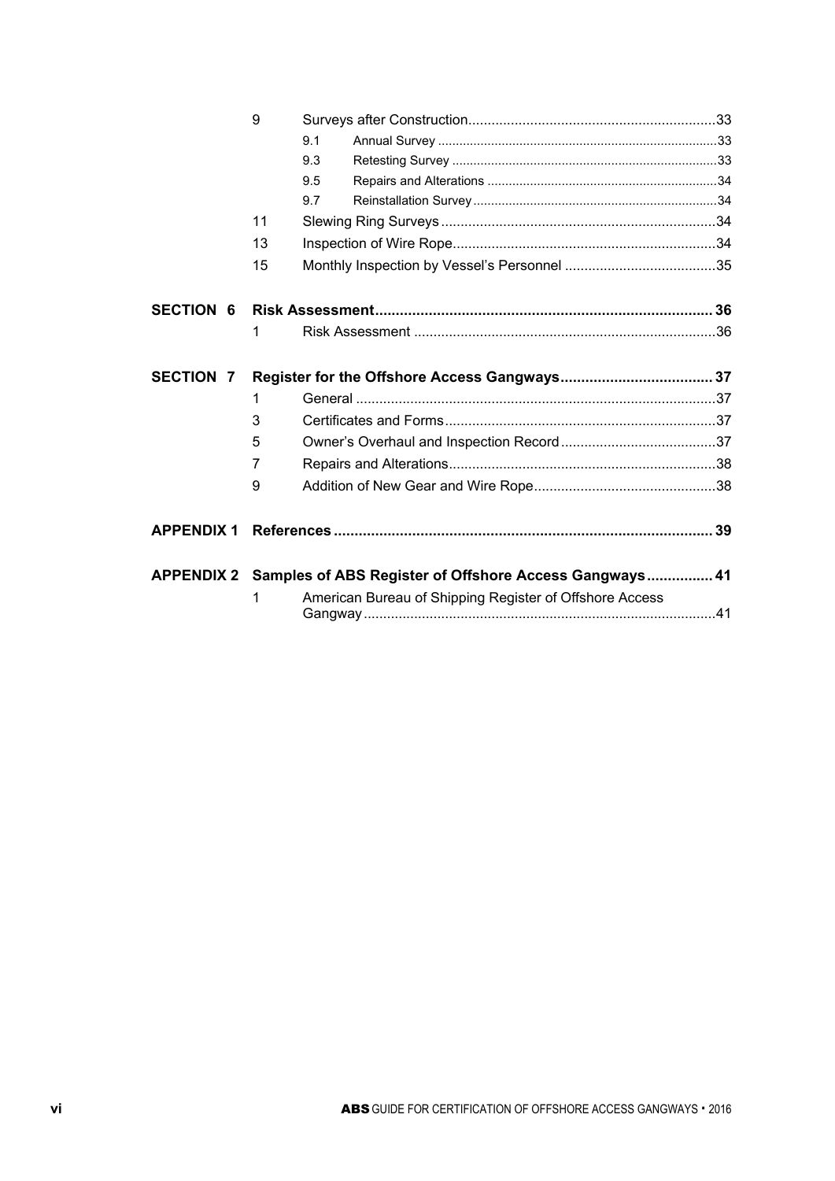| | | | |
|---|---|---|---|
| | 9 | Surveys after Construction | 33 |
| | | 9.1 Annual Survey | 33 |
| | | 9.3 Retesting Survey | 33 |
| | | 9.5 Repairs and Alterations | 34 |
| | | 9.7 Reinstallation Survey | 34 |
| | 11 | Slewing Ring Surveys | 34 |
| | 13 | Inspection of Wire Rope | 34 |
| | 15 | Monthly Inspection by Vessel's Personnel | 35 |
| **SECTION 6** | **Risk Assessment** | | **36** |
| | 1 | Risk Assessment | 36 |
| **SECTION 7** | **Register for the Offshore Access Gangways** | | **37** |
| | 1 | General | 37 |
| | 3 | Certificates and Forms | 37 |
| | 5 | Owner's Overhaul and Inspection Record | 37 |
| | 7 | Repairs and Alterations | 38 |
| | 9 | Addition of New Gear and Wire Rope | 38 |
| **APPENDIX 1** | **References** | | **39** |
| **APPENDIX 2** | **Samples of ABS Register of Offshore Access Gangways** | | **41** |
| | 1 | American Bureau of Shipping Register of Offshore Access Gangway | 41 |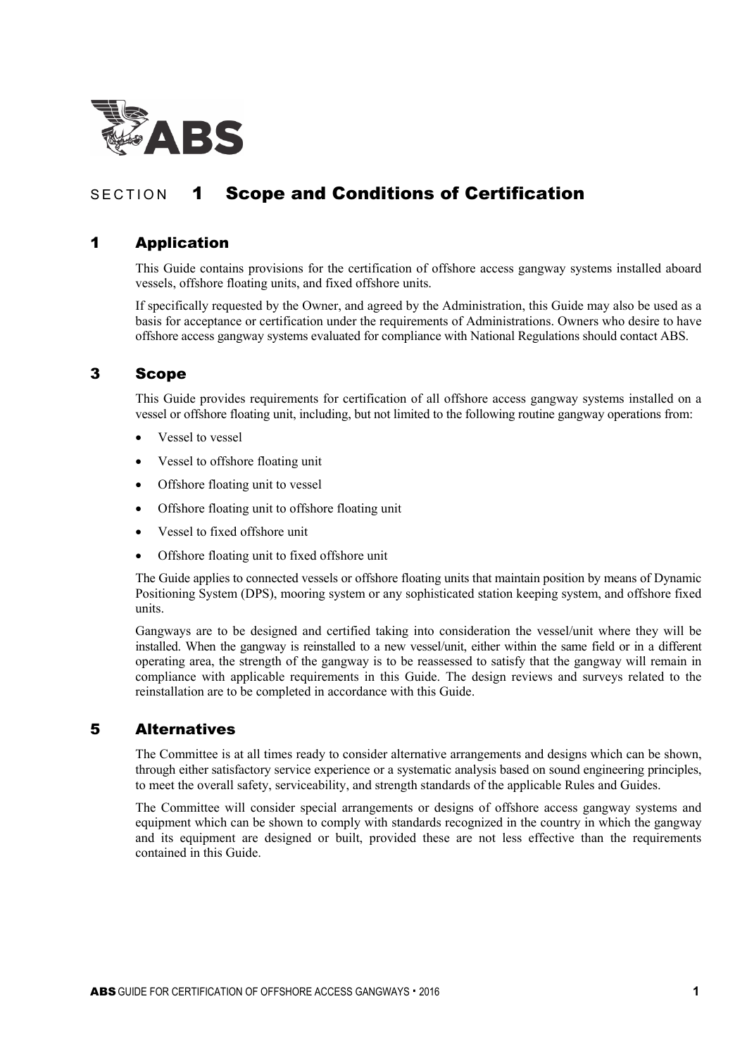# SECTION 1 Scope and Conditions of Certification

## 1 Application

This Guide contains provisions for the certification of offshore access gangway systems installed aboard vessels, offshore floating units, and fixed offshore units.

If specifically requested by the Owner, and agreed by the Administration, this Guide may also be used as a basis for acceptance or certification under the requirements of Administrations. Owners who desire to have offshore access gangway systems evaluated for compliance with National Regulations should contact ABS.

## 3 Scope

This Guide provides requirements for certification of all offshore access gangway systems installed on a vessel or offshore floating unit, including, but not limited to the following routine gangway operations from:

- Vessel to vessel
- Vessel to offshore floating unit
- Offshore floating unit to vessel
- Offshore floating unit to offshore floating unit
- Vessel to fixed offshore unit
- Offshore floating unit to fixed offshore unit

The Guide applies to connected vessels or offshore floating units that maintain position by means of Dynamic Positioning System (DPS), mooring system or any sophisticated station keeping system, and offshore fixed units.

Gangways are to be designed and certified taking into consideration the vessel/unit where they will be installed. When the gangway is reinstalled to a new vessel/unit, either within the same field or in a different operating area, the strength of the gangway is to be reassessed to satisfy that the gangway will remain in compliance with applicable requirements in this Guide. The design reviews and surveys related to the reinstallation are to be completed in accordance with this Guide.

## 5 Alternatives

The Committee is at all times ready to consider alternative arrangements and designs which can be shown, through either satisfactory service experience or a systematic analysis based on sound engineering principles, to meet the overall safety, serviceability, and strength standards of the applicable Rules and Guides.

The Committee will consider special arrangements or designs of offshore access gangway systems and equipment which can be shown to comply with standards recognized in the country in which the gangway and its equipment are designed or built, provided these are not less effective than the requirements contained in this Guide.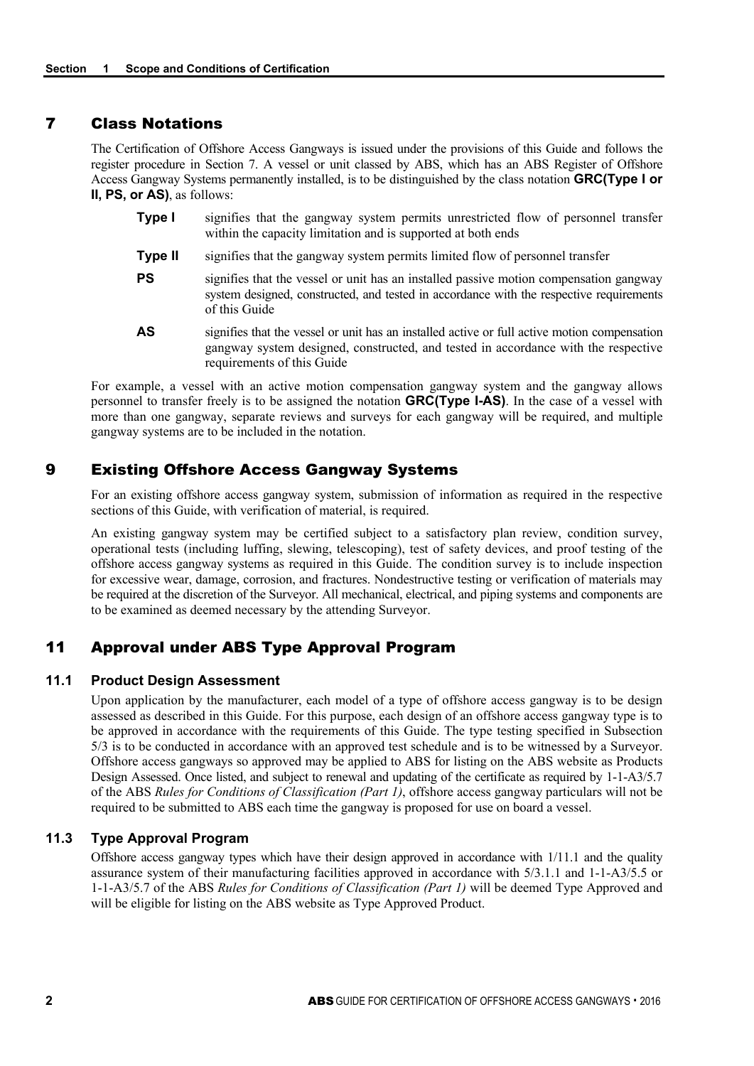## 7 Class Notations

The Certification of Offshore Access Gangways is issued under the provisions of this Guide and follows the register procedure in Section 7. A vessel or unit classed by ABS, which has an ABS Register of Offshore Access Gangway Systems permanently installed, is to be distinguished by the class notation **GRC(Type I or II, PS, or AS)**, as follows:

- **Type I** signifies that the gangway system permits unrestricted flow of personnel transfer within the capacity limitation and is supported at both ends
- **Type II** signifies that the gangway system permits limited flow of personnel transfer
- **PS** signifies that the vessel or unit has an installed passive motion compensation gangway system designed, constructed, and tested in accordance with the respective requirements of this Guide
- **AS** signifies that the vessel or unit has an installed active or full active motion compensation gangway system designed, constructed, and tested in accordance with the respective requirements of this Guide

For example, a vessel with an active motion compensation gangway system and the gangway allows personnel to transfer freely is to be assigned the notation **GRC(Type I-AS)**. In the case of a vessel with more than one gangway, separate reviews and surveys for each gangway will be required, and multiple gangway systems are to be included in the notation.

## 9 Existing Offshore Access Gangway Systems

For an existing offshore access gangway system, submission of information as required in the respective sections of this Guide, with verification of material, is required.

An existing gangway system may be certified subject to a satisfactory plan review, condition survey, operational tests (including luffing, slewing, telescoping), test of safety devices, and proof testing of the offshore access gangway systems as required in this Guide. The condition survey is to include inspection for excessive wear, damage, corrosion, and fractures. Nondestructive testing or verification of materials may be required at the discretion of the Surveyor. All mechanical, electrical, and piping systems and components are to be examined as deemed necessary by the attending Surveyor.

## 11 Approval under ABS Type Approval Program

### 11.1 Product Design Assessment

Upon application by the manufacturer, each model of a type of offshore access gangway is to be design assessed as described in this Guide. For this purpose, each design of an offshore access gangway type is to be approved in accordance with the requirements of this Guide. The type testing specified in Subsection 5/3 is to be conducted in accordance with an approved test schedule and is to be witnessed by a Surveyor. Offshore access gangways so approved may be applied to ABS for listing on the ABS website as Products Design Assessed. Once listed, and subject to renewal and updating of the certificate as required by 1-1-A3/5.7 of the ABS *Rules for Conditions of Classification (Part 1)*, offshore access gangway particulars will not be required to be submitted to ABS each time the gangway is proposed for use on board a vessel.

### 11.3 Type Approval Program

Offshore access gangway types which have their design approved in accordance with 1/11.1 and the quality assurance system of their manufacturing facilities approved in accordance with 5/3.1.1 and 1-1-A3/5.5 or 1-1-A3/5.7 of the ABS *Rules for Conditions of Classification (Part 1)* will be deemed Type Approved and will be eligible for listing on the ABS website as Type Approved Product.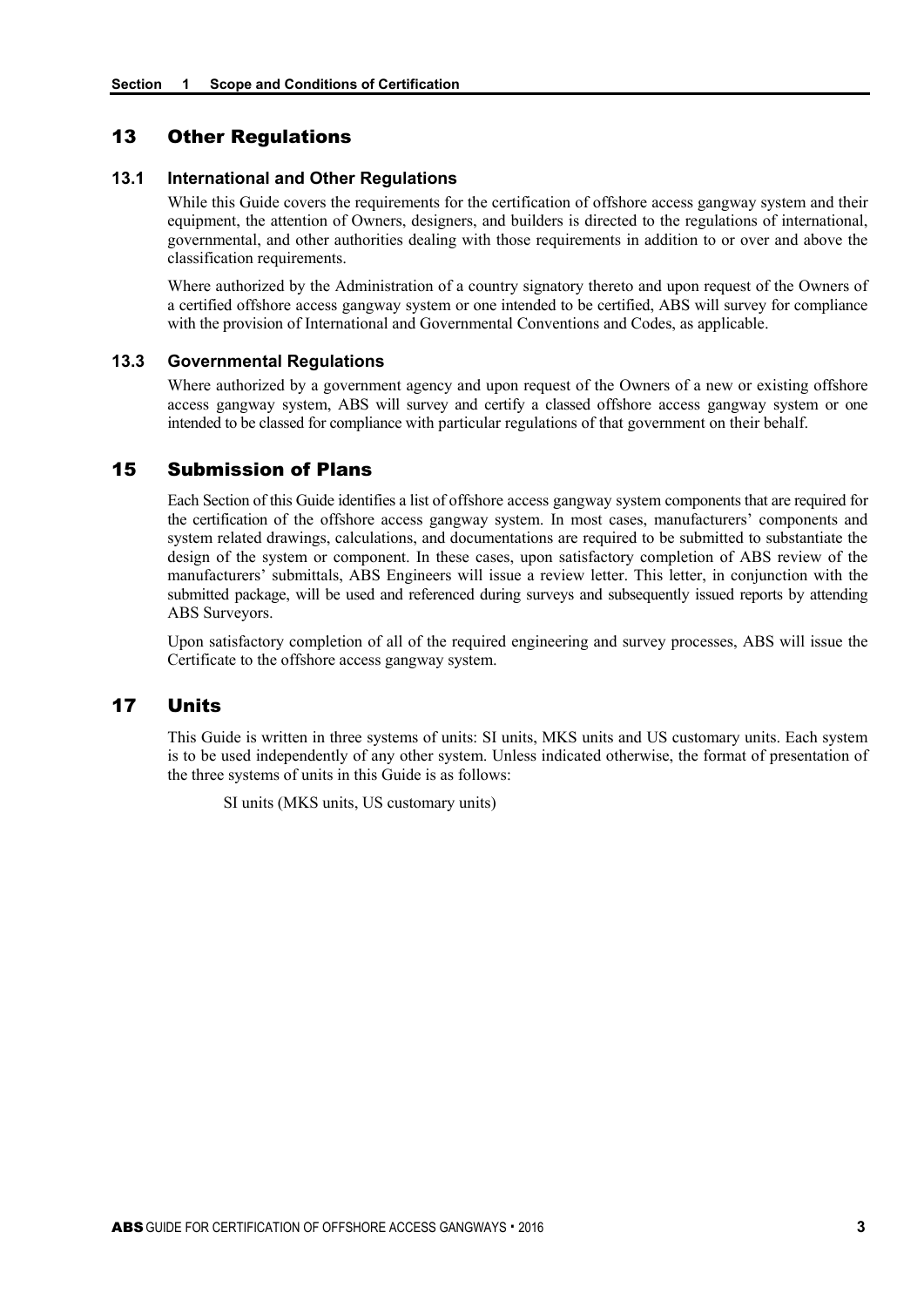## 13 Other Regulations

### 13.1 International and Other Regulations

While this Guide covers the requirements for the certification of offshore access gangway system and their equipment, the attention of Owners, designers, and builders is directed to the regulations of international, governmental, and other authorities dealing with those requirements in addition to or over and above the classification requirements.

Where authorized by the Administration of a country signatory thereto and upon request of the Owners of a certified offshore access gangway system or one intended to be certified, ABS will survey for compliance with the provision of International and Governmental Conventions and Codes, as applicable.

### 13.3 Governmental Regulations

Where authorized by a government agency and upon request of the Owners of a new or existing offshore access gangway system, ABS will survey and certify a classed offshore access gangway system or one intended to be classed for compliance with particular regulations of that government on their behalf.

## 15 Submission of Plans

Each Section of this Guide identifies a list of offshore access gangway system components that are required for the certification of the offshore access gangway system. In most cases, manufacturers' components and system related drawings, calculations, and documentations are required to be submitted to substantiate the design of the system or component. In these cases, upon satisfactory completion of ABS review of the manufacturers' submittals, ABS Engineers will issue a review letter. This letter, in conjunction with the submitted package, will be used and referenced during surveys and subsequently issued reports by attending ABS Surveyors.

Upon satisfactory completion of all of the required engineering and survey processes, ABS will issue the Certificate to the offshore access gangway system.

## 17 Units

This Guide is written in three systems of units: SI units, MKS units and US customary units. Each system is to be used independently of any other system. Unless indicated otherwise, the format of presentation of the three systems of units in this Guide is as follows:

SI units (MKS units, US customary units)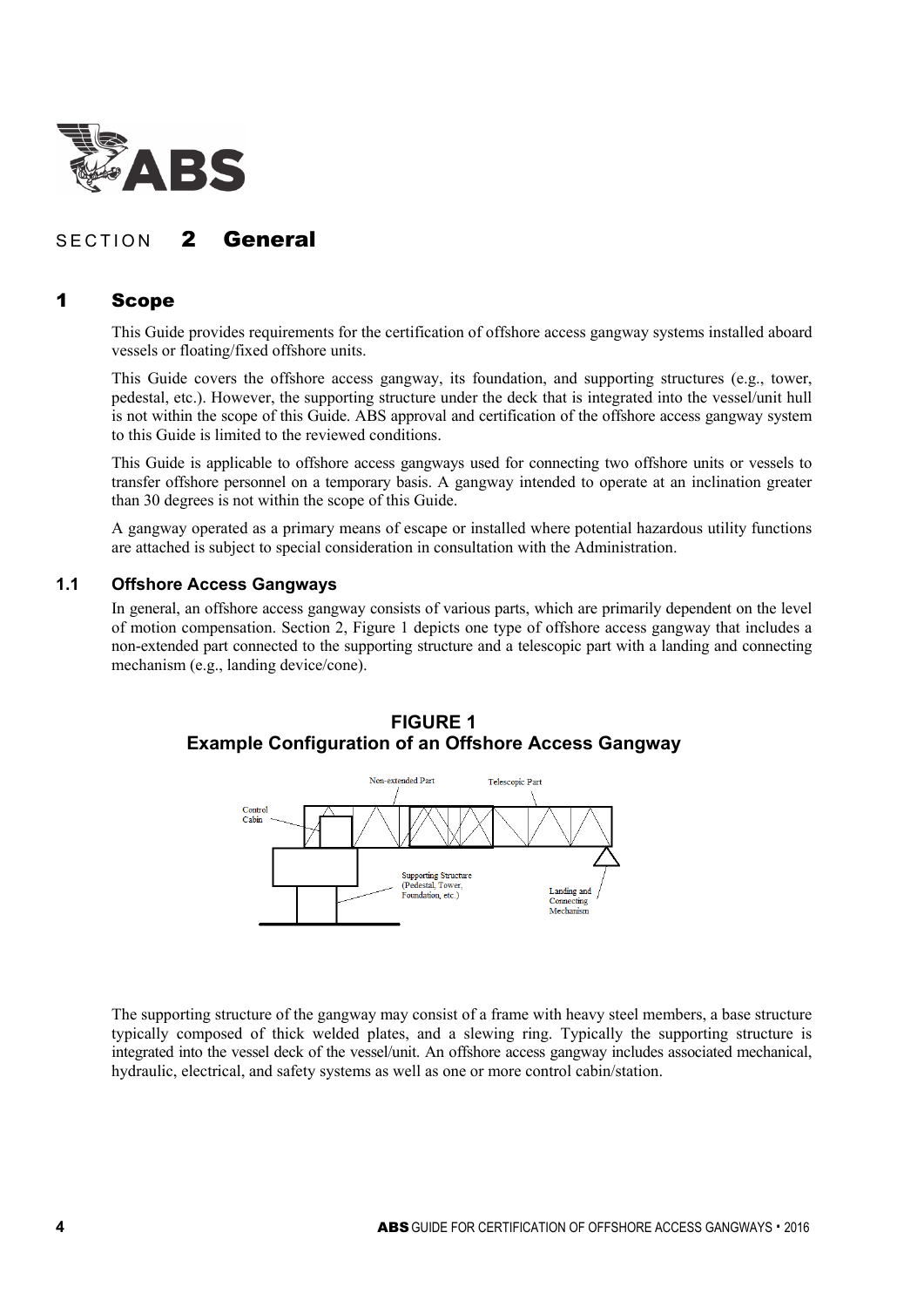# SECTION 2 General

## 1 Scope

This Guide provides requirements for the certification of offshore access gangway systems installed aboard vessels or floating/fixed offshore units.

This Guide covers the offshore access gangway, its foundation, and supporting structures (e.g., tower, pedestal, etc.). However, the supporting structure under the deck that is integrated into the vessel/unit hull is not within the scope of this Guide. ABS approval and certification of the offshore access gangway system to this Guide is limited to the reviewed conditions.

This Guide is applicable to offshore access gangways used for connecting two offshore units or vessels to transfer offshore personnel on a temporary basis. A gangway intended to operate at an inclination greater than 30 degrees is not within the scope of this Guide.

A gangway operated as a primary means of escape or installed where potential hazardous utility functions are attached is subject to special consideration in consultation with the Administration.

### 1.1 Offshore Access Gangways

In general, an offshore access gangway consists of various parts, which are primarily dependent on the level of motion compensation. Section 2, Figure 1 depicts one type of offshore access gangway that includes a non-extended part connected to the supporting structure and a telescopic part with a landing and connecting mechanism (e.g., landing device/cone).

**FIGURE 1**
**Example Configuration of an Offshore Access Gangway**

Non-extended Part
Telescopic Part
Control Cabin
Supporting Structure (Pedestal, Tower, Foundation, etc.)
Landing and Connecting Mechanism

The supporting structure of the gangway may consist of a frame with heavy steel members, a base structure typically composed of thick welded plates, and a slewing ring. Typically the supporting structure is integrated into the vessel deck of the vessel/unit. An offshore access gangway includes associated mechanical, hydraulic, electrical, and safety systems as well as one or more control cabin/station.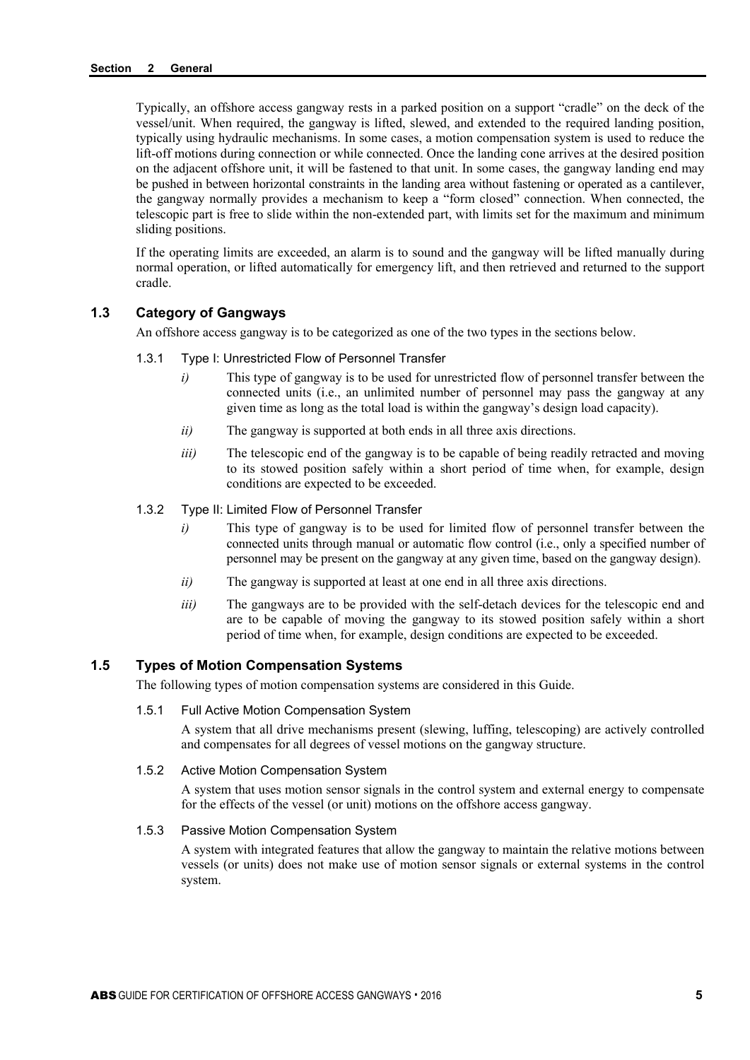Typically, an offshore access gangway rests in a parked position on a support "cradle" on the deck of the vessel/unit. When required, the gangway is lifted, slewed, and extended to the required landing position, typically using hydraulic mechanisms. In some cases, a motion compensation system is used to reduce the lift-off motions during connection or while connected. Once the landing cone arrives at the desired position on the adjacent offshore unit, it will be fastened to that unit. In some cases, the gangway landing end may be pushed in between horizontal constraints in the landing area without fastening or operated as a cantilever, the gangway normally provides a mechanism to keep a "form closed" connection. When connected, the telescopic part is free to slide within the non-extended part, with limits set for the maximum and minimum sliding positions.

If the operating limits are exceeded, an alarm is to sound and the gangway will be lifted manually during normal operation, or lifted automatically for emergency lift, and then retrieved and returned to the support cradle.

## 1.3 Category of Gangways

An offshore access gangway is to be categorized as one of the two types in the sections below.

### 1.3.1 Type I: Unrestricted Flow of Personnel Transfer

*i)* This type of gangway is to be used for unrestricted flow of personnel transfer between the connected units (i.e., an unlimited number of personnel may pass the gangway at any given time as long as the total load is within the gangway's design load capacity).

*ii)* The gangway is supported at both ends in all three axis directions.

*iii)* The telescopic end of the gangway is to be capable of being readily retracted and moving to its stowed position safely within a short period of time when, for example, design conditions are expected to be exceeded.

### 1.3.2 Type II: Limited Flow of Personnel Transfer

*i)* This type of gangway is to be used for limited flow of personnel transfer between the connected units through manual or automatic flow control (i.e., only a specified number of personnel may be present on the gangway at any given time, based on the gangway design).

*ii)* The gangway is supported at least at one end in all three axis directions.

*iii)* The gangways are to be provided with the self-detach devices for the telescopic end and are to be capable of moving the gangway to its stowed position safely within a short period of time when, for example, design conditions are expected to be exceeded.

## 1.5 Types of Motion Compensation Systems

The following types of motion compensation systems are considered in this Guide.

### 1.5.1 Full Active Motion Compensation System

A system that all drive mechanisms present (slewing, luffing, telescoping) are actively controlled and compensates for all degrees of vessel motions on the gangway structure.

### 1.5.2 Active Motion Compensation System

A system that uses motion sensor signals in the control system and external energy to compensate for the effects of the vessel (or unit) motions on the offshore access gangway.

### 1.5.3 Passive Motion Compensation System

A system with integrated features that allow the gangway to maintain the relative motions between vessels (or units) does not make use of motion sensor signals or external systems in the control system.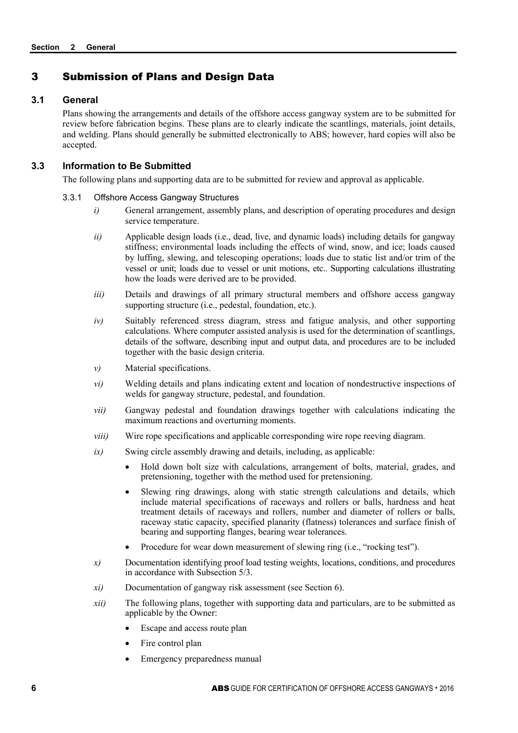## 3 Submission of Plans and Design Data

### 3.1 General

Plans showing the arrangements and details of the offshore access gangway system are to be submitted for review before fabrication begins. These plans are to clearly indicate the scantlings, materials, joint details, and welding. Plans should generally be submitted electronically to ABS; however, hard copies will also be accepted.

### 3.3 Information to Be Submitted

The following plans and supporting data are to be submitted for review and approval as applicable.

#### 3.3.1 Offshore Access Gangway Structures

*i)* General arrangement, assembly plans, and description of operating procedures and design service temperature.

*ii)* Applicable design loads (i.e., dead, live, and dynamic loads) including details for gangway stiffness; environmental loads including the effects of wind, snow, and ice; loads caused by luffing, slewing, and telescoping operations; loads due to static list and/or trim of the vessel or unit; loads due to vessel or unit motions, etc.. Supporting calculations illustrating how the loads were derived are to be provided.

*iii)* Details and drawings of all primary structural members and offshore access gangway supporting structure (i.e., pedestal, foundation, etc.).

*iv)* Suitably referenced stress diagram, stress and fatigue analysis, and other supporting calculations. Where computer assisted analysis is used for the determination of scantlings, details of the software, describing input and output data, and procedures are to be included together with the basic design criteria.

*v)* Material specifications.

*vi)* Welding details and plans indicating extent and location of nondestructive inspections of welds for gangway structure, pedestal, and foundation.

*vii)* Gangway pedestal and foundation drawings together with calculations indicating the maximum reactions and overturning moments.

*viii)* Wire rope specifications and applicable corresponding wire rope reeving diagram.

*ix)* Swing circle assembly drawing and details, including, as applicable:

- Hold down bolt size with calculations, arrangement of bolts, material, grades, and pretensioning, together with the method used for pretensioning.
- Slewing ring drawings, along with static strength calculations and details, which include material specifications of raceways and rollers or balls, hardness and heat treatment details of raceways and rollers, number and diameter of rollers or balls, raceway static capacity, specified planarity (flatness) tolerances and surface finish of bearing and supporting flanges, bearing wear tolerances.
- Procedure for wear down measurement of slewing ring (i.e., "rocking test").

*x)* Documentation identifying proof load testing weights, locations, conditions, and procedures in accordance with Subsection 5/3.

*xi)* Documentation of gangway risk assessment (see Section 6).

*xii)* The following plans, together with supporting data and particulars, are to be submitted as applicable by the Owner:

- Escape and access route plan
- Fire control plan
- Emergency preparedness manual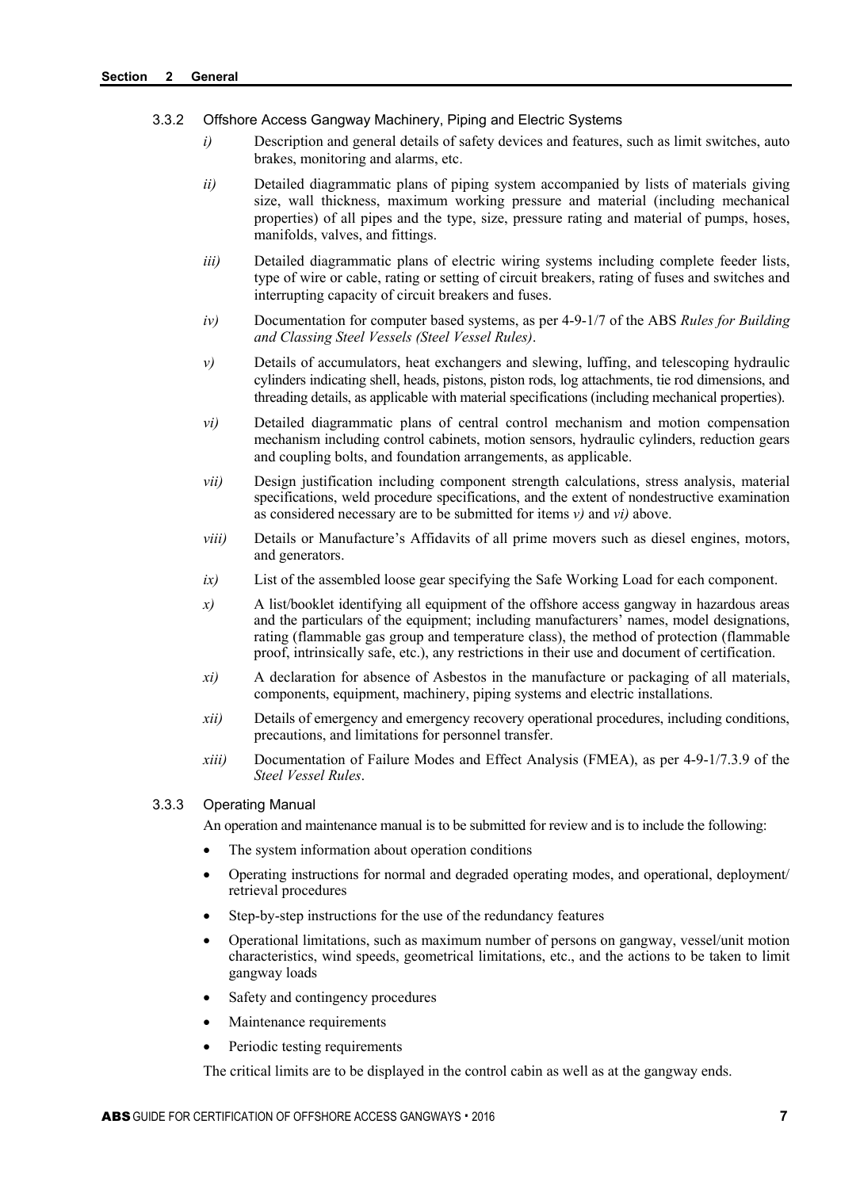#### 3.3.2 Offshore Access Gangway Machinery, Piping and Electric Systems

*i)* Description and general details of safety devices and features, such as limit switches, auto brakes, monitoring and alarms, etc.

*ii)* Detailed diagrammatic plans of piping system accompanied by lists of materials giving size, wall thickness, maximum working pressure and material (including mechanical properties) of all pipes and the type, size, pressure rating and material of pumps, hoses, manifolds, valves, and fittings.

*iii)* Detailed diagrammatic plans of electric wiring systems including complete feeder lists, type of wire or cable, rating or setting of circuit breakers, rating of fuses and switches and interrupting capacity of circuit breakers and fuses.

*iv)* Documentation for computer based systems, as per 4-9-1/7 of the ABS *Rules for Building and Classing Steel Vessels (Steel Vessel Rules)*.

*v)* Details of accumulators, heat exchangers and slewing, luffing, and telescoping hydraulic cylinders indicating shell, heads, pistons, piston rods, log attachments, tie rod dimensions, and threading details, as applicable with material specifications (including mechanical properties).

*vi)* Detailed diagrammatic plans of central control mechanism and motion compensation mechanism including control cabinets, motion sensors, hydraulic cylinders, reduction gears and coupling bolts, and foundation arrangements, as applicable.

*vii)* Design justification including component strength calculations, stress analysis, material specifications, weld procedure specifications, and the extent of nondestructive examination as considered necessary are to be submitted for items *v)* and *vi)* above.

*viii)* Details or Manufacture's Affidavits of all prime movers such as diesel engines, motors, and generators.

*ix)* List of the assembled loose gear specifying the Safe Working Load for each component.

*x)* A list/booklet identifying all equipment of the offshore access gangway in hazardous areas and the particulars of the equipment; including manufacturers' names, model designations, rating (flammable gas group and temperature class), the method of protection (flammable proof, intrinsically safe, etc.), any restrictions in their use and document of certification.

*xi)* A declaration for absence of Asbestos in the manufacture or packaging of all materials, components, equipment, machinery, piping systems and electric installations.

*xii)* Details of emergency and emergency recovery operational procedures, including conditions, precautions, and limitations for personnel transfer.

*xiii)* Documentation of Failure Modes and Effect Analysis (FMEA), as per 4-9-1/7.3.9 of the *Steel Vessel Rules*.

#### 3.3.3 Operating Manual

An operation and maintenance manual is to be submitted for review and is to include the following:

- The system information about operation conditions
- Operating instructions for normal and degraded operating modes, and operational, deployment/ retrieval procedures
- Step-by-step instructions for the use of the redundancy features
- Operational limitations, such as maximum number of persons on gangway, vessel/unit motion characteristics, wind speeds, geometrical limitations, etc., and the actions to be taken to limit gangway loads
- Safety and contingency procedures
- Maintenance requirements
- Periodic testing requirements

The critical limits are to be displayed in the control cabin as well as at the gangway ends.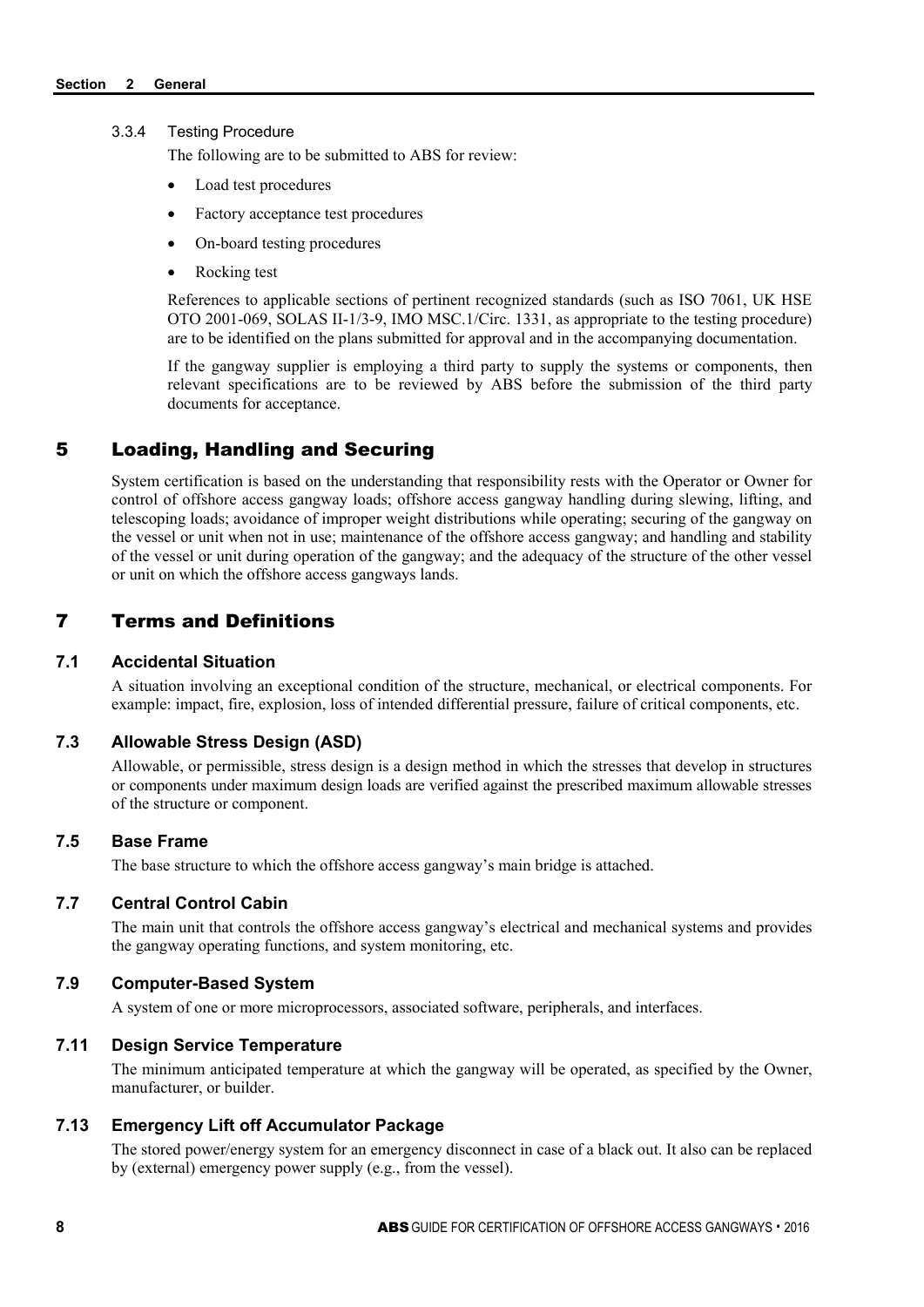#### 3.3.4 Testing Procedure

The following are to be submitted to ABS for review:

- Load test procedures
- Factory acceptance test procedures
- On-board testing procedures
- Rocking test

References to applicable sections of pertinent recognized standards (such as ISO 7061, UK HSE OTO 2001-069, SOLAS II-1/3-9, IMO MSC.1/Circ. 1331, as appropriate to the testing procedure) are to be identified on the plans submitted for approval and in the accompanying documentation.

If the gangway supplier is employing a third party to supply the systems or components, then relevant specifications are to be reviewed by ABS before the submission of the third party documents for acceptance.

## 5 Loading, Handling and Securing

System certification is based on the understanding that responsibility rests with the Operator or Owner for control of offshore access gangway loads; offshore access gangway handling during slewing, lifting, and telescoping loads; avoidance of improper weight distributions while operating; securing of the gangway on the vessel or unit when not in use; maintenance of the offshore access gangway; and handling and stability of the vessel or unit during operation of the gangway; and the adequacy of the structure of the other vessel or unit on which the offshore access gangways lands.

## 7 Terms and Definitions

### 7.1 Accidental Situation

A situation involving an exceptional condition of the structure, mechanical, or electrical components. For example: impact, fire, explosion, loss of intended differential pressure, failure of critical components, etc.

### 7.3 Allowable Stress Design (ASD)

Allowable, or permissible, stress design is a design method in which the stresses that develop in structures or components under maximum design loads are verified against the prescribed maximum allowable stresses of the structure or component.

### 7.5 Base Frame

The base structure to which the offshore access gangway's main bridge is attached.

### 7.7 Central Control Cabin

The main unit that controls the offshore access gangway's electrical and mechanical systems and provides the gangway operating functions, and system monitoring, etc.

### 7.9 Computer-Based System

A system of one or more microprocessors, associated software, peripherals, and interfaces.

### 7.11 Design Service Temperature

The minimum anticipated temperature at which the gangway will be operated, as specified by the Owner, manufacturer, or builder.

### 7.13 Emergency Lift off Accumulator Package

The stored power/energy system for an emergency disconnect in case of a black out. It also can be replaced by (external) emergency power supply (e.g., from the vessel).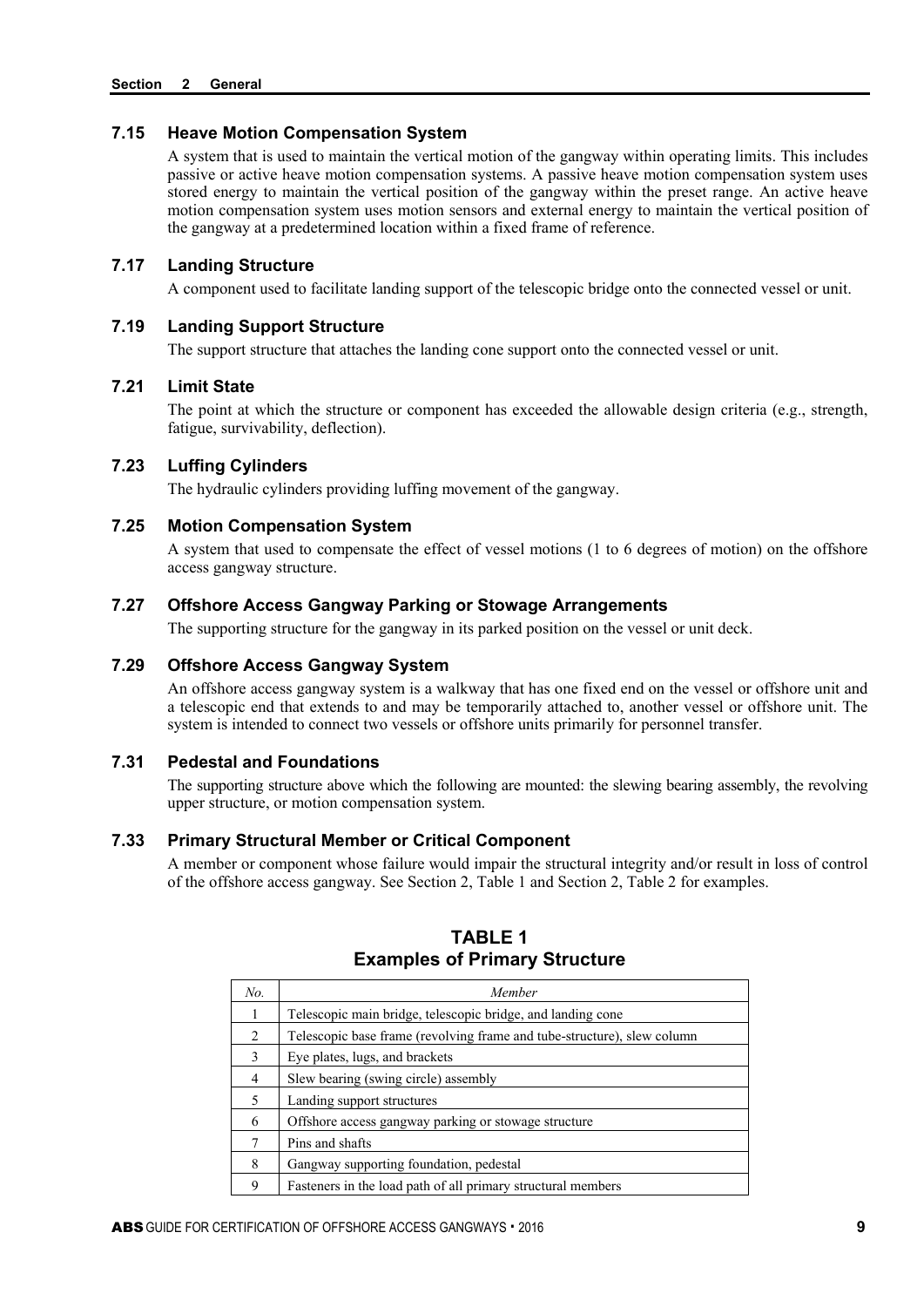### 7.15 Heave Motion Compensation System

A system that is used to maintain the vertical motion of the gangway within operating limits. This includes passive or active heave motion compensation systems. A passive heave motion compensation system uses stored energy to maintain the vertical position of the gangway within the preset range. An active heave motion compensation system uses motion sensors and external energy to maintain the vertical position of the gangway at a predetermined location within a fixed frame of reference.

### 7.17 Landing Structure

A component used to facilitate landing support of the telescopic bridge onto the connected vessel or unit.

### 7.19 Landing Support Structure

The support structure that attaches the landing cone support onto the connected vessel or unit.

### 7.21 Limit State

The point at which the structure or component has exceeded the allowable design criteria (e.g., strength, fatigue, survivability, deflection).

### 7.23 Luffing Cylinders

The hydraulic cylinders providing luffing movement of the gangway.

### 7.25 Motion Compensation System

A system that used to compensate the effect of vessel motions (1 to 6 degrees of motion) on the offshore access gangway structure.

### 7.27 Offshore Access Gangway Parking or Stowage Arrangements

The supporting structure for the gangway in its parked position on the vessel or unit deck.

### 7.29 Offshore Access Gangway System

An offshore access gangway system is a walkway that has one fixed end on the vessel or offshore unit and a telescopic end that extends to and may be temporarily attached to, another vessel or offshore unit. The system is intended to connect two vessels or offshore units primarily for personnel transfer.

### 7.31 Pedestal and Foundations

The supporting structure above which the following are mounted: the slewing bearing assembly, the revolving upper structure, or motion compensation system.

### 7.33 Primary Structural Member or Critical Component

A member or component whose failure would impair the structural integrity and/or result in loss of control of the offshore access gangway. See Section 2, Table 1 and Section 2, Table 2 for examples.

**TABLE 1**
**Examples of Primary Structure**

| *No.* | *Member* |
|---|---|
| 1 | Telescopic main bridge, telescopic bridge, and landing cone |
| 2 | Telescopic base frame (revolving frame and tube-structure), slew column |
| 3 | Eye plates, lugs, and brackets |
| 4 | Slew bearing (swing circle) assembly |
| 5 | Landing support structures |
| 6 | Offshore access gangway parking or stowage structure |
| 7 | Pins and shafts |
| 8 | Gangway supporting foundation, pedestal |
| 9 | Fasteners in the load path of all primary structural members |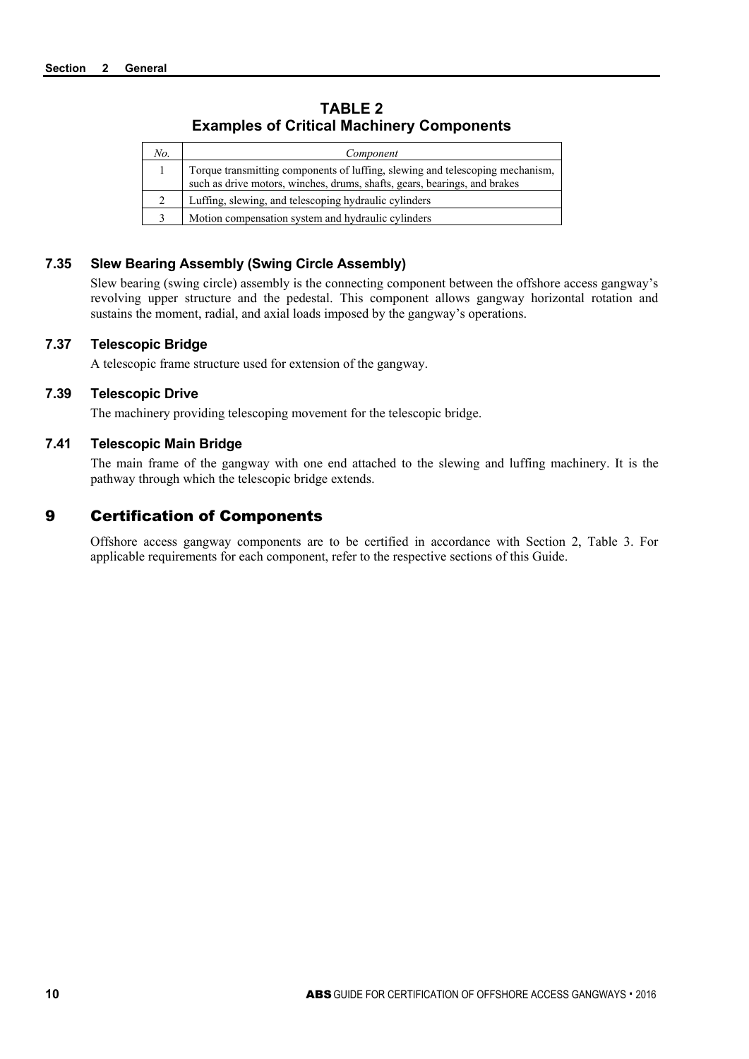**TABLE 2**
**Examples of Critical Machinery Components**

| *No.* | *Component* |
|---|---|
| 1 | Torque transmitting components of luffing, slewing and telescoping mechanism, such as drive motors, winches, drums, shafts, gears, bearings, and brakes |
| 2 | Luffing, slewing, and telescoping hydraulic cylinders |
| 3 | Motion compensation system and hydraulic cylinders |

### 7.35 Slew Bearing Assembly (Swing Circle Assembly)

Slew bearing (swing circle) assembly is the connecting component between the offshore access gangway's revolving upper structure and the pedestal. This component allows gangway horizontal rotation and sustains the moment, radial, and axial loads imposed by the gangway's operations.

### 7.37 Telescopic Bridge

A telescopic frame structure used for extension of the gangway.

### 7.39 Telescopic Drive

The machinery providing telescoping movement for the telescopic bridge.

### 7.41 Telescopic Main Bridge

The main frame of the gangway with one end attached to the slewing and luffing machinery. It is the pathway through which the telescopic bridge extends.

## 9 Certification of Components

Offshore access gangway components are to be certified in accordance with Section 2, Table 3. For applicable requirements for each component, refer to the respective sections of this Guide.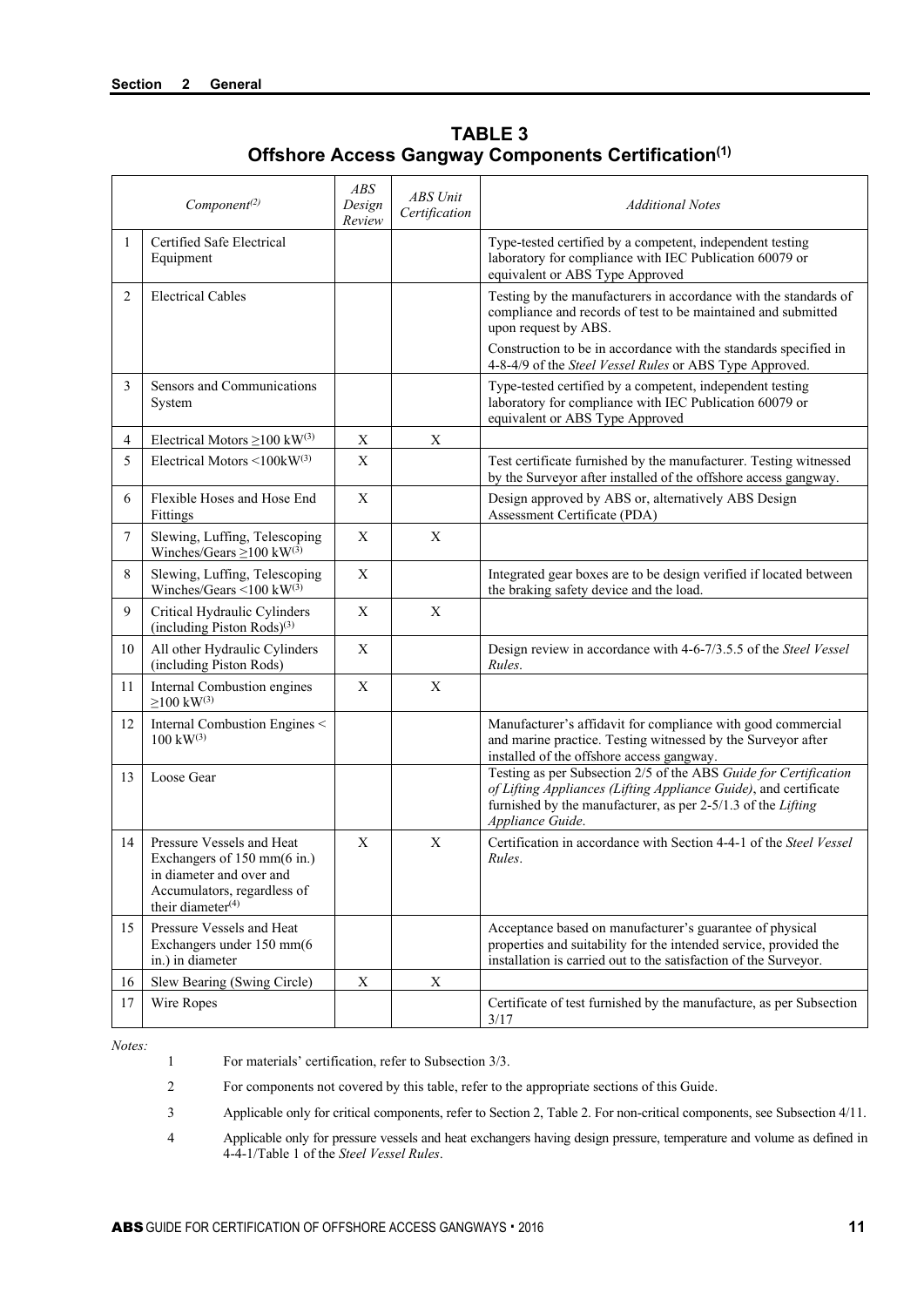## TABLE 3
## Offshore Access Gangway Components Certification[1]

| | *Component*[2] | *ABS Design Review* | *ABS Unit Certification* | *Additional Notes* |
|---|---|---|---|---|
| 1 | Certified Safe Electrical Equipment | | | Type-tested certified by a competent, independent testing laboratory for compliance with IEC Publication 60079 or equivalent or ABS Type Approved |
| 2 | Electrical Cables | | | Testing by the manufacturers in accordance with the standards of compliance and records of test to be maintained and submitted upon request by ABS. Construction to be in accordance with the standards specified in 4-8-4/9 of the *Steel Vessel Rules* or ABS Type Approved. |
| 3 | Sensors and Communications System | | | Type-tested certified by a competent, independent testing laboratory for compliance with IEC Publication 60079 or equivalent or ABS Type Approved |
| 4 | Electrical Motors ≥100 kW[3] | X | X | |
| 5 | Electrical Motors <100kW[3] | X | | Test certificate furnished by the manufacturer. Testing witnessed by the Surveyor after installed of the offshore access gangway. |
| 6 | Flexible Hoses and Hose End Fittings | X | | Design approved by ABS or, alternatively ABS Design Assessment Certificate (PDA) |
| 7 | Slewing, Luffing, Telescoping Winches/Gears ≥100 kW[3] | X | X | |
| 8 | Slewing, Luffing, Telescoping Winches/Gears <100 kW[3] | X | | Integrated gear boxes are to be design verified if located between the braking safety device and the load. |
| 9 | Critical Hydraulic Cylinders (including Piston Rods)[3] | X | X | |
| 10 | All other Hydraulic Cylinders (including Piston Rods) | X | | Design review in accordance with 4-6-7/3.5.5 of the *Steel Vessel Rules*. |
| 11 | Internal Combustion engines ≥100 kW[3] | X | X | |
| 12 | Internal Combustion Engines < 100 kW[3] | | | Manufacturer's affidavit for compliance with good commercial and marine practice. Testing witnessed by the Surveyor after installed of the offshore access gangway. |
| 13 | Loose Gear | | | Testing as per Subsection 2/5 of the ABS *Guide for Certification of Lifting Appliances (Lifting Appliance Guide)*, and certificate furnished by the manufacturer, as per 2-5/1.3 of the *Lifting Appliance Guide*. |
| 14 | Pressure Vessels and Heat Exchangers of 150 mm(6 in.) in diameter and over and Accumulators, regardless of their diameter[4] | X | X | Certification in accordance with Section 4-4-1 of the *Steel Vessel Rules*. |
| 15 | Pressure Vessels and Heat Exchangers under 150 mm(6 in.) in diameter | | | Acceptance based on manufacturer's guarantee of physical properties and suitability for the intended service, provided the installation is carried out to the satisfaction of the Surveyor. |
| 16 | Slew Bearing (Swing Circle) | X | X | |
| 17 | Wire Ropes | | | Certificate of test furnished by the manufacture, as per Subsection 3/17 |

*Notes:*

1. For materials' certification, refer to Subsection 3/3.
2. For components not covered by this table, refer to the appropriate sections of this Guide.
3. Applicable only for critical components, refer to Section 2, Table 2. For non-critical components, see Subsection 4/11.
4. Applicable only for pressure vessels and heat exchangers having design pressure, temperature and volume as defined in 4-4-1/Table 1 of the *Steel Vessel Rules*.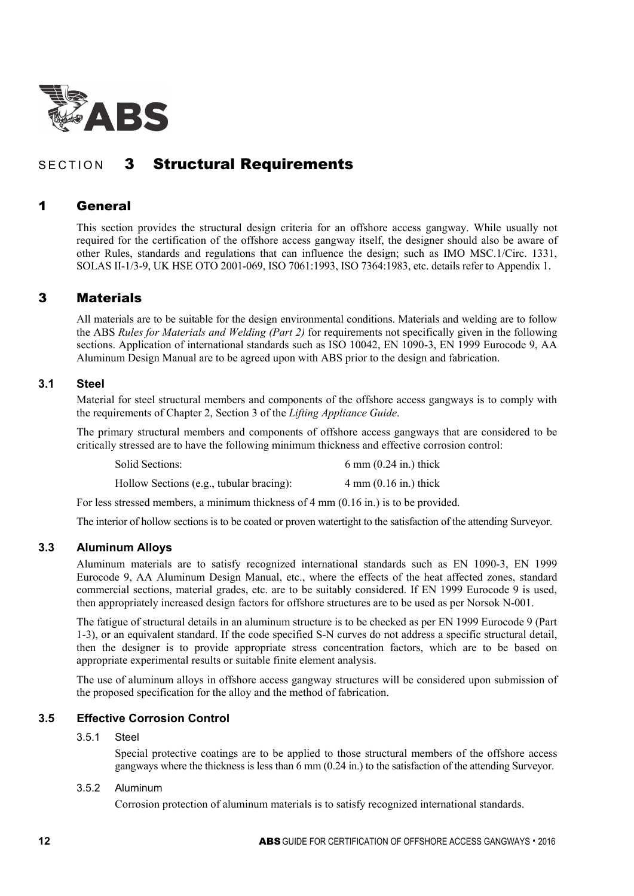# SECTION 3 Structural Requirements

## 1 General

This section provides the structural design criteria for an offshore access gangway. While usually not required for the certification of the offshore access gangway itself, the designer should also be aware of other Rules, standards and regulations that can influence the design; such as IMO MSC.1/Circ. 1331, SOLAS II-1/3-9, UK HSE OTO 2001-069, ISO 7061:1993, ISO 7364:1983, etc. details refer to Appendix 1.

## 3 Materials

All materials are to be suitable for the design environmental conditions. Materials and welding are to follow the ABS *Rules for Materials and Welding (Part 2)* for requirements not specifically given in the following sections. Application of international standards such as ISO 10042, EN 1090-3, EN 1999 Eurocode 9, AA Aluminum Design Manual are to be agreed upon with ABS prior to the design and fabrication.

### 3.1 Steel

Material for steel structural members and components of the offshore access gangways is to comply with the requirements of Chapter 2, Section 3 of the *Lifting Appliance Guide*.

The primary structural members and components of offshore access gangways that are considered to be critically stressed are to have the following minimum thickness and effective corrosion control:

| | |
|---|---|
| Solid Sections: | 6 mm (0.24 in.) thick |
| Hollow Sections (e.g., tubular bracing): | 4 mm (0.16 in.) thick |

For less stressed members, a minimum thickness of 4 mm (0.16 in.) is to be provided.

The interior of hollow sections is to be coated or proven watertight to the satisfaction of the attending Surveyor.

### 3.3 Aluminum Alloys

Aluminum materials are to satisfy recognized international standards such as EN 1090-3, EN 1999 Eurocode 9, AA Aluminum Design Manual, etc., where the effects of the heat affected zones, standard commercial sections, material grades, etc. are to be suitably considered. If EN 1999 Eurocode 9 is used, then appropriately increased design factors for offshore structures are to be used as per Norsok N-001.

The fatigue of structural details in an aluminum structure is to be checked as per EN 1999 Eurocode 9 (Part 1-3), or an equivalent standard. If the code specified S-N curves do not address a specific structural detail, then the designer is to provide appropriate stress concentration factors, which are to be based on appropriate experimental results or suitable finite element analysis.

The use of aluminum alloys in offshore access gangway structures will be considered upon submission of the proposed specification for the alloy and the method of fabrication.

### 3.5 Effective Corrosion Control

#### 3.5.1 Steel

Special protective coatings are to be applied to those structural members of the offshore access gangways where the thickness is less than 6 mm (0.24 in.) to the satisfaction of the attending Surveyor.

#### 3.5.2 Aluminum

Corrosion protection of aluminum materials is to satisfy recognized international standards.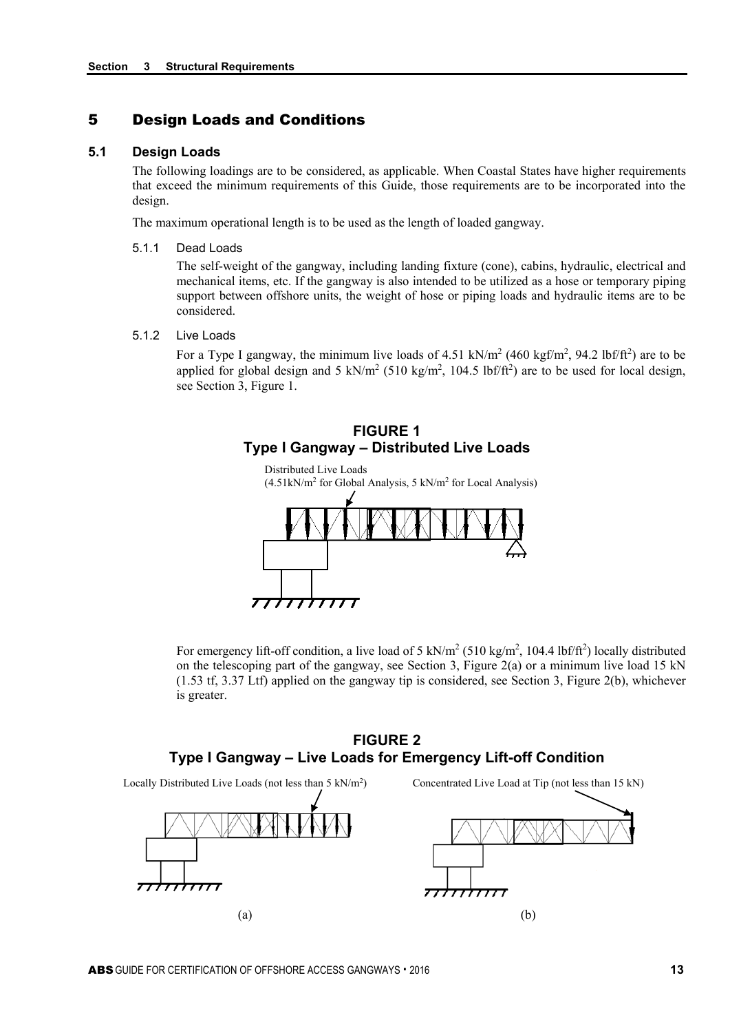## 5 Design Loads and Conditions

### 5.1 Design Loads

The following loadings are to be considered, as applicable. When Coastal States have higher requirements that exceed the minimum requirements of this Guide, those requirements are to be incorporated into the design.

The maximum operational length is to be used as the length of loaded gangway.

#### 5.1.1 Dead Loads

The self-weight of the gangway, including landing fixture (cone), cabins, hydraulic, electrical and mechanical items, etc. If the gangway is also intended to be utilized as a hose or temporary piping support between offshore units, the weight of hose or piping loads and hydraulic items are to be considered.

#### 5.1.2 Live Loads

For a Type I gangway, the minimum live loads of 4.51 kN/m$^2$ (460 kgf/m$^2$, 94.2 lbf/ft$^2$) are to be applied for global design and 5 kN/m$^2$ (510 kg/m$^2$, 104.5 lbf/ft$^2$) are to be used for local design, see Section 3, Figure 1.

**FIGURE 1**
**Type I Gangway – Distributed Live Loads**

Distributed Live Loads
(4.51kN/m$^2$ for Global Analysis, 5 kN/m$^2$ for Local Analysis)

For emergency lift-off condition, a live load of 5 kN/m$^2$ (510 kg/m$^2$, 104.4 lbf/ft$^2$) locally distributed on the telescoping part of the gangway, see Section 3, Figure 2(a) or a minimum live load 15 kN (1.53 tf, 3.37 Ltf) applied on the gangway tip is considered, see Section 3, Figure 2(b), whichever is greater.

**FIGURE 2**
**Type I Gangway – Live Loads for Emergency Lift-off Condition**

Locally Distributed Live Loads (not less than 5 kN/m$^2$)

(a)

Concentrated Live Load at Tip (not less than 15 kN)

(b)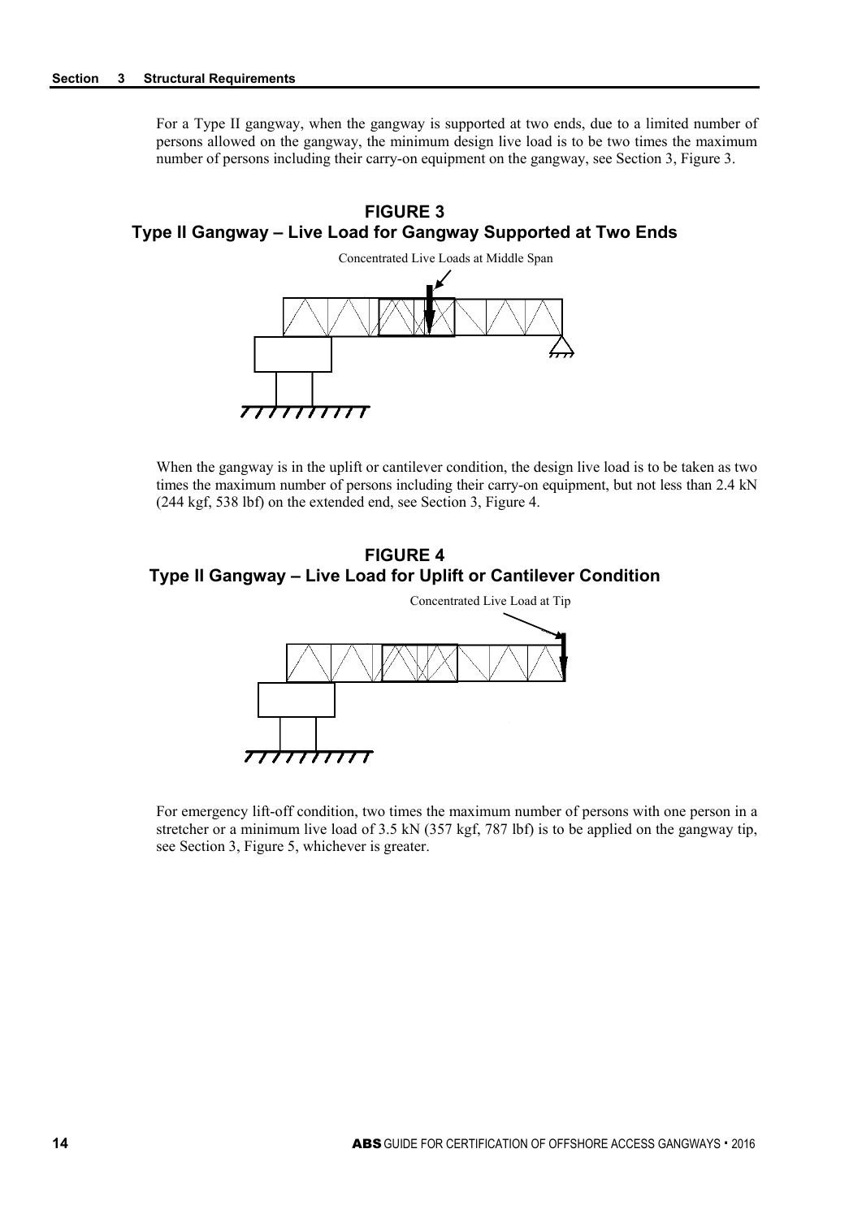For a Type II gangway, when the gangway is supported at two ends, due to a limited number of persons allowed on the gangway, the minimum design live load is to be two times the maximum number of persons including their carry-on equipment on the gangway, see Section 3, Figure 3.

**FIGURE 3**
**Type II Gangway – Live Load for Gangway Supported at Two Ends**

Concentrated Live Loads at Middle Span

When the gangway is in the uplift or cantilever condition, the design live load is to be taken as two times the maximum number of persons including their carry-on equipment, but not less than 2.4 kN (244 kgf, 538 lbf) on the extended end, see Section 3, Figure 4.

**FIGURE 4**
**Type II Gangway – Live Load for Uplift or Cantilever Condition**

Concentrated Live Load at Tip

For emergency lift-off condition, two times the maximum number of persons with one person in a stretcher or a minimum live load of 3.5 kN (357 kgf, 787 lbf) is to be applied on the gangway tip, see Section 3, Figure 5, whichever is greater.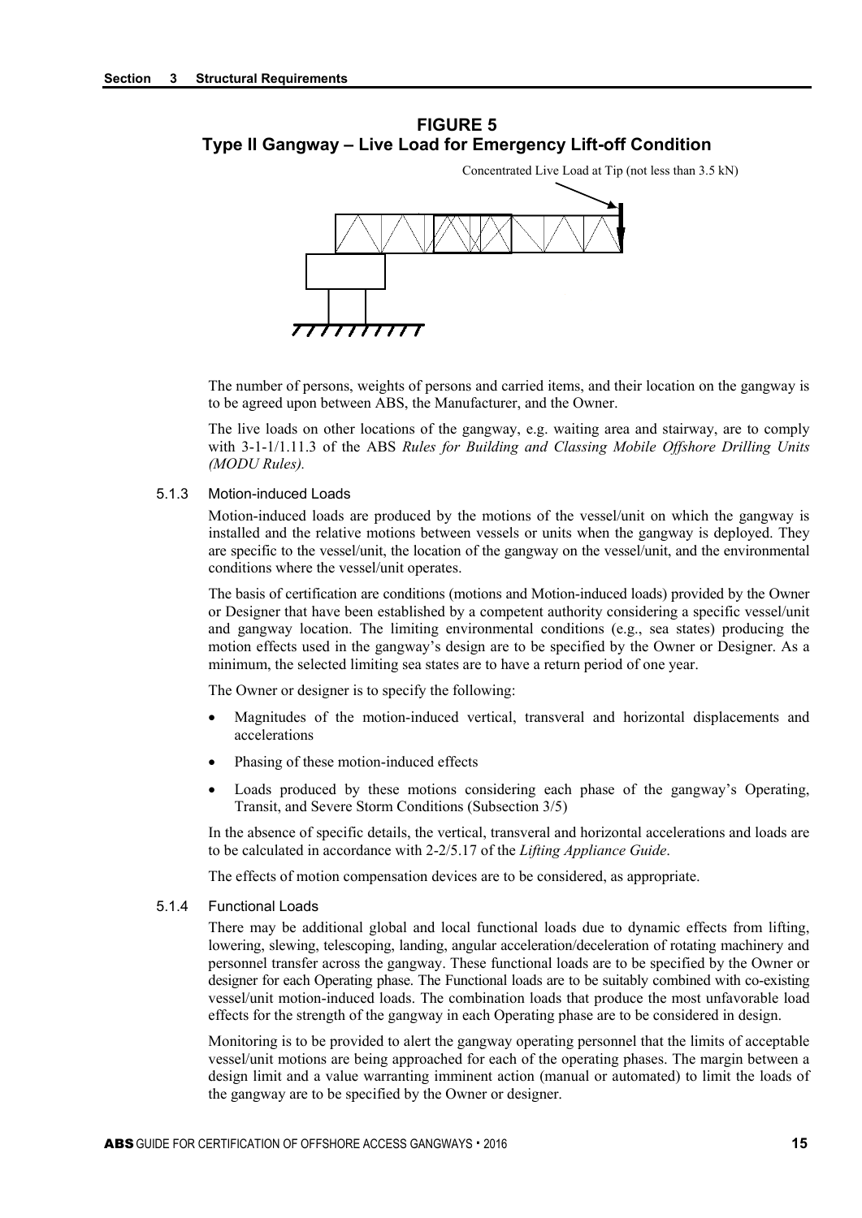**FIGURE 5**
**Type II Gangway – Live Load for Emergency Lift-off Condition**

Concentrated Live Load at Tip (not less than 3.5 kN)

The number of persons, weights of persons and carried items, and their location on the gangway is to be agreed upon between ABS, the Manufacturer, and the Owner.

The live loads on other locations of the gangway, e.g. waiting area and stairway, are to comply with 3-1-1/1.11.3 of the ABS *Rules for Building and Classing Mobile Offshore Drilling Units (MODU Rules).*

#### 5.1.3 Motion-induced Loads

Motion-induced loads are produced by the motions of the vessel/unit on which the gangway is installed and the relative motions between vessels or units when the gangway is deployed. They are specific to the vessel/unit, the location of the gangway on the vessel/unit, and the environmental conditions where the vessel/unit operates.

The basis of certification are conditions (motions and Motion-induced loads) provided by the Owner or Designer that have been established by a competent authority considering a specific vessel/unit and gangway location. The limiting environmental conditions (e.g., sea states) producing the motion effects used in the gangway's design are to be specified by the Owner or Designer. As a minimum, the selected limiting sea states are to have a return period of one year.

The Owner or designer is to specify the following:

- Magnitudes of the motion-induced vertical, transveral and horizontal displacements and accelerations
- Phasing of these motion-induced effects
- Loads produced by these motions considering each phase of the gangway's Operating, Transit, and Severe Storm Conditions (Subsection 3/5)

In the absence of specific details, the vertical, transveral and horizontal accelerations and loads are to be calculated in accordance with 2-2/5.17 of the *Lifting Appliance Guide*.

The effects of motion compensation devices are to be considered, as appropriate.

#### 5.1.4 Functional Loads

There may be additional global and local functional loads due to dynamic effects from lifting, lowering, slewing, telescoping, landing, angular acceleration/deceleration of rotating machinery and personnel transfer across the gangway. These functional loads are to be specified by the Owner or designer for each Operating phase. The Functional loads are to be suitably combined with co-existing vessel/unit motion-induced loads. The combination loads that produce the most unfavorable load effects for the strength of the gangway in each Operating phase are to be considered in design.

Monitoring is to be provided to alert the gangway operating personnel that the limits of acceptable vessel/unit motions are being approached for each of the operating phases. The margin between a design limit and a value warranting imminent action (manual or automated) to limit the loads of the gangway are to be specified by the Owner or designer.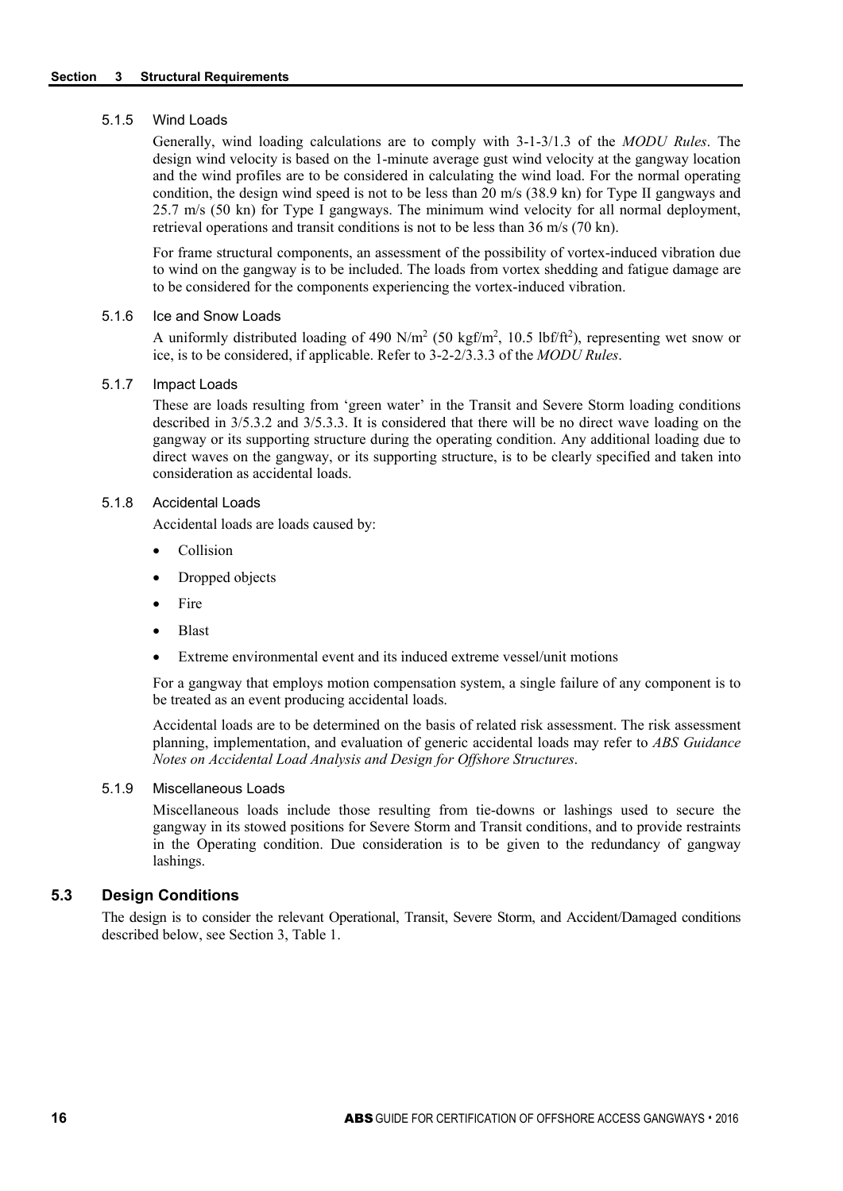#### 5.1.5 Wind Loads

Generally, wind loading calculations are to comply with 3-1-3/1.3 of the *MODU Rules*. The design wind velocity is based on the 1-minute average gust wind velocity at the gangway location and the wind profiles are to be considered in calculating the wind load. For the normal operating condition, the design wind speed is not to be less than 20 m/s (38.9 kn) for Type II gangways and 25.7 m/s (50 kn) for Type I gangways. The minimum wind velocity for all normal deployment, retrieval operations and transit conditions is not to be less than 36 m/s (70 kn).

For frame structural components, an assessment of the possibility of vortex-induced vibration due to wind on the gangway is to be included. The loads from vortex shedding and fatigue damage are to be considered for the components experiencing the vortex-induced vibration.

#### 5.1.6 Ice and Snow Loads

A uniformly distributed loading of 490 N/m$^2$ (50 kgf/m$^2$, 10.5 lbf/ft$^2$), representing wet snow or ice, is to be considered, if applicable. Refer to 3-2-2/3.3.3 of the *MODU Rules*.

#### 5.1.7 Impact Loads

These are loads resulting from 'green water' in the Transit and Severe Storm loading conditions described in 3/5.3.2 and 3/5.3.3. It is considered that there will be no direct wave loading on the gangway or its supporting structure during the operating condition. Any additional loading due to direct waves on the gangway, or its supporting structure, is to be clearly specified and taken into consideration as accidental loads.

#### 5.1.8 Accidental Loads

Accidental loads are loads caused by:

- Collision
- Dropped objects
- Fire
- Blast
- Extreme environmental event and its induced extreme vessel/unit motions

For a gangway that employs motion compensation system, a single failure of any component is to be treated as an event producing accidental loads.

Accidental loads are to be determined on the basis of related risk assessment. The risk assessment planning, implementation, and evaluation of generic accidental loads may refer to *ABS Guidance Notes on Accidental Load Analysis and Design for Offshore Structures*.

#### 5.1.9 Miscellaneous Loads

Miscellaneous loads include those resulting from tie-downs or lashings used to secure the gangway in its stowed positions for Severe Storm and Transit conditions, and to provide restraints in the Operating condition. Due consideration is to be given to the redundancy of gangway lashings.

### 5.3 Design Conditions

The design is to consider the relevant Operational, Transit, Severe Storm, and Accident/Damaged conditions described below, see Section 3, Table 1.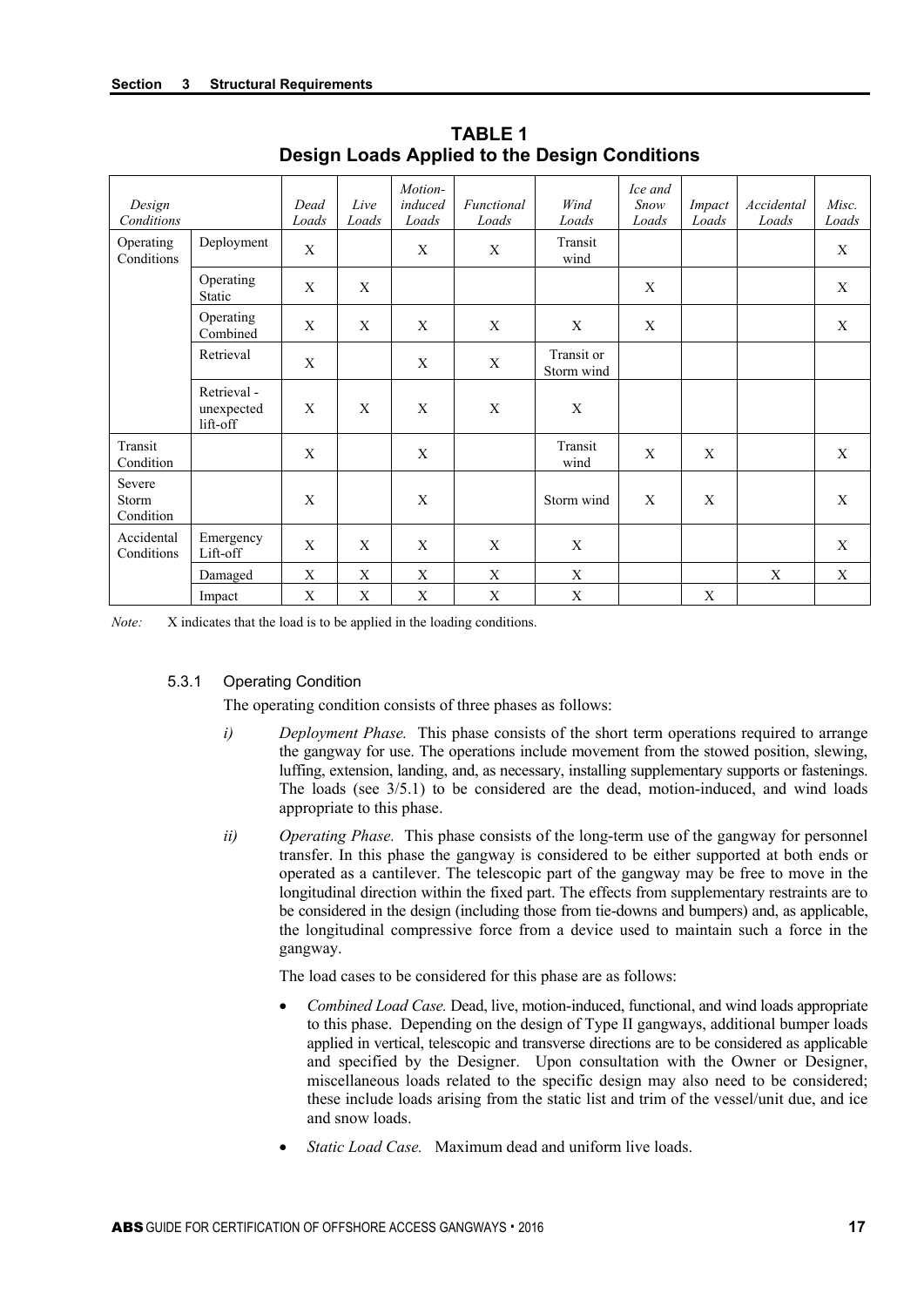**TABLE 1**
**Design Loads Applied to the Design Conditions**

| *Design Conditions* | | *Dead Loads* | *Live Loads* | *Motion-induced Loads* | *Functional Loads* | *Wind Loads* | *Ice and Snow Loads* | *Impact Loads* | *Accidental Loads* | *Misc. Loads* |
|---|---|---|---|---|---|---|---|---|---|---|
| Operating Conditions | Deployment | X | | X | X | Transit wind | | | | X |
| | Operating Static | X | X | | | | X | | | X |
| | Operating Combined | X | X | X | X | X | X | | | X |
| | Retrieval | X | | X | X | Transit or Storm wind | | | | |
| | Retrieval - unexpected lift-off | X | X | X | X | X | | | | |
| Transit Condition | | X | | X | | Transit wind | X | X | | X |
| Severe Storm Condition | | X | | X | | Storm wind | X | X | | X |
| Accidental Conditions | Emergency Lift-off | X | X | X | X | X | | | | X |
| | Damaged | X | X | X | X | X | | | X | X |
| | Impact | X | X | X | X | X | | X | | |

*Note:* X indicates that the load is to be applied in the loading conditions.

### 5.3.1 Operating Condition

The operating condition consists of three phases as follows:

*i)* *Deployment Phase.* This phase consists of the short term operations required to arrange the gangway for use. The operations include movement from the stowed position, slewing, luffing, extension, landing, and, as necessary, installing supplementary supports or fastenings. The loads (see 3/5.1) to be considered are the dead, motion-induced, and wind loads appropriate to this phase.

*ii)* *Operating Phase.* This phase consists of the long-term use of the gangway for personnel transfer. In this phase the gangway is considered to be either supported at both ends or operated as a cantilever. The telescopic part of the gangway may be free to move in the longitudinal direction within the fixed part. The effects from supplementary restraints are to be considered in the design (including those from tie-downs and bumpers) and, as applicable, the longitudinal compressive force from a device used to maintain such a force in the gangway.

The load cases to be considered for this phase are as follows:

- *Combined Load Case.* Dead, live, motion-induced, functional, and wind loads appropriate to this phase. Depending on the design of Type II gangways, additional bumper loads applied in vertical, telescopic and transverse directions are to be considered as applicable and specified by the Designer. Upon consultation with the Owner or Designer, miscellaneous loads related to the specific design may also need to be considered; these include loads arising from the static list and trim of the vessel/unit due, and ice and snow loads.
- *Static Load Case.* Maximum dead and uniform live loads.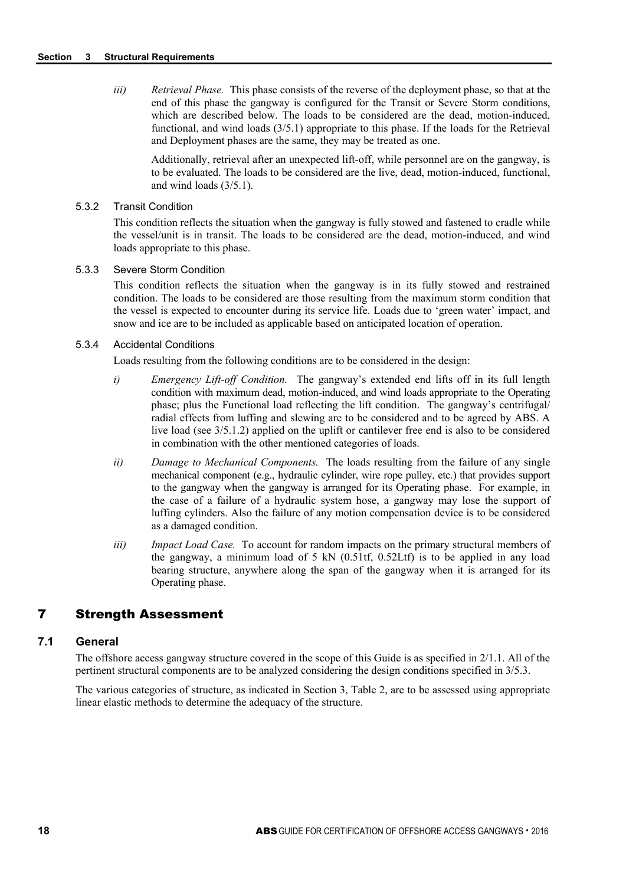*iii)* *Retrieval Phase.* This phase consists of the reverse of the deployment phase, so that at the end of this phase the gangway is configured for the Transit or Severe Storm conditions, which are described below. The loads to be considered are the dead, motion-induced, functional, and wind loads (3/5.1) appropriate to this phase. If the loads for the Retrieval and Deployment phases are the same, they may be treated as one.

Additionally, retrieval after an unexpected lift-off, while personnel are on the gangway, is to be evaluated. The loads to be considered are the live, dead, motion-induced, functional, and wind loads (3/5.1).

#### 5.3.2 Transit Condition

This condition reflects the situation when the gangway is fully stowed and fastened to cradle while the vessel/unit is in transit. The loads to be considered are the dead, motion-induced, and wind loads appropriate to this phase.

#### 5.3.3 Severe Storm Condition

This condition reflects the situation when the gangway is in its fully stowed and restrained condition. The loads to be considered are those resulting from the maximum storm condition that the vessel is expected to encounter during its service life. Loads due to 'green water' impact, and snow and ice are to be included as applicable based on anticipated location of operation.

#### 5.3.4 Accidental Conditions

Loads resulting from the following conditions are to be considered in the design:

*i)* *Emergency Lift-off Condition.* The gangway's extended end lifts off in its full length condition with maximum dead, motion-induced, and wind loads appropriate to the Operating phase; plus the Functional load reflecting the lift condition. The gangway's centrifugal/ radial effects from luffing and slewing are to be considered and to be agreed by ABS. A live load (see 3/5.1.2) applied on the uplift or cantilever free end is also to be considered in combination with the other mentioned categories of loads.

*ii)* *Damage to Mechanical Components.* The loads resulting from the failure of any single mechanical component (e.g., hydraulic cylinder, wire rope pulley, etc.) that provides support to the gangway when the gangway is arranged for its Operating phase. For example, in the case of a failure of a hydraulic system hose, a gangway may lose the support of luffing cylinders. Also the failure of any motion compensation device is to be considered as a damaged condition.

*iii)* *Impact Load Case.* To account for random impacts on the primary structural members of the gangway, a minimum load of 5 kN (0.51tf, 0.52Ltf) is to be applied in any load bearing structure, anywhere along the span of the gangway when it is arranged for its Operating phase.

## 7 Strength Assessment

### 7.1 General

The offshore access gangway structure covered in the scope of this Guide is as specified in 2/1.1. All of the pertinent structural components are to be analyzed considering the design conditions specified in 3/5.3.

The various categories of structure, as indicated in Section 3, Table 2, are to be assessed using appropriate linear elastic methods to determine the adequacy of the structure.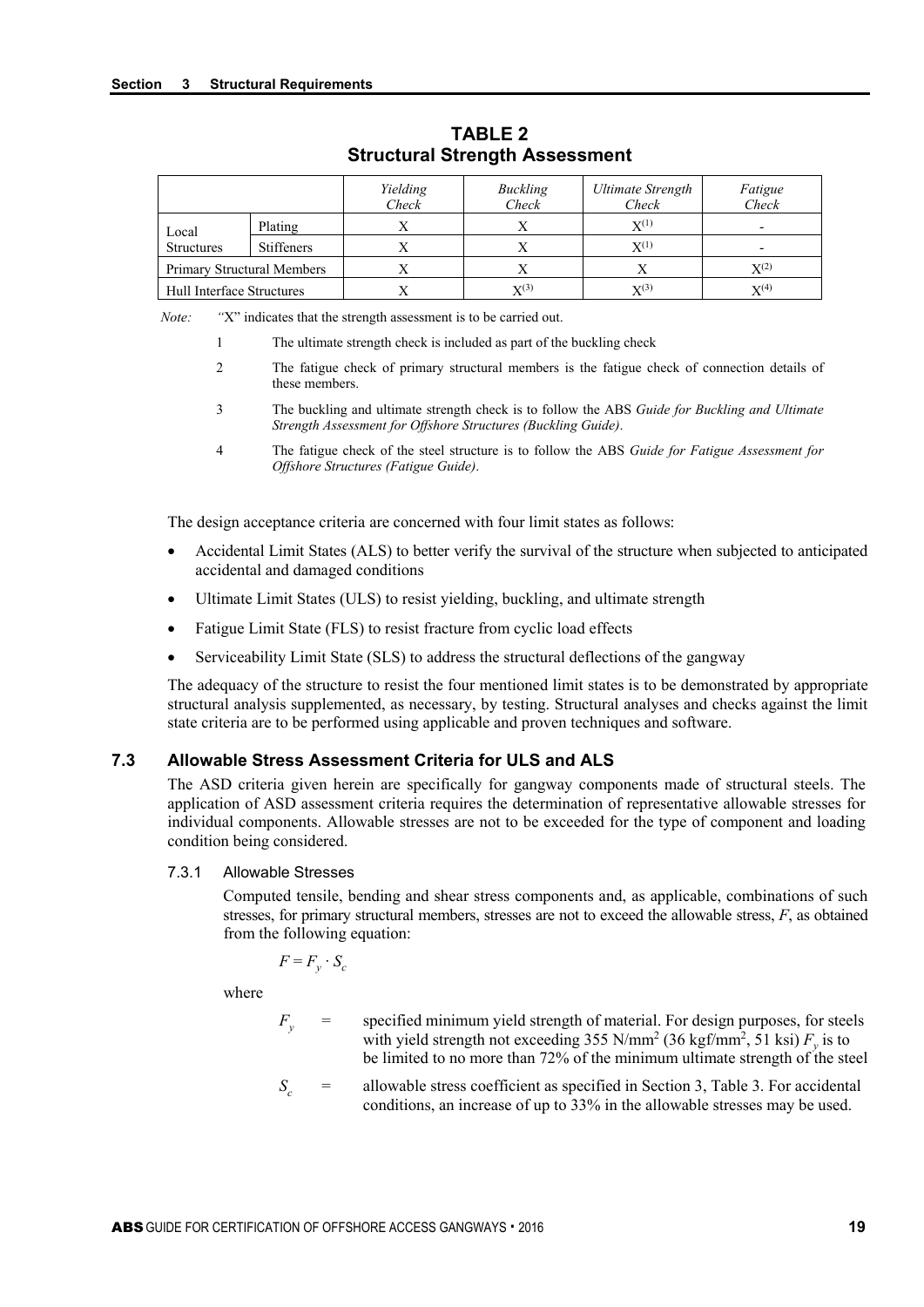**TABLE 2**
**Structural Strength Assessment**

| | | *Yielding Check* | *Buckling Check* | *Ultimate Strength Check* | *Fatigue Check* |
|---|---|---|---|---|---|
| Local Structures | Plating | X | X | X(1) | - |
| | Stiffeners | X | X | X(1) | - |
| Primary Structural Members | | X | X | X | X(2) |
| Hull Interface Structures | | X | X(3) | X(3) | X(4) |

*Note:* "X" indicates that the strength assessment is to be carried out.

1. The ultimate strength check is included as part of the buckling check
2. The fatigue check of primary structural members is the fatigue check of connection details of these members.
3. The buckling and ultimate strength check is to follow the ABS *Guide for Buckling and Ultimate Strength Assessment for Offshore Structures (Buckling Guide)*.
4. The fatigue check of the steel structure is to follow the ABS *Guide for Fatigue Assessment for Offshore Structures (Fatigue Guide)*.

The design acceptance criteria are concerned with four limit states as follows:

- Accidental Limit States (ALS) to better verify the survival of the structure when subjected to anticipated accidental and damaged conditions
- Ultimate Limit States (ULS) to resist yielding, buckling, and ultimate strength
- Fatigue Limit State (FLS) to resist fracture from cyclic load effects
- Serviceability Limit State (SLS) to address the structural deflections of the gangway

The adequacy of the structure to resist the four mentioned limit states is to be demonstrated by appropriate structural analysis supplemented, as necessary, by testing. Structural analyses and checks against the limit state criteria are to be performed using applicable and proven techniques and software.

## 7.3 Allowable Stress Assessment Criteria for ULS and ALS

The ASD criteria given herein are specifically for gangway components made of structural steels. The application of ASD assessment criteria requires the determination of representative allowable stresses for individual components. Allowable stresses are not to be exceeded for the type of component and loading condition being considered.

### 7.3.1 Allowable Stresses

Computed tensile, bending and shear stress components and, as applicable, combinations of such stresses, for primary structural members, stresses are not to exceed the allowable stress, *F*, as obtained from the following equation:

$$F = F_y \cdot S_c$$

where

$F_y$ = specified minimum yield strength of material. For design purposes, for steels with yield strength not exceeding 355 N/mm$^2$ (36 kgf/mm$^2$, 51 ksi) $F_y$ is to be limited to no more than 72% of the minimum ultimate strength of the steel

$S_c$ = allowable stress coefficient as specified in Section 3, Table 3. For accidental conditions, an increase of up to 33% in the allowable stresses may be used.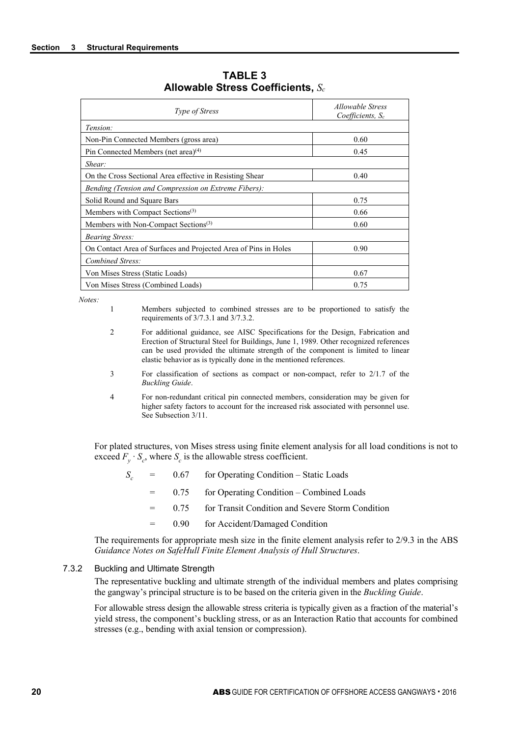**TABLE 3**
**Allowable Stress Coefficients, $S_c$**

| *Type of Stress* | *Allowable Stress Coefficients, $S_c$* |
|---|---|
| *Tension:* | |
| Non-Pin Connected Members (gross area) | 0.60 |
| Pin Connected Members (net area)[4] | 0.45 |
| *Shear:* | |
| On the Cross Sectional Area effective in Resisting Shear | 0.40 |
| *Bending (Tension and Compression on Extreme Fibers):* | |
| Solid Round and Square Bars | 0.75 |
| Members with Compact Sections[3] | 0.66 |
| Members with Non-Compact Sections[3] | 0.60 |
| *Bearing Stress:* | |
| On Contact Area of Surfaces and Projected Area of Pins in Holes | 0.90 |
| *Combined Stress:* | |
| Von Mises Stress (Static Loads) | 0.67 |
| Von Mises Stress (Combined Loads) | 0.75 |

*Notes:*

1. Members subjected to combined stresses are to be proportioned to satisfy the requirements of 3/7.3.1 and 3/7.3.2.
2. For additional guidance, see AISC Specifications for the Design, Fabrication and Erection of Structural Steel for Buildings, June 1, 1989. Other recognized references can be used provided the ultimate strength of the component is limited to linear elastic behavior as is typically done in the mentioned references.
3. For classification of sections as compact or non-compact, refer to 2/1.7 of the *Buckling Guide*.
4. For non-redundant critical pin connected members, consideration may be given for higher safety factors to account for the increased risk associated with personnel use. See Subsection 3/11.

For plated structures, von Mises stress using finite element analysis for all load conditions is not to exceed $F_y \cdot S_c$, where $S_c$ is the allowable stress coefficient.

$S_c$ = 0.67 for Operating Condition – Static Loads

= 0.75 for Operating Condition – Combined Loads

= 0.75 for Transit Condition and Severe Storm Condition

= 0.90 for Accident/Damaged Condition

The requirements for appropriate mesh size in the finite element analysis refer to 2/9.3 in the ABS *Guidance Notes on SafeHull Finite Element Analysis of Hull Structures*.

#### 7.3.2 Buckling and Ultimate Strength

The representative buckling and ultimate strength of the individual members and plates comprising the gangway's principal structure is to be based on the criteria given in the *Buckling Guide*.

For allowable stress design the allowable stress criteria is typically given as a fraction of the material's yield stress, the component's buckling stress, or as an Interaction Ratio that accounts for combined stresses (e.g., bending with axial tension or compression).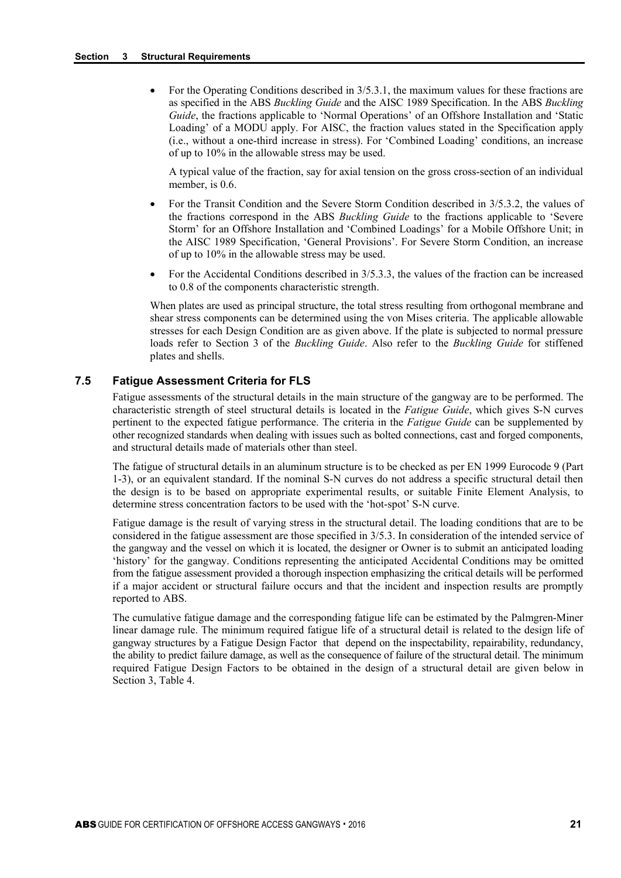- For the Operating Conditions described in 3/5.3.1, the maximum values for these fractions are as specified in the ABS *Buckling Guide* and the AISC 1989 Specification. In the ABS *Buckling Guide*, the fractions applicable to 'Normal Operations' of an Offshore Installation and 'Static Loading' of a MODU apply. For AISC, the fraction values stated in the Specification apply (i.e., without a one-third increase in stress). For 'Combined Loading' conditions, an increase of up to 10% in the allowable stress may be used.

  A typical value of the fraction, say for axial tension on the gross cross-section of an individual member, is 0.6.

- For the Transit Condition and the Severe Storm Condition described in 3/5.3.2, the values of the fractions correspond in the ABS *Buckling Guide* to the fractions applicable to 'Severe Storm' for an Offshore Installation and 'Combined Loadings' for a Mobile Offshore Unit; in the AISC 1989 Specification, 'General Provisions'. For Severe Storm Condition, an increase of up to 10% in the allowable stress may be used.

- For the Accidental Conditions described in 3/5.3.3, the values of the fraction can be increased to 0.8 of the components characteristic strength.

When plates are used as principal structure, the total stress resulting from orthogonal membrane and shear stress components can be determined using the von Mises criteria. The applicable allowable stresses for each Design Condition are as given above. If the plate is subjected to normal pressure loads refer to Section 3 of the *Buckling Guide*. Also refer to the *Buckling Guide* for stiffened plates and shells.

### 7.5 Fatigue Assessment Criteria for FLS

Fatigue assessments of the structural details in the main structure of the gangway are to be performed. The characteristic strength of steel structural details is located in the *Fatigue Guide*, which gives S-N curves pertinent to the expected fatigue performance. The criteria in the *Fatigue Guide* can be supplemented by other recognized standards when dealing with issues such as bolted connections, cast and forged components, and structural details made of materials other than steel.

The fatigue of structural details in an aluminum structure is to be checked as per EN 1999 Eurocode 9 (Part 1-3), or an equivalent standard. If the nominal S-N curves do not address a specific structural detail then the design is to be based on appropriate experimental results, or suitable Finite Element Analysis, to determine stress concentration factors to be used with the 'hot-spot' S-N curve.

Fatigue damage is the result of varying stress in the structural detail. The loading conditions that are to be considered in the fatigue assessment are those specified in 3/5.3. In consideration of the intended service of the gangway and the vessel on which it is located, the designer or Owner is to submit an anticipated loading 'history' for the gangway. Conditions representing the anticipated Accidental Conditions may be omitted from the fatigue assessment provided a thorough inspection emphasizing the critical details will be performed if a major accident or structural failure occurs and that the incident and inspection results are promptly reported to ABS.

The cumulative fatigue damage and the corresponding fatigue life can be estimated by the Palmgren-Miner linear damage rule. The minimum required fatigue life of a structural detail is related to the design life of gangway structures by a Fatigue Design Factor that depend on the inspectability, repairability, redundancy, the ability to predict failure damage, as well as the consequence of failure of the structural detail. The minimum required Fatigue Design Factors to be obtained in the design of a structural detail are given below in Section 3, Table 4.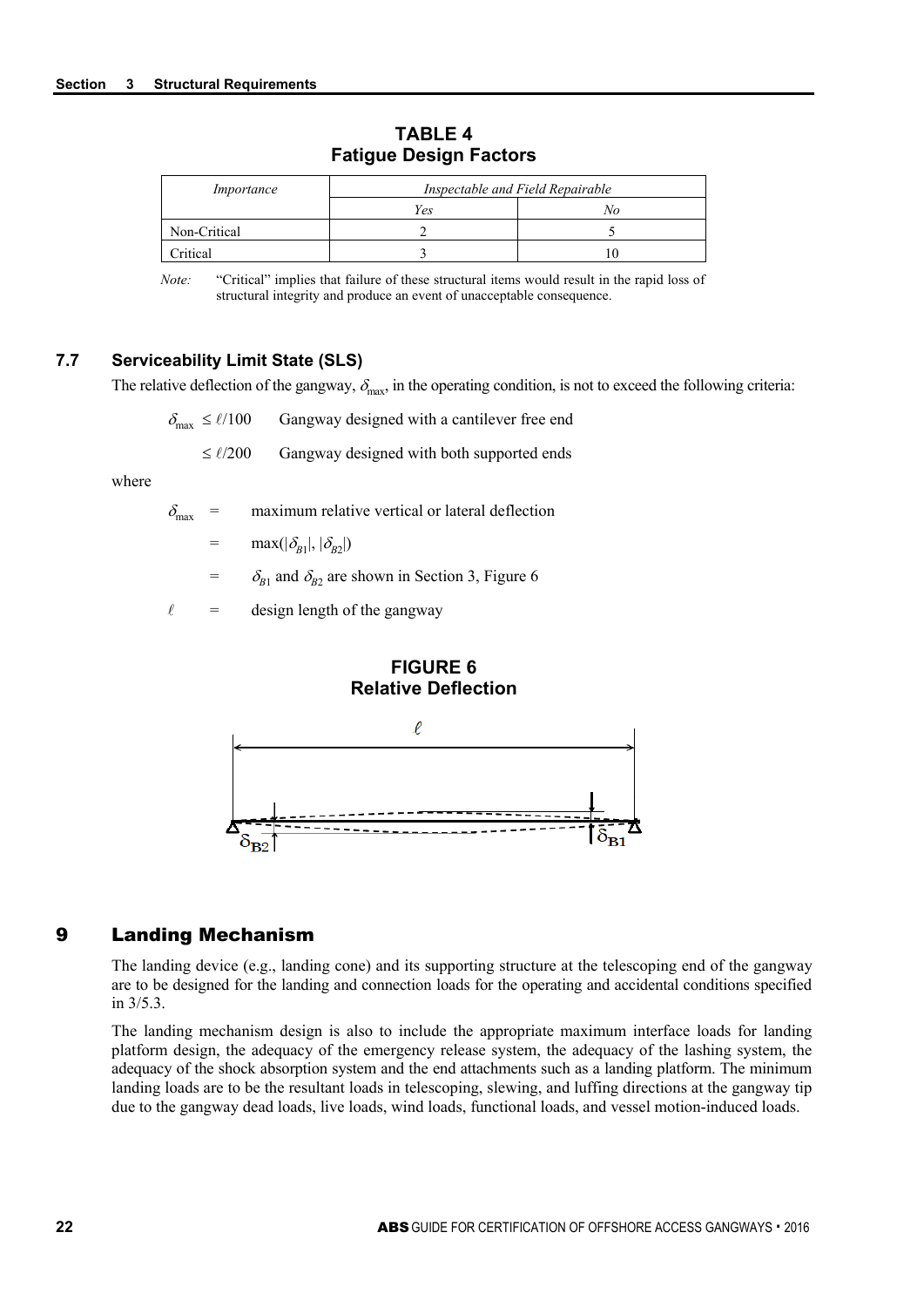**TABLE 4**
**Fatigue Design Factors**

| *Importance* | *Inspectable and Field Repairable* | |
|---|---|---|
| | *Yes* | *No* |
| Non-Critical | 2 | 5 |
| Critical | 3 | 10 |

*Note:* "Critical" implies that failure of these structural items would result in the rapid loss of structural integrity and produce an event of unacceptable consequence.

### 7.7 Serviceability Limit State (SLS)

The relative deflection of the gangway, $\delta_{max}$, in the operating condition, is not to exceed the following criteria:

$\delta_{max} \leq \ell/100$ Gangway designed with a cantilever free end

$\leq \ell/200$ Gangway designed with both supported ends

where

$\delta_{max}$ = maximum relative vertical or lateral deflection

= $\max(|\delta_{B1}|, |\delta_{B2}|)$

= $\delta_{B1}$ and $\delta_{B2}$ are shown in Section 3, Figure 6

$\ell$ = design length of the gangway

**FIGURE 6**
**Relative Deflection**

## 9 Landing Mechanism

The landing device (e.g., landing cone) and its supporting structure at the telescoping end of the gangway are to be designed for the landing and connection loads for the operating and accidental conditions specified in 3/5.3.

The landing mechanism design is also to include the appropriate maximum interface loads for landing platform design, the adequacy of the emergency release system, the adequacy of the lashing system, the adequacy of the shock absorption system and the end attachments such as a landing platform. The minimum landing loads are to be the resultant loads in telescoping, slewing, and luffing directions at the gangway tip due to the gangway dead loads, live loads, wind loads, functional loads, and vessel motion-induced loads.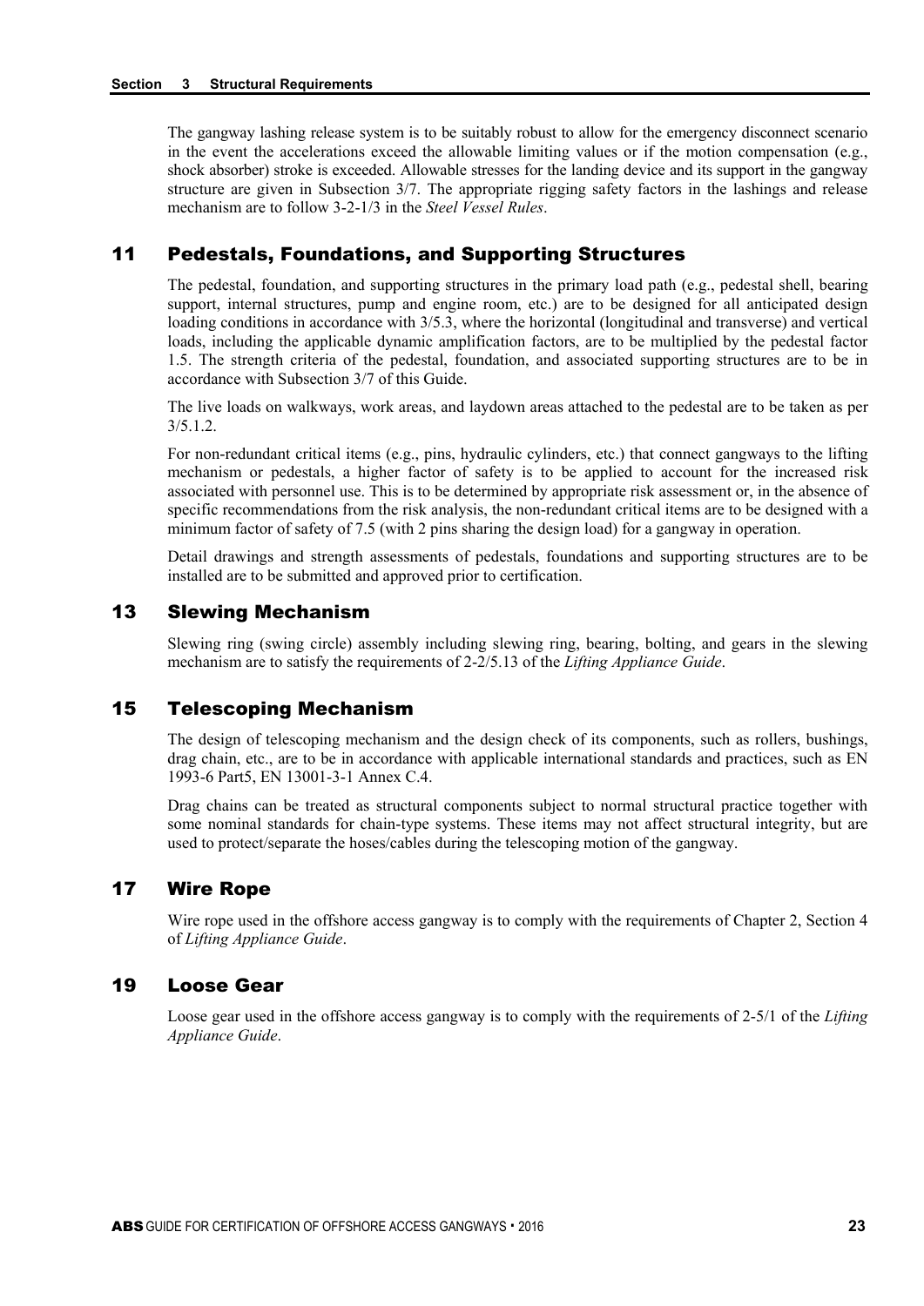The gangway lashing release system is to be suitably robust to allow for the emergency disconnect scenario in the event the accelerations exceed the allowable limiting values or if the motion compensation (e.g., shock absorber) stroke is exceeded. Allowable stresses for the landing device and its support in the gangway structure are given in Subsection 3/7. The appropriate rigging safety factors in the lashings and release mechanism are to follow 3-2-1/3 in the *Steel Vessel Rules*.

## 11 Pedestals, Foundations, and Supporting Structures

The pedestal, foundation, and supporting structures in the primary load path (e.g., pedestal shell, bearing support, internal structures, pump and engine room, etc.) are to be designed for all anticipated design loading conditions in accordance with 3/5.3, where the horizontal (longitudinal and transverse) and vertical loads, including the applicable dynamic amplification factors, are to be multiplied by the pedestal factor 1.5. The strength criteria of the pedestal, foundation, and associated supporting structures are to be in accordance with Subsection 3/7 of this Guide.

The live loads on walkways, work areas, and laydown areas attached to the pedestal are to be taken as per 3/5.1.2.

For non-redundant critical items (e.g., pins, hydraulic cylinders, etc.) that connect gangways to the lifting mechanism or pedestals, a higher factor of safety is to be applied to account for the increased risk associated with personnel use. This is to be determined by appropriate risk assessment or, in the absence of specific recommendations from the risk analysis, the non-redundant critical items are to be designed with a minimum factor of safety of 7.5 (with 2 pins sharing the design load) for a gangway in operation.

Detail drawings and strength assessments of pedestals, foundations and supporting structures are to be installed are to be submitted and approved prior to certification.

## 13 Slewing Mechanism

Slewing ring (swing circle) assembly including slewing ring, bearing, bolting, and gears in the slewing mechanism are to satisfy the requirements of 2-2/5.13 of the *Lifting Appliance Guide*.

## 15 Telescoping Mechanism

The design of telescoping mechanism and the design check of its components, such as rollers, bushings, drag chain, etc., are to be in accordance with applicable international standards and practices, such as EN 1993-6 Part5, EN 13001-3-1 Annex C.4.

Drag chains can be treated as structural components subject to normal structural practice together with some nominal standards for chain-type systems. These items may not affect structural integrity, but are used to protect/separate the hoses/cables during the telescoping motion of the gangway.

## 17 Wire Rope

Wire rope used in the offshore access gangway is to comply with the requirements of Chapter 2, Section 4 of *Lifting Appliance Guide*.

## 19 Loose Gear

Loose gear used in the offshore access gangway is to comply with the requirements of 2-5/1 of the *Lifting Appliance Guide*.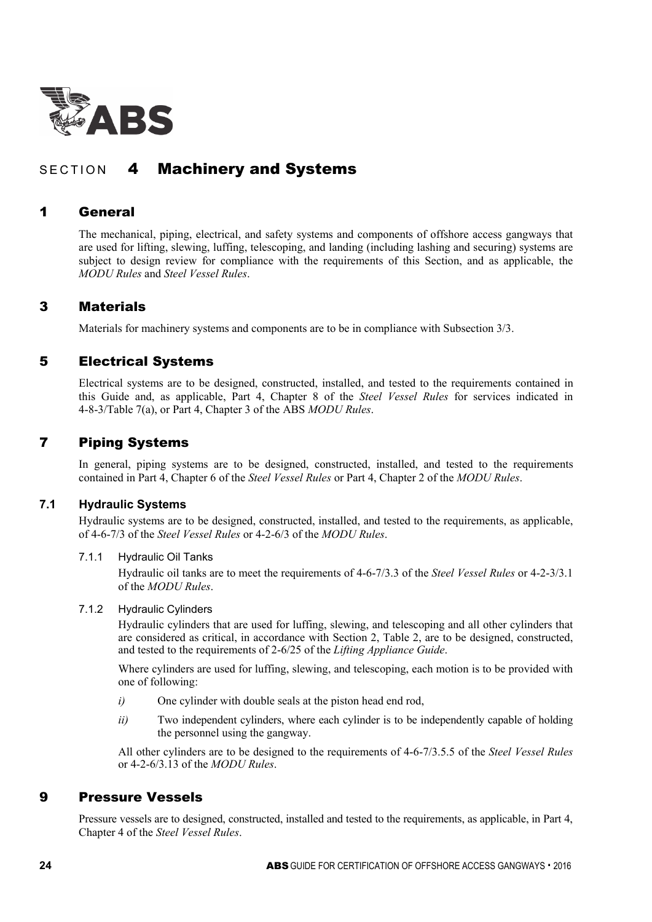# SECTION 4 Machinery and Systems

## 1 General

The mechanical, piping, electrical, and safety systems and components of offshore access gangways that are used for lifting, slewing, luffing, telescoping, and landing (including lashing and securing) systems are subject to design review for compliance with the requirements of this Section, and as applicable, the *MODU Rules* and *Steel Vessel Rules*.

## 3 Materials

Materials for machinery systems and components are to be in compliance with Subsection 3/3.

## 5 Electrical Systems

Electrical systems are to be designed, constructed, installed, and tested to the requirements contained in this Guide and, as applicable, Part 4, Chapter 8 of the *Steel Vessel Rules* for services indicated in 4-8-3/Table 7(a), or Part 4, Chapter 3 of the ABS *MODU Rules*.

## 7 Piping Systems

In general, piping systems are to be designed, constructed, installed, and tested to the requirements contained in Part 4, Chapter 6 of the *Steel Vessel Rules* or Part 4, Chapter 2 of the *MODU Rules*.

### 7.1 Hydraulic Systems

Hydraulic systems are to be designed, constructed, installed, and tested to the requirements, as applicable, of 4-6-7/3 of the *Steel Vessel Rules* or 4-2-6/3 of the *MODU Rules*.

#### 7.1.1 Hydraulic Oil Tanks

Hydraulic oil tanks are to meet the requirements of 4-6-7/3.3 of the *Steel Vessel Rules* or 4-2-3/3.1 of the *MODU Rules*.

#### 7.1.2 Hydraulic Cylinders

Hydraulic cylinders that are used for luffing, slewing, and telescoping and all other cylinders that are considered as critical, in accordance with Section 2, Table 2, are to be designed, constructed, and tested to the requirements of 2-6/25 of the *Lifting Appliance Guide*.

Where cylinders are used for luffing, slewing, and telescoping, each motion is to be provided with one of following:

*i)* One cylinder with double seals at the piston head end rod,

*ii)* Two independent cylinders, where each cylinder is to be independently capable of holding the personnel using the gangway.

All other cylinders are to be designed to the requirements of 4-6-7/3.5.5 of the *Steel Vessel Rules* or 4-2-6/3.13 of the *MODU Rules*.

## 9 Pressure Vessels

Pressure vessels are to designed, constructed, installed and tested to the requirements, as applicable, in Part 4, Chapter 4 of the *Steel Vessel Rules*.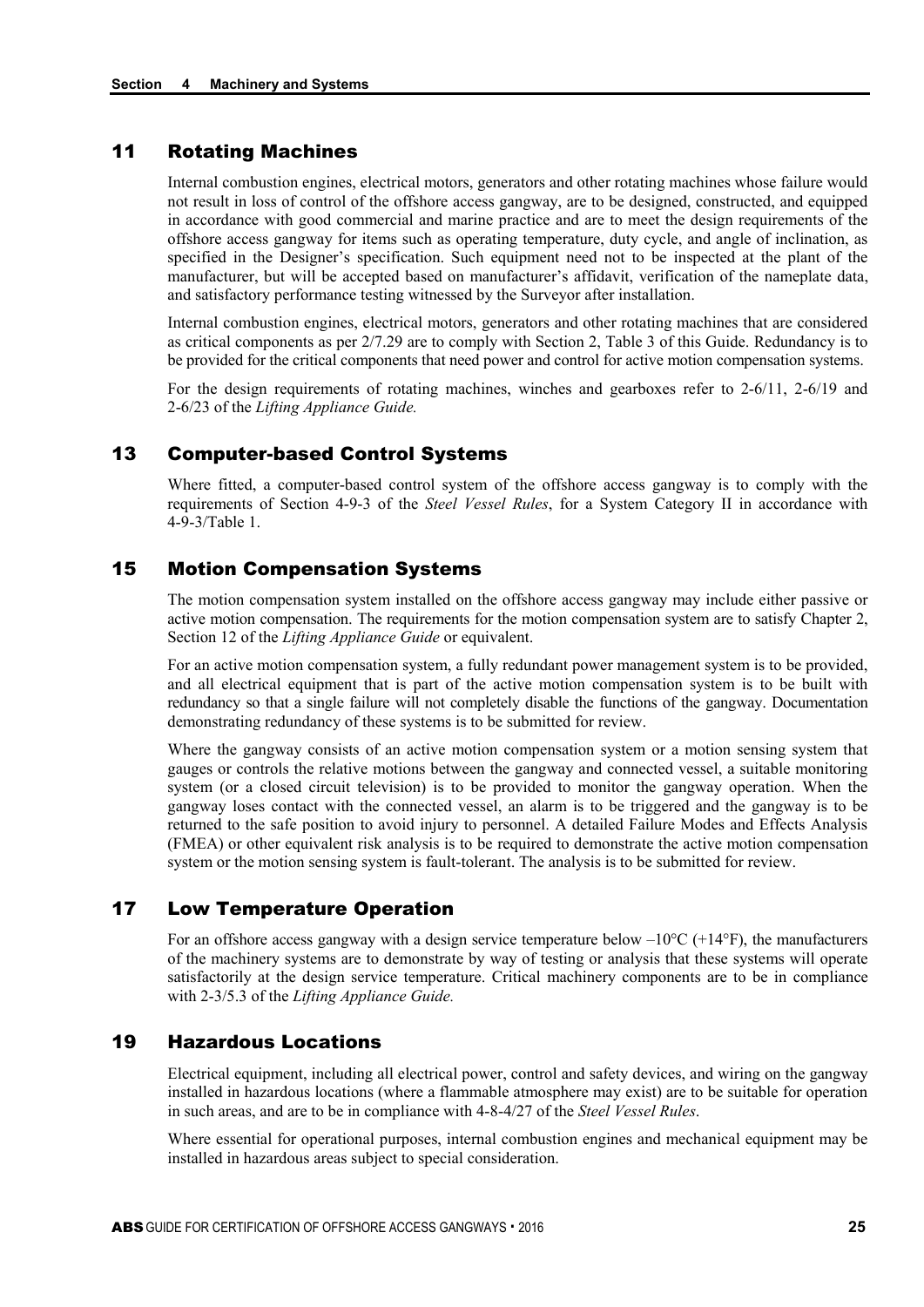## 11 Rotating Machines

Internal combustion engines, electrical motors, generators and other rotating machines whose failure would not result in loss of control of the offshore access gangway, are to be designed, constructed, and equipped in accordance with good commercial and marine practice and are to meet the design requirements of the offshore access gangway for items such as operating temperature, duty cycle, and angle of inclination, as specified in the Designer's specification. Such equipment need not to be inspected at the plant of the manufacturer, but will be accepted based on manufacturer's affidavit, verification of the nameplate data, and satisfactory performance testing witnessed by the Surveyor after installation.

Internal combustion engines, electrical motors, generators and other rotating machines that are considered as critical components as per 2/7.29 are to comply with Section 2, Table 3 of this Guide. Redundancy is to be provided for the critical components that need power and control for active motion compensation systems.

For the design requirements of rotating machines, winches and gearboxes refer to 2-6/11, 2-6/19 and 2-6/23 of the *Lifting Appliance Guide.*

## 13 Computer-based Control Systems

Where fitted, a computer-based control system of the offshore access gangway is to comply with the requirements of Section 4-9-3 of the *Steel Vessel Rules*, for a System Category II in accordance with 4-9-3/Table 1.

## 15 Motion Compensation Systems

The motion compensation system installed on the offshore access gangway may include either passive or active motion compensation. The requirements for the motion compensation system are to satisfy Chapter 2, Section 12 of the *Lifting Appliance Guide* or equivalent.

For an active motion compensation system, a fully redundant power management system is to be provided, and all electrical equipment that is part of the active motion compensation system is to be built with redundancy so that a single failure will not completely disable the functions of the gangway. Documentation demonstrating redundancy of these systems is to be submitted for review.

Where the gangway consists of an active motion compensation system or a motion sensing system that gauges or controls the relative motions between the gangway and connected vessel, a suitable monitoring system (or a closed circuit television) is to be provided to monitor the gangway operation. When the gangway loses contact with the connected vessel, an alarm is to be triggered and the gangway is to be returned to the safe position to avoid injury to personnel. A detailed Failure Modes and Effects Analysis (FMEA) or other equivalent risk analysis is to be required to demonstrate the active motion compensation system or the motion sensing system is fault-tolerant. The analysis is to be submitted for review.

## 17 Low Temperature Operation

For an offshore access gangway with a design service temperature below –10°C (+14°F), the manufacturers of the machinery systems are to demonstrate by way of testing or analysis that these systems will operate satisfactorily at the design service temperature. Critical machinery components are to be in compliance with 2-3/5.3 of the *Lifting Appliance Guide.*

## 19 Hazardous Locations

Electrical equipment, including all electrical power, control and safety devices, and wiring on the gangway installed in hazardous locations (where a flammable atmosphere may exist) are to be suitable for operation in such areas, and are to be in compliance with 4-8-4/27 of the *Steel Vessel Rules*.

Where essential for operational purposes, internal combustion engines and mechanical equipment may be installed in hazardous areas subject to special consideration.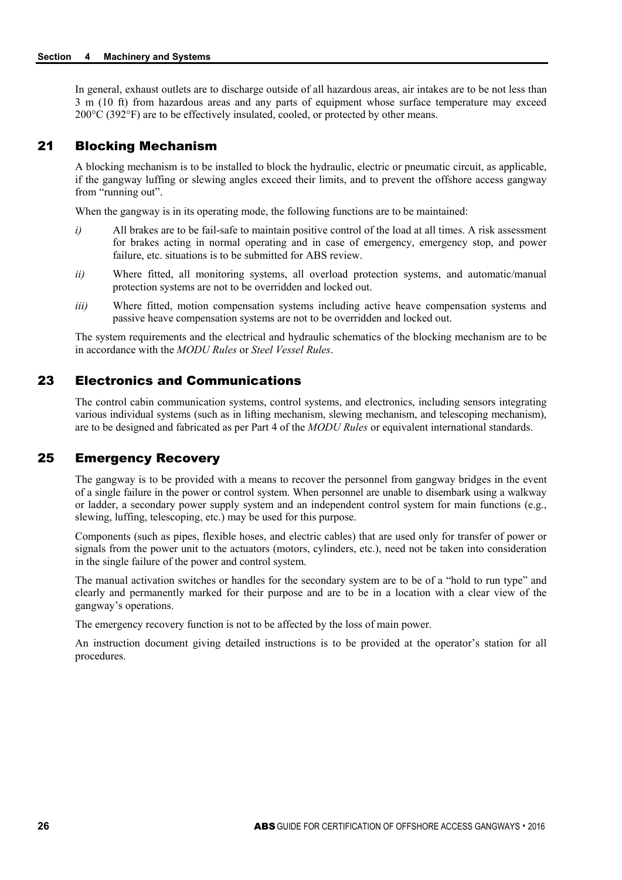In general, exhaust outlets are to discharge outside of all hazardous areas, air intakes are to be not less than 3 m (10 ft) from hazardous areas and any parts of equipment whose surface temperature may exceed 200°C (392°F) are to be effectively insulated, cooled, or protected by other means.

## 21 Blocking Mechanism

A blocking mechanism is to be installed to block the hydraulic, electric or pneumatic circuit, as applicable, if the gangway luffing or slewing angles exceed their limits, and to prevent the offshore access gangway from "running out".

When the gangway is in its operating mode, the following functions are to be maintained:

*i)* All brakes are to be fail-safe to maintain positive control of the load at all times. A risk assessment for brakes acting in normal operating and in case of emergency, emergency stop, and power failure, etc. situations is to be submitted for ABS review.

*ii)* Where fitted, all monitoring systems, all overload protection systems, and automatic/manual protection systems are not to be overridden and locked out.

*iii)* Where fitted, motion compensation systems including active heave compensation systems and passive heave compensation systems are not to be overridden and locked out.

The system requirements and the electrical and hydraulic schematics of the blocking mechanism are to be in accordance with the *MODU Rules* or *Steel Vessel Rules*.

## 23 Electronics and Communications

The control cabin communication systems, control systems, and electronics, including sensors integrating various individual systems (such as in lifting mechanism, slewing mechanism, and telescoping mechanism), are to be designed and fabricated as per Part 4 of the *MODU Rules* or equivalent international standards.

## 25 Emergency Recovery

The gangway is to be provided with a means to recover the personnel from gangway bridges in the event of a single failure in the power or control system. When personnel are unable to disembark using a walkway or ladder, a secondary power supply system and an independent control system for main functions (e.g., slewing, luffing, telescoping, etc.) may be used for this purpose.

Components (such as pipes, flexible hoses, and electric cables) that are used only for transfer of power or signals from the power unit to the actuators (motors, cylinders, etc.), need not be taken into consideration in the single failure of the power and control system.

The manual activation switches or handles for the secondary system are to be of a "hold to run type" and clearly and permanently marked for their purpose and are to be in a location with a clear view of the gangway's operations.

The emergency recovery function is not to be affected by the loss of main power.

An instruction document giving detailed instructions is to be provided at the operator's station for all procedures.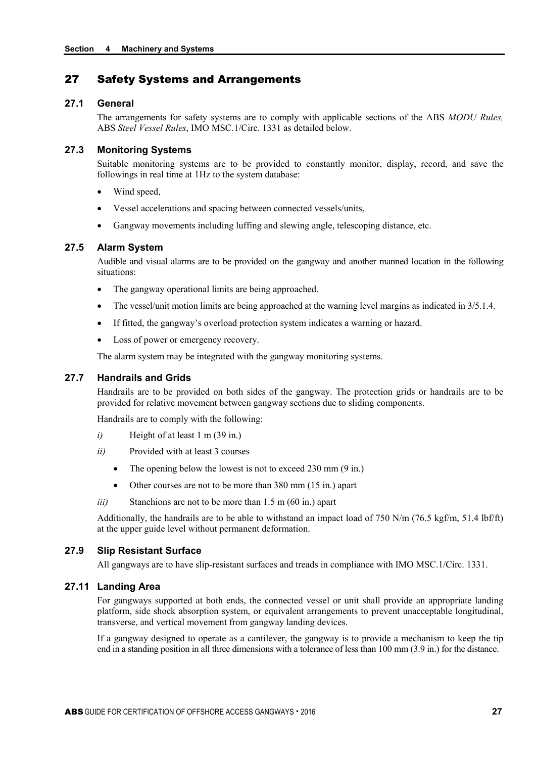## 27 Safety Systems and Arrangements

### 27.1 General

The arrangements for safety systems are to comply with applicable sections of the ABS *MODU Rules,* ABS *Steel Vessel Rules*, IMO MSC.1/Circ. 1331 as detailed below.

### 27.3 Monitoring Systems

Suitable monitoring systems are to be provided to constantly monitor, display, record, and save the followings in real time at 1Hz to the system database:

- Wind speed,
- Vessel accelerations and spacing between connected vessels/units,
- Gangway movements including luffing and slewing angle, telescoping distance, etc.

### 27.5 Alarm System

Audible and visual alarms are to be provided on the gangway and another manned location in the following situations:

- The gangway operational limits are being approached.
- The vessel/unit motion limits are being approached at the warning level margins as indicated in 3/5.1.4.
- If fitted, the gangway's overload protection system indicates a warning or hazard.
- Loss of power or emergency recovery.

The alarm system may be integrated with the gangway monitoring systems.

### 27.7 Handrails and Grids

Handrails are to be provided on both sides of the gangway. The protection grids or handrails are to be provided for relative movement between gangway sections due to sliding components.

Handrails are to comply with the following:

*i)* Height of at least 1 m (39 in.)

*ii)* Provided with at least 3 courses

- The opening below the lowest is not to exceed 230 mm (9 in.)
- Other courses are not to be more than 380 mm (15 in.) apart

*iii)* Stanchions are not to be more than 1.5 m (60 in.) apart

Additionally, the handrails are to be able to withstand an impact load of 750 N/m (76.5 kgf/m, 51.4 lbf/ft) at the upper guide level without permanent deformation.

### 27.9 Slip Resistant Surface

All gangways are to have slip-resistant surfaces and treads in compliance with IMO MSC.1/Circ. 1331.

### 27.11 Landing Area

For gangways supported at both ends, the connected vessel or unit shall provide an appropriate landing platform, side shock absorption system, or equivalent arrangements to prevent unacceptable longitudinal, transverse, and vertical movement from gangway landing devices.

If a gangway designed to operate as a cantilever, the gangway is to provide a mechanism to keep the tip end in a standing position in all three dimensions with a tolerance of less than 100 mm (3.9 in.) for the distance.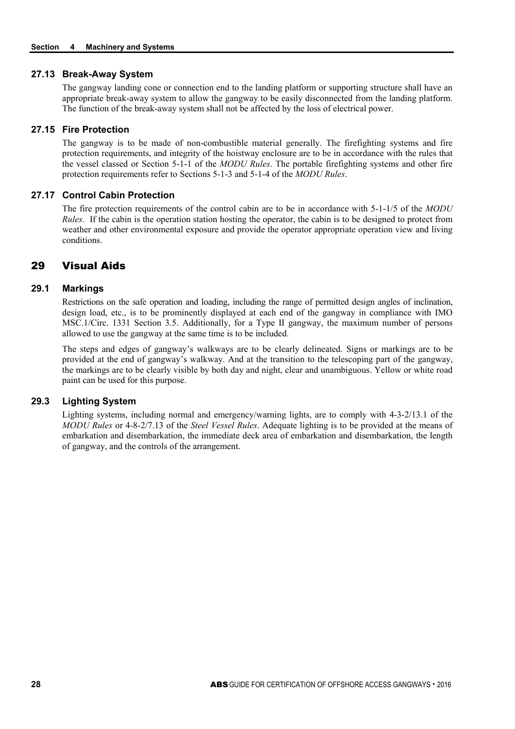### 27.13 Break-Away System

The gangway landing cone or connection end to the landing platform or supporting structure shall have an appropriate break-away system to allow the gangway to be easily disconnected from the landing platform. The function of the break-away system shall not be affected by the loss of electrical power.

### 27.15 Fire Protection

The gangway is to be made of non-combustible material generally. The firefighting systems and fire protection requirements, and integrity of the hoistway enclosure are to be in accordance with the rules that the vessel classed or Section 5-1-1 of the *MODU Rules*. The portable firefighting systems and other fire protection requirements refer to Sections 5-1-3 and 5-1-4 of the *MODU Rules*.

### 27.17 Control Cabin Protection

The fire protection requirements of the control cabin are to be in accordance with 5-1-1/5 of the *MODU Rules*. If the cabin is the operation station hosting the operator, the cabin is to be designed to protect from weather and other environmental exposure and provide the operator appropriate operation view and living conditions.

## 29 Visual Aids

### 29.1 Markings

Restrictions on the safe operation and loading, including the range of permitted design angles of inclination, design load, etc., is to be prominently displayed at each end of the gangway in compliance with IMO MSC.1/Circ. 1331 Section 3.5. Additionally, for a Type II gangway, the maximum number of persons allowed to use the gangway at the same time is to be included.

The steps and edges of gangway's walkways are to be clearly delineated. Signs or markings are to be provided at the end of gangway's walkway. And at the transition to the telescoping part of the gangway, the markings are to be clearly visible by both day and night, clear and unambiguous. Yellow or white road paint can be used for this purpose.

### 29.3 Lighting System

Lighting systems, including normal and emergency/warning lights, are to comply with 4-3-2/13.1 of the *MODU Rules* or 4-8-2/7.13 of the *Steel Vessel Rules*. Adequate lighting is to be provided at the means of embarkation and disembarkation, the immediate deck area of embarkation and disembarkation, the length of gangway, and the controls of the arrangement.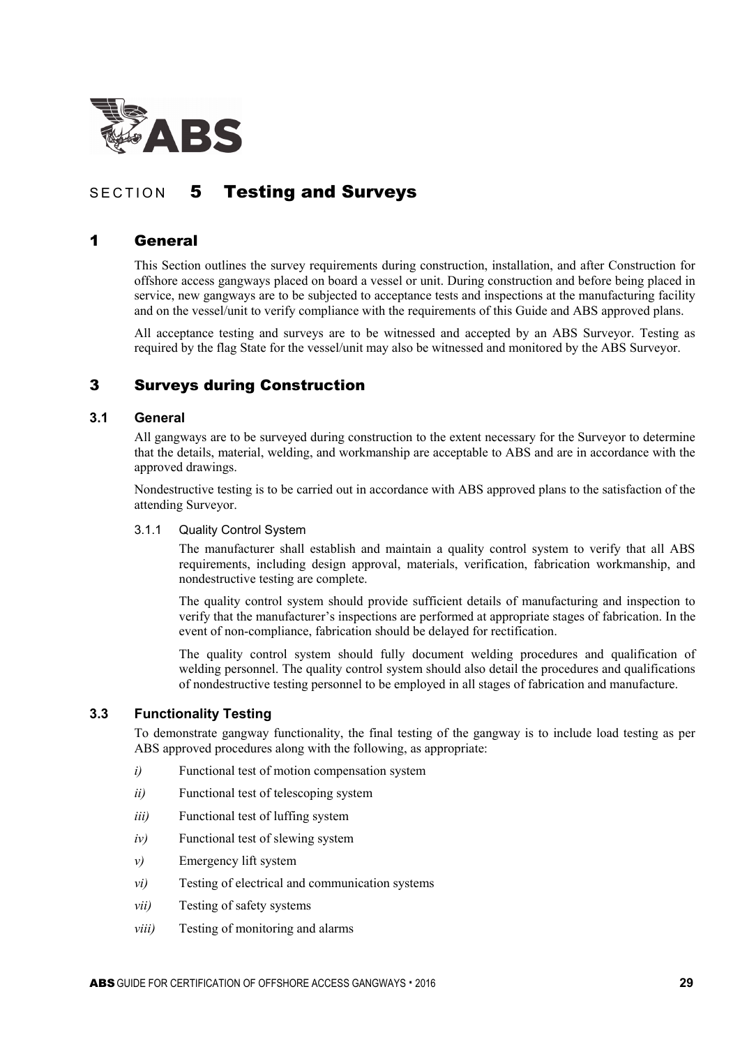# SECTION 5 Testing and Surveys

## 1 General

This Section outlines the survey requirements during construction, installation, and after Construction for offshore access gangways placed on board a vessel or unit. During construction and before being placed in service, new gangways are to be subjected to acceptance tests and inspections at the manufacturing facility and on the vessel/unit to verify compliance with the requirements of this Guide and ABS approved plans.

All acceptance testing and surveys are to be witnessed and accepted by an ABS Surveyor. Testing as required by the flag State for the vessel/unit may also be witnessed and monitored by the ABS Surveyor.

## 3 Surveys during Construction

### 3.1 General

All gangways are to be surveyed during construction to the extent necessary for the Surveyor to determine that the details, material, welding, and workmanship are acceptable to ABS and are in accordance with the approved drawings.

Nondestructive testing is to be carried out in accordance with ABS approved plans to the satisfaction of the attending Surveyor.

#### 3.1.1 Quality Control System

The manufacturer shall establish and maintain a quality control system to verify that all ABS requirements, including design approval, materials, verification, fabrication workmanship, and nondestructive testing are complete.

The quality control system should provide sufficient details of manufacturing and inspection to verify that the manufacturer's inspections are performed at appropriate stages of fabrication. In the event of non-compliance, fabrication should be delayed for rectification.

The quality control system should fully document welding procedures and qualification of welding personnel. The quality control system should also detail the procedures and qualifications of nondestructive testing personnel to be employed in all stages of fabrication and manufacture.

### 3.3 Functionality Testing

To demonstrate gangway functionality, the final testing of the gangway is to include load testing as per ABS approved procedures along with the following, as appropriate:

*i)* Functional test of motion compensation system

*ii)* Functional test of telescoping system

*iii)* Functional test of luffing system

*iv)* Functional test of slewing system

*v)* Emergency lift system

*vi)* Testing of electrical and communication systems

*vii)* Testing of safety systems

*viii)* Testing of monitoring and alarms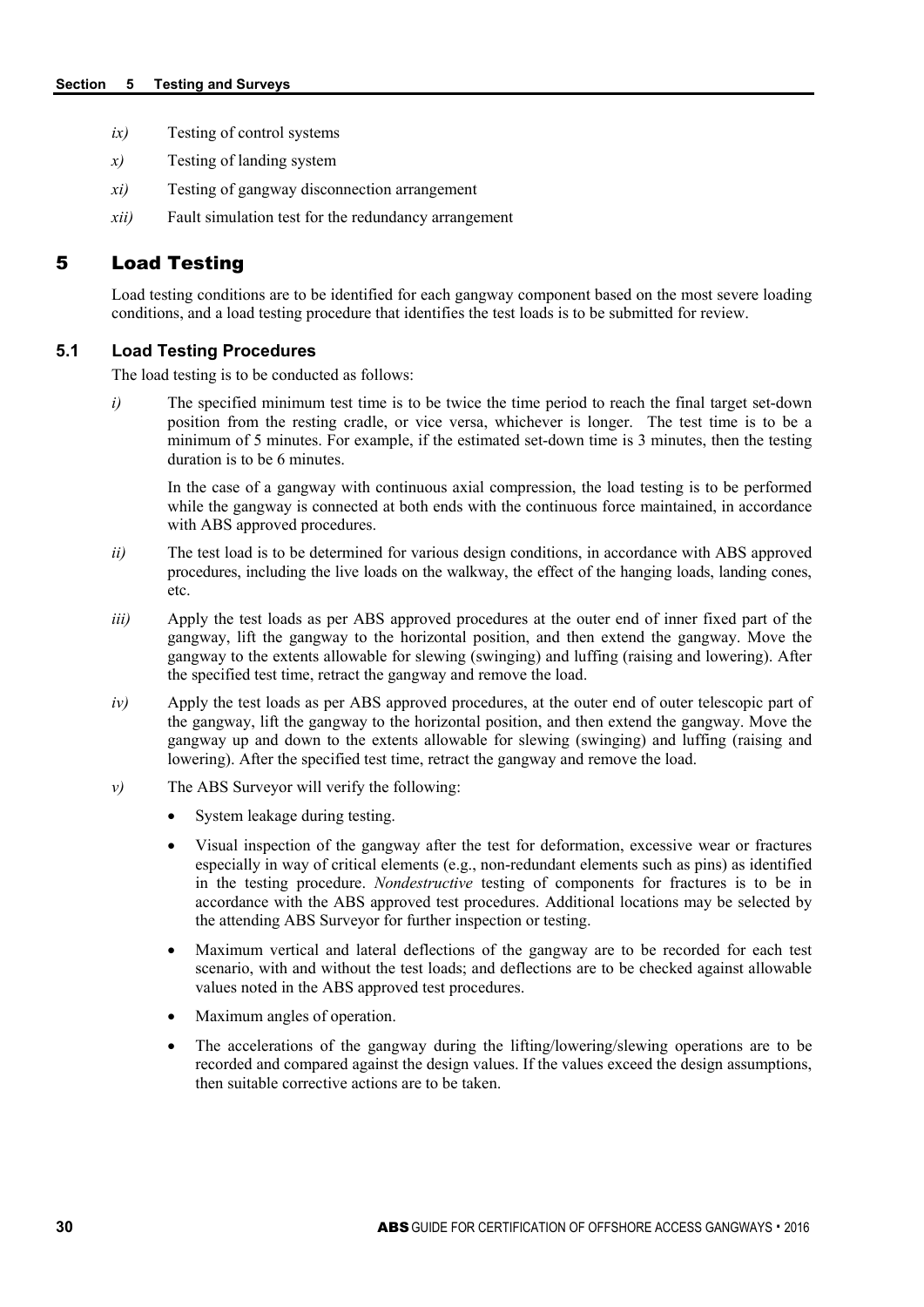*ix)* Testing of control systems

*x)* Testing of landing system

*xi)* Testing of gangway disconnection arrangement

*xii)* Fault simulation test for the redundancy arrangement

## 5 Load Testing

Load testing conditions are to be identified for each gangway component based on the most severe loading conditions, and a load testing procedure that identifies the test loads is to be submitted for review.

### 5.1 Load Testing Procedures

The load testing is to be conducted as follows:

*i)* The specified minimum test time is to be twice the time period to reach the final target set-down position from the resting cradle, or vice versa, whichever is longer. The test time is to be a minimum of 5 minutes. For example, if the estimated set-down time is 3 minutes, then the testing duration is to be 6 minutes.

In the case of a gangway with continuous axial compression, the load testing is to be performed while the gangway is connected at both ends with the continuous force maintained, in accordance with ABS approved procedures.

*ii)* The test load is to be determined for various design conditions, in accordance with ABS approved procedures, including the live loads on the walkway, the effect of the hanging loads, landing cones, etc.

*iii)* Apply the test loads as per ABS approved procedures at the outer end of inner fixed part of the gangway, lift the gangway to the horizontal position, and then extend the gangway. Move the gangway to the extents allowable for slewing (swinging) and luffing (raising and lowering). After the specified test time, retract the gangway and remove the load.

*iv)* Apply the test loads as per ABS approved procedures, at the outer end of outer telescopic part of the gangway, lift the gangway to the horizontal position, and then extend the gangway. Move the gangway up and down to the extents allowable for slewing (swinging) and luffing (raising and lowering). After the specified test time, retract the gangway and remove the load.

*v)* The ABS Surveyor will verify the following:

- System leakage during testing.
- Visual inspection of the gangway after the test for deformation, excessive wear or fractures especially in way of critical elements (e.g., non-redundant elements such as pins) as identified in the testing procedure. *Nondestructive* testing of components for fractures is to be in accordance with the ABS approved test procedures. Additional locations may be selected by the attending ABS Surveyor for further inspection or testing.
- Maximum vertical and lateral deflections of the gangway are to be recorded for each test scenario, with and without the test loads; and deflections are to be checked against allowable values noted in the ABS approved test procedures.
- Maximum angles of operation.
- The accelerations of the gangway during the lifting/lowering/slewing operations are to be recorded and compared against the design values. If the values exceed the design assumptions, then suitable corrective actions are to be taken.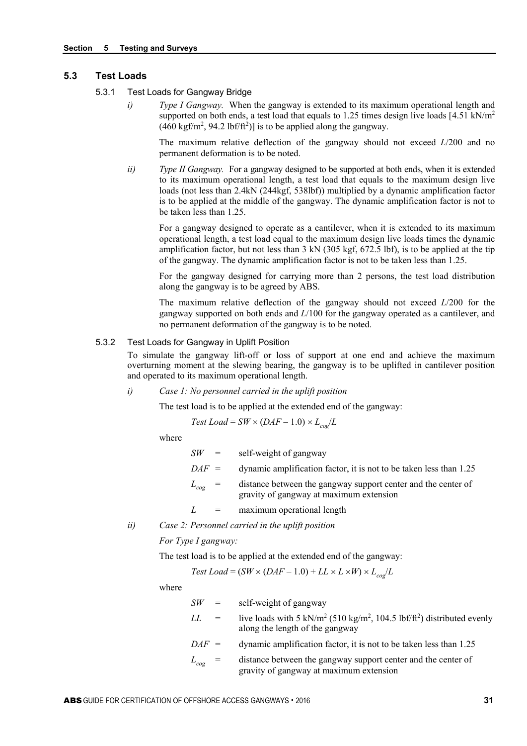## 5.3 Test Loads

### 5.3.1 Test Loads for Gangway Bridge

*i)* *Type I Gangway.* When the gangway is extended to its maximum operational length and supported on both ends, a test load that equals to 1.25 times design live loads [4.51 kN/m$^2$ (460 kgf/m$^2$, 94.2 lbf/ft$^2$)] is to be applied along the gangway.

The maximum relative deflection of the gangway should not exceed $L/200$ and no permanent deformation is to be noted.

*ii)* *Type II Gangway.* For a gangway designed to be supported at both ends, when it is extended to its maximum operational length, a test load that equals to the maximum design live loads (not less than 2.4kN (244kgf, 538lbf)) multiplied by a dynamic amplification factor is to be applied at the middle of the gangway. The dynamic amplification factor is not to be taken less than 1.25.

For a gangway designed to operate as a cantilever, when it is extended to its maximum operational length, a test load equal to the maximum design live loads times the dynamic amplification factor, but not less than 3 kN (305 kgf, 672.5 lbf), is to be applied at the tip of the gangway. The dynamic amplification factor is not to be taken less than 1.25.

For the gangway designed for carrying more than 2 persons, the test load distribution along the gangway is to be agreed by ABS.

The maximum relative deflection of the gangway should not exceed $L/200$ for the gangway supported on both ends and $L/100$ for the gangway operated as a cantilever, and no permanent deformation of the gangway is to be noted.

### 5.3.2 Test Loads for Gangway in Uplift Position

To simulate the gangway lift-off or loss of support at one end and achieve the maximum overturning moment at the slewing bearing, the gangway is to be uplifted in cantilever position and operated to its maximum operational length.

*i)* *Case 1: No personnel carried in the uplift position*

The test load is to be applied at the extended end of the gangway:

$$Test\ Load = SW \times (DAF - 1.0) \times L_{cog}/L$$

where

$SW$ = self-weight of gangway

$DAF$ = dynamic amplification factor, it is not to be taken less than 1.25

$L_{cog}$ = distance between the gangway support center and the center of gravity of gangway at maximum extension

$L$ = maximum operational length

*ii)* *Case 2: Personnel carried in the uplift position*

*For Type I gangway:*

The test load is to be applied at the extended end of the gangway:

$$Test\ Load = (SW \times (DAF - 1.0) + LL \times L \times W) \times L_{cog}/L$$

where

$SW$ = self-weight of gangway

$LL$ = live loads with 5 kN/m$^2$ (510 kg/m$^2$, 104.5 lbf/ft$^2$) distributed evenly along the length of the gangway

$DAF$ = dynamic amplification factor, it is not to be taken less than 1.25

$L_{cog}$ = distance between the gangway support center and the center of gravity of gangway at maximum extension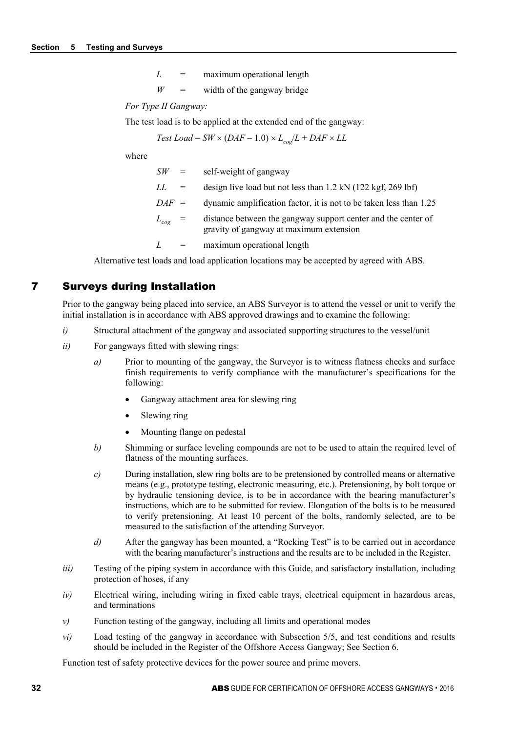$L$ = maximum operational length

$W$ = width of the gangway bridge

*For Type II Gangway:*

The test load is to be applied at the extended end of the gangway:

$$Test\ Load = SW \times (DAF - 1.0) \times L_{cog}/L + DAF \times LL$$

where

$SW$ = self-weight of gangway

$LL$ = design live load but not less than 1.2 kN (122 kgf, 269 lbf)

$DAF$ = dynamic amplification factor, it is not to be taken less than 1.25

$L_{cog}$ = distance between the gangway support center and the center of gravity of gangway at maximum extension

$L$ = maximum operational length

Alternative test loads and load application locations may be accepted by agreed with ABS.

## 7 Surveys during Installation

Prior to the gangway being placed into service, an ABS Surveyor is to attend the vessel or unit to verify the initial installation is in accordance with ABS approved drawings and to examine the following:

*i)* Structural attachment of the gangway and associated supporting structures to the vessel/unit

*ii)* For gangways fitted with slewing rings:

*a)* Prior to mounting of the gangway, the Surveyor is to witness flatness checks and surface finish requirements to verify compliance with the manufacturer's specifications for the following:

- Gangway attachment area for slewing ring
- Slewing ring
- Mounting flange on pedestal

*b)* Shimming or surface leveling compounds are not to be used to attain the required level of flatness of the mounting surfaces.

*c)* During installation, slew ring bolts are to be pretensioned by controlled means or alternative means (e.g., prototype testing, electronic measuring, etc.). Pretensioning, by bolt torque or by hydraulic tensioning device, is to be in accordance with the bearing manufacturer's instructions, which are to be submitted for review. Elongation of the bolts is to be measured to verify pretensioning. At least 10 percent of the bolts, randomly selected, are to be measured to the satisfaction of the attending Surveyor.

*d)* After the gangway has been mounted, a "Rocking Test" is to be carried out in accordance with the bearing manufacturer's instructions and the results are to be included in the Register.

*iii)* Testing of the piping system in accordance with this Guide, and satisfactory installation, including protection of hoses, if any

*iv)* Electrical wiring, including wiring in fixed cable trays, electrical equipment in hazardous areas, and terminations

*v)* Function testing of the gangway, including all limits and operational modes

*vi)* Load testing of the gangway in accordance with Subsection 5/5, and test conditions and results should be included in the Register of the Offshore Access Gangway; See Section 6.

Function test of safety protective devices for the power source and prime movers.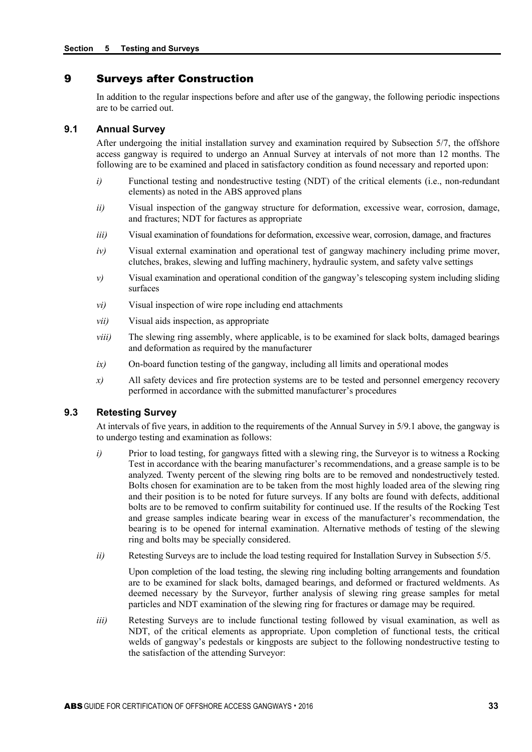## 9 Surveys after Construction

In addition to the regular inspections before and after use of the gangway, the following periodic inspections are to be carried out.

### 9.1 Annual Survey

After undergoing the initial installation survey and examination required by Subsection 5/7, the offshore access gangway is required to undergo an Annual Survey at intervals of not more than 12 months. The following are to be examined and placed in satisfactory condition as found necessary and reported upon:

*i)* Functional testing and nondestructive testing (NDT) of the critical elements (i.e., non-redundant elements) as noted in the ABS approved plans

*ii)* Visual inspection of the gangway structure for deformation, excessive wear, corrosion, damage, and fractures; NDT for factures as appropriate

*iii)* Visual examination of foundations for deformation, excessive wear, corrosion, damage, and fractures

*iv)* Visual external examination and operational test of gangway machinery including prime mover, clutches, brakes, slewing and luffing machinery, hydraulic system, and safety valve settings

*v)* Visual examination and operational condition of the gangway's telescoping system including sliding surfaces

*vi)* Visual inspection of wire rope including end attachments

*vii)* Visual aids inspection, as appropriate

*viii)* The slewing ring assembly, where applicable, is to be examined for slack bolts, damaged bearings and deformation as required by the manufacturer

*ix)* On-board function testing of the gangway, including all limits and operational modes

*x)* All safety devices and fire protection systems are to be tested and personnel emergency recovery performed in accordance with the submitted manufacturer's procedures

### 9.3 Retesting Survey

At intervals of five years, in addition to the requirements of the Annual Survey in 5/9.1 above, the gangway is to undergo testing and examination as follows:

*i)* Prior to load testing, for gangways fitted with a slewing ring, the Surveyor is to witness a Rocking Test in accordance with the bearing manufacturer's recommendations, and a grease sample is to be analyzed. Twenty percent of the slewing ring bolts are to be removed and nondestructively tested. Bolts chosen for examination are to be taken from the most highly loaded area of the slewing ring and their position is to be noted for future surveys. If any bolts are found with defects, additional bolts are to be removed to confirm suitability for continued use. If the results of the Rocking Test and grease samples indicate bearing wear in excess of the manufacturer's recommendation, the bearing is to be opened for internal examination. Alternative methods of testing of the slewing ring and bolts may be specially considered.

*ii)* Retesting Surveys are to include the load testing required for Installation Survey in Subsection 5/5.

Upon completion of the load testing, the slewing ring including bolting arrangements and foundation are to be examined for slack bolts, damaged bearings, and deformed or fractured weldments. As deemed necessary by the Surveyor, further analysis of slewing ring grease samples for metal particles and NDT examination of the slewing ring for fractures or damage may be required.

*iii)* Retesting Surveys are to include functional testing followed by visual examination, as well as NDT, of the critical elements as appropriate. Upon completion of functional tests, the critical welds of gangway's pedestals or kingposts are subject to the following nondestructive testing to the satisfaction of the attending Surveyor: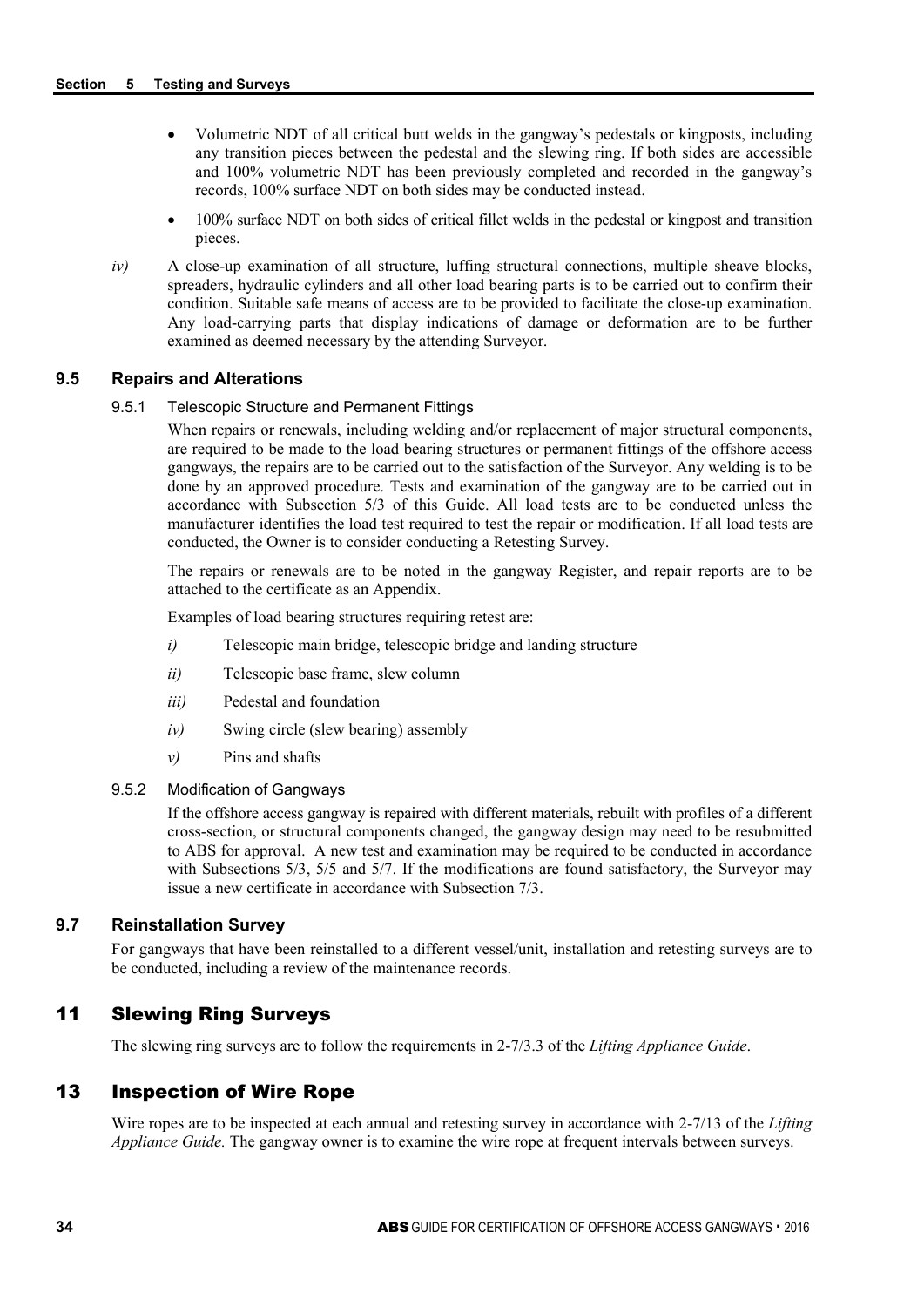- Volumetric NDT of all critical butt welds in the gangway's pedestals or kingposts, including any transition pieces between the pedestal and the slewing ring. If both sides are accessible and 100% volumetric NDT has been previously completed and recorded in the gangway's records, 100% surface NDT on both sides may be conducted instead.
- 100% surface NDT on both sides of critical fillet welds in the pedestal or kingpost and transition pieces.

*iv)* A close-up examination of all structure, luffing structural connections, multiple sheave blocks, spreaders, hydraulic cylinders and all other load bearing parts is to be carried out to confirm their condition. Suitable safe means of access are to be provided to facilitate the close-up examination. Any load-carrying parts that display indications of damage or deformation are to be further examined as deemed necessary by the attending Surveyor.

### 9.5 Repairs and Alterations

#### 9.5.1 Telescopic Structure and Permanent Fittings

When repairs or renewals, including welding and/or replacement of major structural components, are required to be made to the load bearing structures or permanent fittings of the offshore access gangways, the repairs are to be carried out to the satisfaction of the Surveyor. Any welding is to be done by an approved procedure. Tests and examination of the gangway are to be carried out in accordance with Subsection 5/3 of this Guide. All load tests are to be conducted unless the manufacturer identifies the load test required to test the repair or modification. If all load tests are conducted, the Owner is to consider conducting a Retesting Survey.

The repairs or renewals are to be noted in the gangway Register, and repair reports are to be attached to the certificate as an Appendix.

Examples of load bearing structures requiring retest are:

*i)* Telescopic main bridge, telescopic bridge and landing structure

*ii)* Telescopic base frame, slew column

*iii)* Pedestal and foundation

*iv)* Swing circle (slew bearing) assembly

*v)* Pins and shafts

#### 9.5.2 Modification of Gangways

If the offshore access gangway is repaired with different materials, rebuilt with profiles of a different cross-section, or structural components changed, the gangway design may need to be resubmitted to ABS for approval. A new test and examination may be required to be conducted in accordance with Subsections 5/3, 5/5 and 5/7. If the modifications are found satisfactory, the Surveyor may issue a new certificate in accordance with Subsection 7/3.

### 9.7 Reinstallation Survey

For gangways that have been reinstalled to a different vessel/unit, installation and retesting surveys are to be conducted, including a review of the maintenance records.

## 11 Slewing Ring Surveys

The slewing ring surveys are to follow the requirements in 2-7/3.3 of the *Lifting Appliance Guide*.

## 13 Inspection of Wire Rope

Wire ropes are to be inspected at each annual and retesting survey in accordance with 2-7/13 of the *Lifting Appliance Guide.* The gangway owner is to examine the wire rope at frequent intervals between surveys.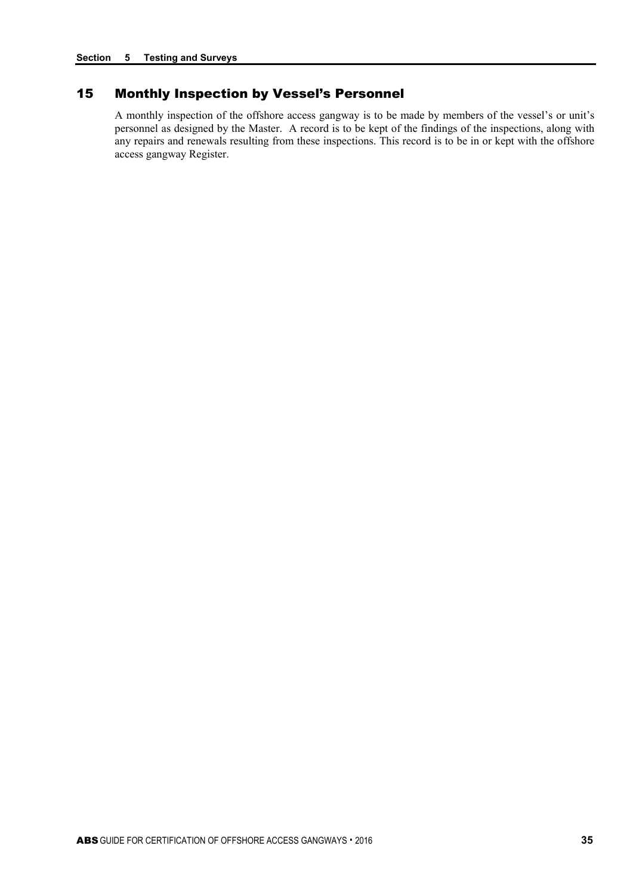## 15 Monthly Inspection by Vessel's Personnel

A monthly inspection of the offshore access gangway is to be made by members of the vessel's or unit's personnel as designed by the Master. A record is to be kept of the findings of the inspections, along with any repairs and renewals resulting from these inspections. This record is to be in or kept with the offshore access gangway Register.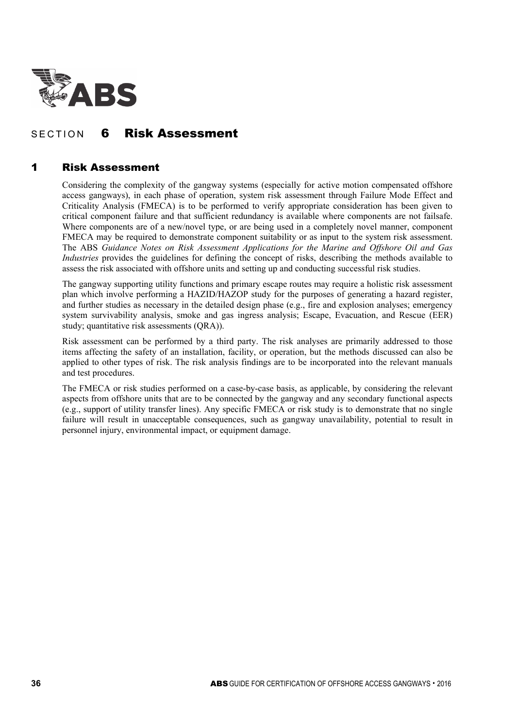# SECTION 6 Risk Assessment

## 1 Risk Assessment

Considering the complexity of the gangway systems (especially for active motion compensated offshore access gangways), in each phase of operation, system risk assessment through Failure Mode Effect and Criticality Analysis (FMECA) is to be performed to verify appropriate consideration has been given to critical component failure and that sufficient redundancy is available where components are not failsafe. Where components are of a new/novel type, or are being used in a completely novel manner, component FMECA may be required to demonstrate component suitability or as input to the system risk assessment. The ABS *Guidance Notes on Risk Assessment Applications for the Marine and Offshore Oil and Gas Industries* provides the guidelines for defining the concept of risks, describing the methods available to assess the risk associated with offshore units and setting up and conducting successful risk studies.

The gangway supporting utility functions and primary escape routes may require a holistic risk assessment plan which involve performing a HAZID/HAZOP study for the purposes of generating a hazard register, and further studies as necessary in the detailed design phase (e.g., fire and explosion analyses; emergency system survivability analysis, smoke and gas ingress analysis; Escape, Evacuation, and Rescue (EER) study; quantitative risk assessments (QRA)).

Risk assessment can be performed by a third party. The risk analyses are primarily addressed to those items affecting the safety of an installation, facility, or operation, but the methods discussed can also be applied to other types of risk. The risk analysis findings are to be incorporated into the relevant manuals and test procedures.

The FMECA or risk studies performed on a case-by-case basis, as applicable, by considering the relevant aspects from offshore units that are to be connected by the gangway and any secondary functional aspects (e.g., support of utility transfer lines). Any specific FMECA or risk study is to demonstrate that no single failure will result in unacceptable consequences, such as gangway unavailability, potential to result in personnel injury, environmental impact, or equipment damage.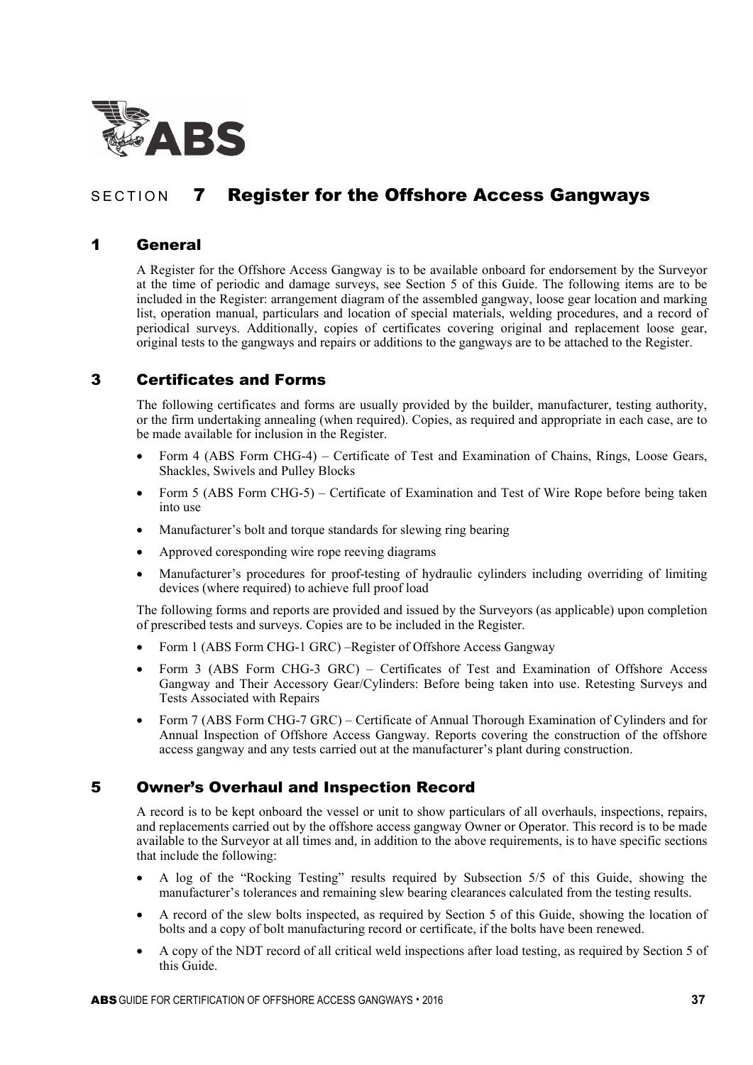# SECTION 7 Register for the Offshore Access Gangways

## 1 General

A Register for the Offshore Access Gangway is to be available onboard for endorsement by the Surveyor at the time of periodic and damage surveys, see Section 5 of this Guide. The following items are to be included in the Register: arrangement diagram of the assembled gangway, loose gear location and marking list, operation manual, particulars and location of special materials, welding procedures, and a record of periodical surveys. Additionally, copies of certificates covering original and replacement loose gear, original tests to the gangways and repairs or additions to the gangways are to be attached to the Register.

## 3 Certificates and Forms

The following certificates and forms are usually provided by the builder, manufacturer, testing authority, or the firm undertaking annealing (when required). Copies, as required and appropriate in each case, are to be made available for inclusion in the Register.

- Form 4 (ABS Form CHG-4) – Certificate of Test and Examination of Chains, Rings, Loose Gears, Shackles, Swivels and Pulley Blocks
- Form 5 (ABS Form CHG-5) – Certificate of Examination and Test of Wire Rope before being taken into use
- Manufacturer's bolt and torque standards for slewing ring bearing
- Approved coresponding wire rope reeving diagrams
- Manufacturer's procedures for proof-testing of hydraulic cylinders including overriding of limiting devices (where required) to achieve full proof load

The following forms and reports are provided and issued by the Surveyors (as applicable) upon completion of prescribed tests and surveys. Copies are to be included in the Register.

- Form 1 (ABS Form CHG-1 GRC) –Register of Offshore Access Gangway
- Form 3 (ABS Form CHG-3 GRC) – Certificates of Test and Examination of Offshore Access Gangway and Their Accessory Gear/Cylinders: Before being taken into use. Retesting Surveys and Tests Associated with Repairs
- Form 7 (ABS Form CHG-7 GRC) – Certificate of Annual Thorough Examination of Cylinders and for Annual Inspection of Offshore Access Gangway. Reports covering the construction of the offshore access gangway and any tests carried out at the manufacturer's plant during construction.

## 5 Owner's Overhaul and Inspection Record

A record is to be kept onboard the vessel or unit to show particulars of all overhauls, inspections, repairs, and replacements carried out by the offshore access gangway Owner or Operator. This record is to be made available to the Surveyor at all times and, in addition to the above requirements, is to have specific sections that include the following:

- A log of the "Rocking Testing" results required by Subsection 5/5 of this Guide, showing the manufacturer's tolerances and remaining slew bearing clearances calculated from the testing results.
- A record of the slew bolts inspected, as required by Section 5 of this Guide, showing the location of bolts and a copy of bolt manufacturing record or certificate, if the bolts have been renewed.
- A copy of the NDT record of all critical weld inspections after load testing, as required by Section 5 of this Guide.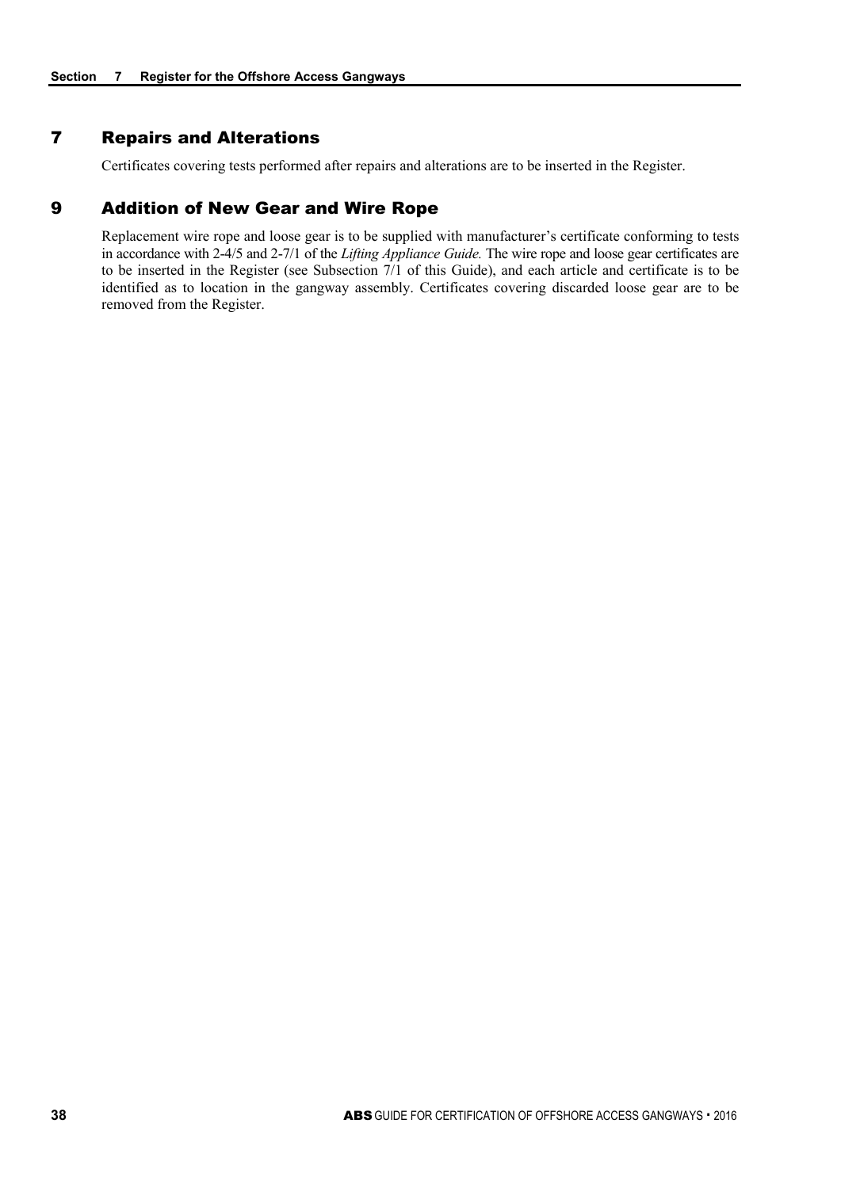## 7 Repairs and Alterations

Certificates covering tests performed after repairs and alterations are to be inserted in the Register.

## 9 Addition of New Gear and Wire Rope

Replacement wire rope and loose gear is to be supplied with manufacturer's certificate conforming to tests in accordance with 2-4/5 and 2-7/1 of the *Lifting Appliance Guide.* The wire rope and loose gear certificates are to be inserted in the Register (see Subsection 7/1 of this Guide), and each article and certificate is to be identified as to location in the gangway assembly. Certificates covering discarded loose gear are to be removed from the Register.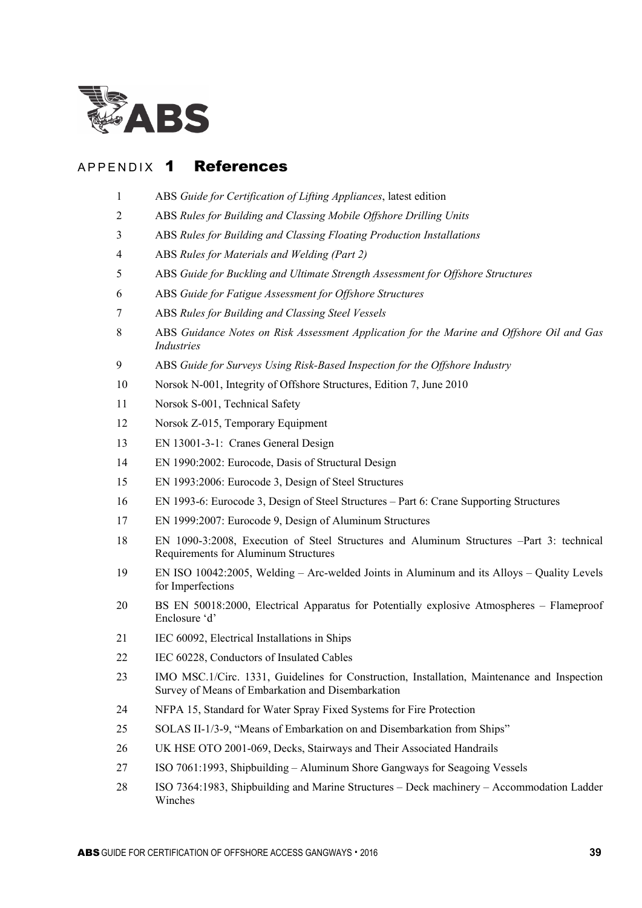# APPENDIX 1 References

1. ABS *Guide for Certification of Lifting Appliances*, latest edition
2. ABS *Rules for Building and Classing Mobile Offshore Drilling Units*
3. ABS *Rules for Building and Classing Floating Production Installations*
4. ABS *Rules for Materials and Welding (Part 2)*
5. ABS *Guide for Buckling and Ultimate Strength Assessment for Offshore Structures*
6. ABS *Guide for Fatigue Assessment for Offshore Structures*
7. ABS *Rules for Building and Classing Steel Vessels*
8. ABS *Guidance Notes on Risk Assessment Application for the Marine and Offshore Oil and Gas Industries*
9. ABS *Guide for Surveys Using Risk-Based Inspection for the Offshore Industry*
10. Norsok N-001, Integrity of Offshore Structures, Edition 7, June 2010
11. Norsok S-001, Technical Safety
12. Norsok Z-015, Temporary Equipment
13. EN 13001-3-1: Cranes General Design
14. EN 1990:2002: Eurocode, Dasis of Structural Design
15. EN 1993:2006: Eurocode 3, Design of Steel Structures
16. EN 1993-6: Eurocode 3, Design of Steel Structures – Part 6: Crane Supporting Structures
17. EN 1999:2007: Eurocode 9, Design of Aluminum Structures
18. EN 1090-3:2008, Execution of Steel Structures and Aluminum Structures –Part 3: technical Requirements for Aluminum Structures
19. EN ISO 10042:2005, Welding – Arc-welded Joints in Aluminum and its Alloys – Quality Levels for Imperfections
20. BS EN 50018:2000, Electrical Apparatus for Potentially explosive Atmospheres – Flameproof Enclosure 'd'
21. IEC 60092, Electrical Installations in Ships
22. IEC 60228, Conductors of Insulated Cables
23. IMO MSC.1/Circ. 1331, Guidelines for Construction, Installation, Maintenance and Inspection Survey of Means of Embarkation and Disembarkation
24. NFPA 15, Standard for Water Spray Fixed Systems for Fire Protection
25. SOLAS II-1/3-9, "Means of Embarkation on and Disembarkation from Ships"
26. UK HSE OTO 2001-069, Decks, Stairways and Their Associated Handrails
27. ISO 7061:1993, Shipbuilding – Aluminum Shore Gangways for Seagoing Vessels
28. ISO 7364:1983, Shipbuilding and Marine Structures – Deck machinery – Accommodation Ladder Winches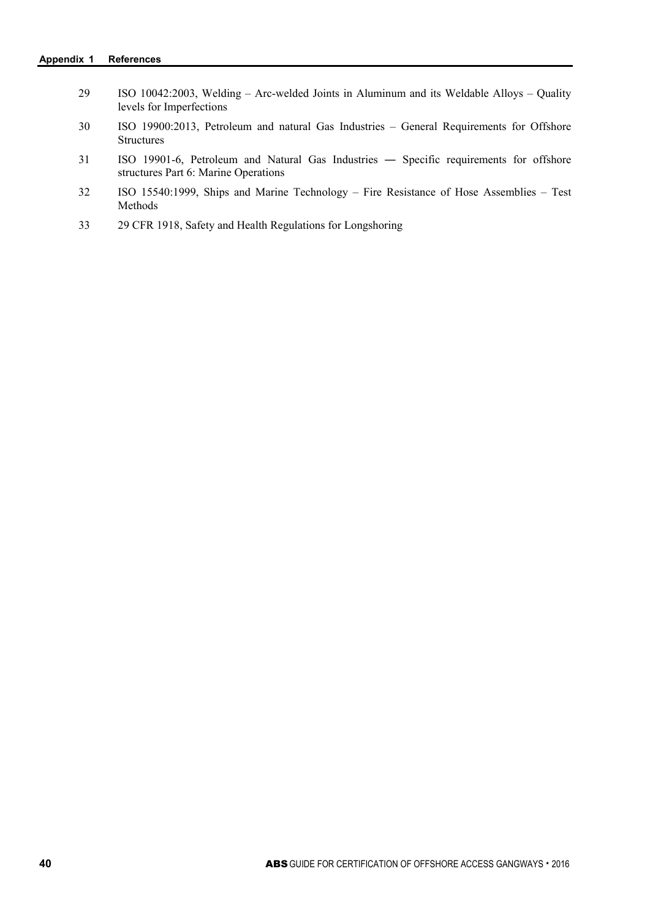29 ISO 10042:2003, Welding – Arc-welded Joints in Aluminum and its Weldable Alloys – Quality levels for Imperfections

30 ISO 19900:2013, Petroleum and natural Gas Industries – General Requirements for Offshore Structures

31 ISO 19901-6, Petroleum and Natural Gas Industries — Specific requirements for offshore structures Part 6: Marine Operations

32 ISO 15540:1999, Ships and Marine Technology – Fire Resistance of Hose Assemblies – Test Methods

33 29 CFR 1918, Safety and Health Regulations for Longshoring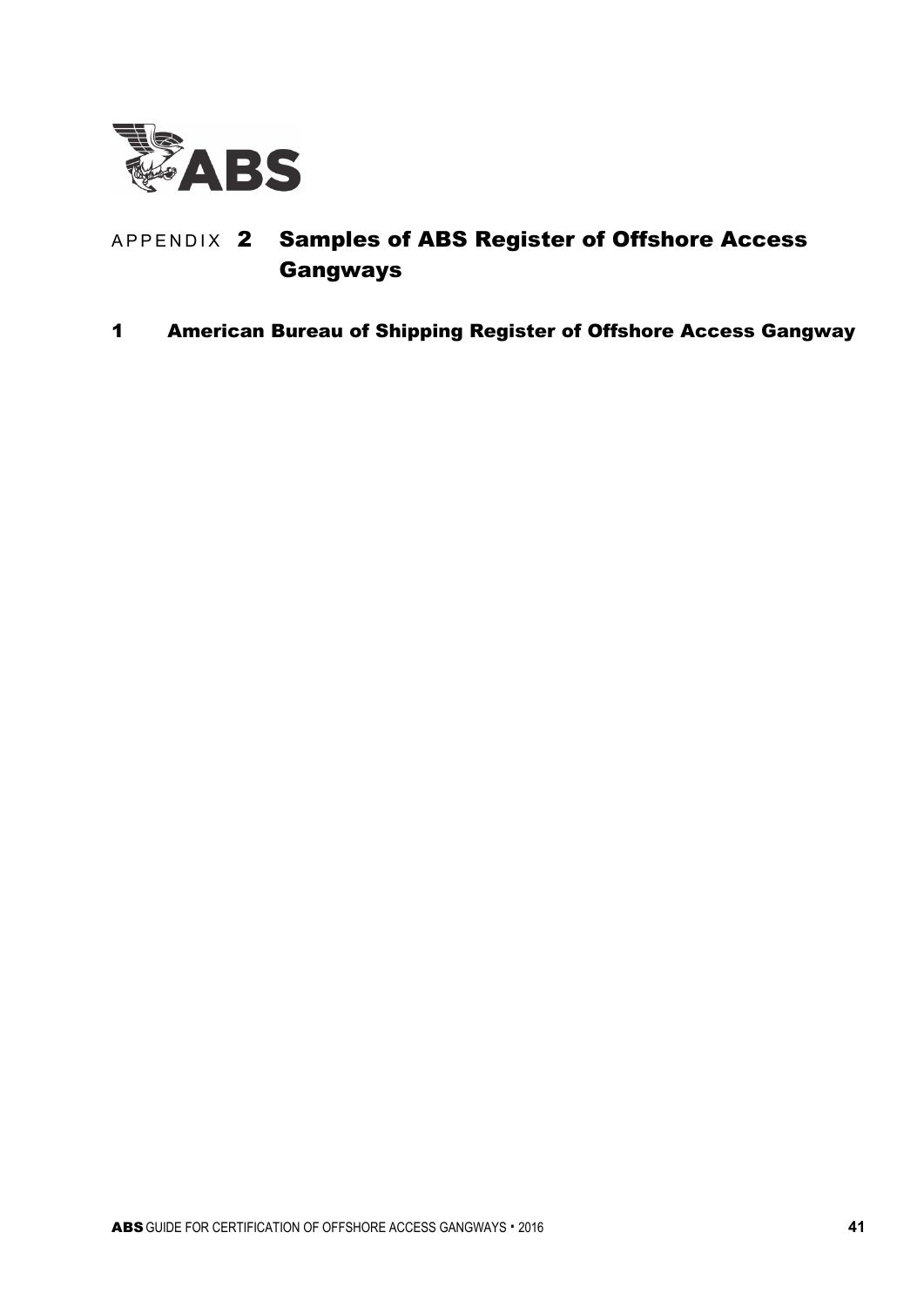# APPENDIX 2 Samples of ABS Register of Offshore Access Gangways

## 1 American Bureau of Shipping Register of Offshore Access Gangway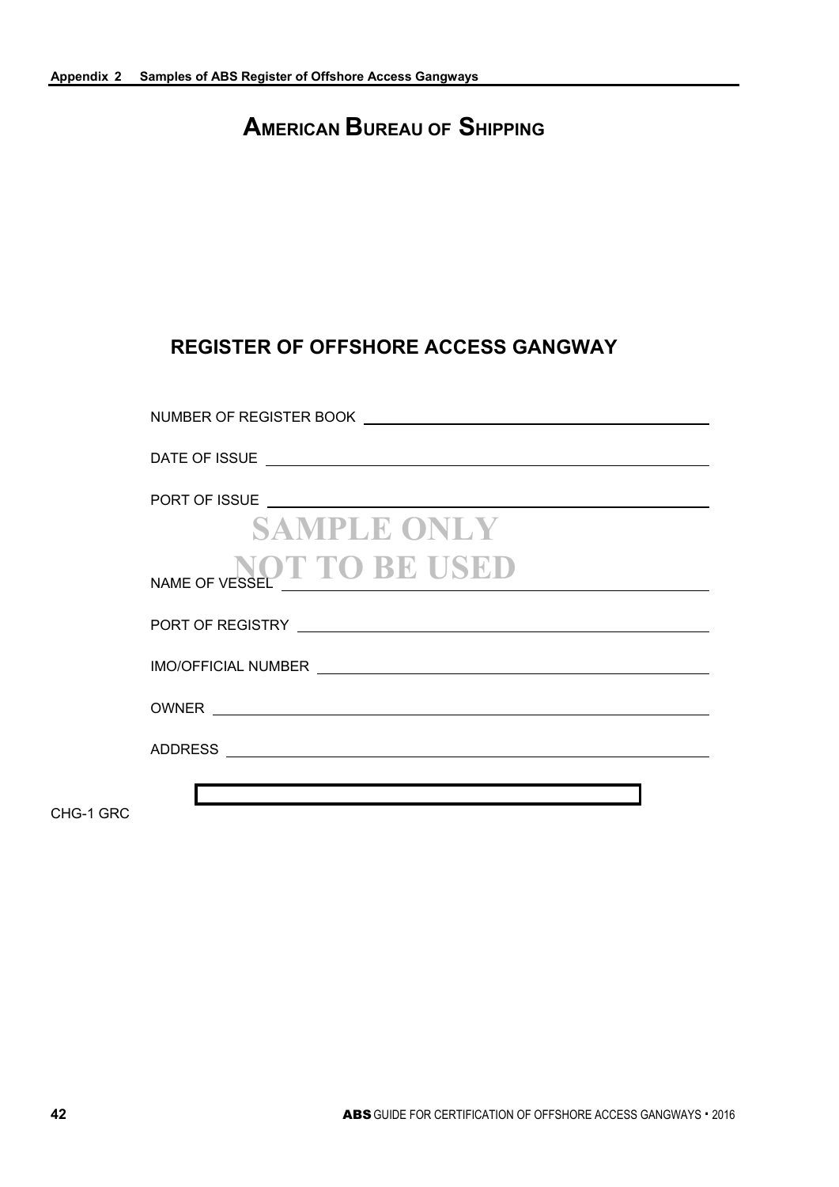# AMERICAN BUREAU OF SHIPPING

## REGISTER OF OFFSHORE ACCESS GANGWAY

NUMBER OF REGISTER BOOK \_\_\_\_\_\_\_\_\_\_\_\_\_\_\_\_\_\_\_\_\_\_\_\_\_\_\_\_\_\_\_\_\_\_\_\_\_\_\_\_

DATE OF ISSUE \_\_\_\_\_\_\_\_\_\_\_\_\_\_\_\_\_\_\_\_\_\_\_\_\_\_\_\_\_\_\_\_\_\_\_\_\_\_\_\_

PORT OF ISSUE \_\_\_\_\_\_\_\_\_\_\_\_\_\_\_\_\_\_\_\_\_\_\_\_\_\_\_\_\_\_\_\_\_\_\_\_\_\_\_\_

**SAMPLE ONLY**
**NOT TO BE USED**

NAME OF VESSEL \_\_\_\_\_\_\_\_\_\_\_\_\_\_\_\_\_\_\_\_\_\_\_\_\_\_\_\_\_\_\_\_\_\_\_\_\_\_\_\_

PORT OF REGISTRY \_\_\_\_\_\_\_\_\_\_\_\_\_\_\_\_\_\_\_\_\_\_\_\_\_\_\_\_\_\_\_\_\_\_\_\_\_\_\_\_

IMO/OFFICIAL NUMBER \_\_\_\_\_\_\_\_\_\_\_\_\_\_\_\_\_\_\_\_\_\_\_\_\_\_\_\_\_\_\_\_\_\_\_\_\_\_\_\_

OWNER \_\_\_\_\_\_\_\_\_\_\_\_\_\_\_\_\_\_\_\_\_\_\_\_\_\_\_\_\_\_\_\_\_\_\_\_\_\_\_\_

ADDRESS \_\_\_\_\_\_\_\_\_\_\_\_\_\_\_\_\_\_\_\_\_\_\_\_\_\_\_\_\_\_\_\_\_\_\_\_\_\_\_\_

CHG-1 GRC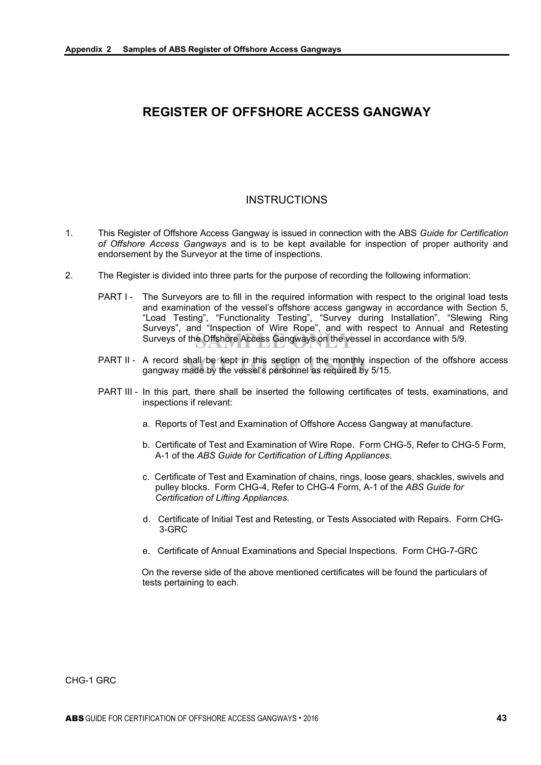# REGISTER OF OFFSHORE ACCESS GANGWAY

## INSTRUCTIONS

1. This Register of Offshore Access Gangway is issued in connection with the ABS *Guide for Certification of Offshore Access Gangways* and is to be kept available for inspection of proper authority and endorsement by the Surveyor at the time of inspections.

2. The Register is divided into three parts for the purpose of recording the following information:

   PART I - The Surveyors are to fill in the required information with respect to the original load tests and examination of the vessel's offshore access gangway in accordance with Section 5, "Load Testing", "Functionality Testing", "Survey during Installation", "Slewing Ring Surveys", and "Inspection of Wire Rope", and with respect to Annual and Retesting Surveys of the Offshore Access Gangways on the vessel in accordance with 5/9.

   PART II - A record shall be kept in this section of the monthly inspection of the offshore access gangway made by the vessel's personnel as required by 5/15.

   PART III - In this part, there shall be inserted the following certificates of tests, examinations, and inspections if relevant:

   a. Reports of Test and Examination of Offshore Access Gangway at manufacture.

   b. Certificate of Test and Examination of Wire Rope. Form CHG-5, Refer to CHG-5 Form, A-1 of the *ABS Guide for Certification of Lifting Appliances*.

   c. Certificate of Test and Examination of chains, rings, loose gears, shackles, swivels and pulley blocks. Form CHG-4, Refer to CHG-4 Form, A-1 of the *ABS Guide for Certification of Lifting Appliances*.

   d. Certificate of Initial Test and Retesting, or Tests Associated with Repairs. Form CHG-3-GRC

   e. Certificate of Annual Examinations and Special Inspections. Form CHG-7-GRC

   On the reverse side of the above mentioned certificates will be found the particulars of tests pertaining to each.

CHG-1 GRC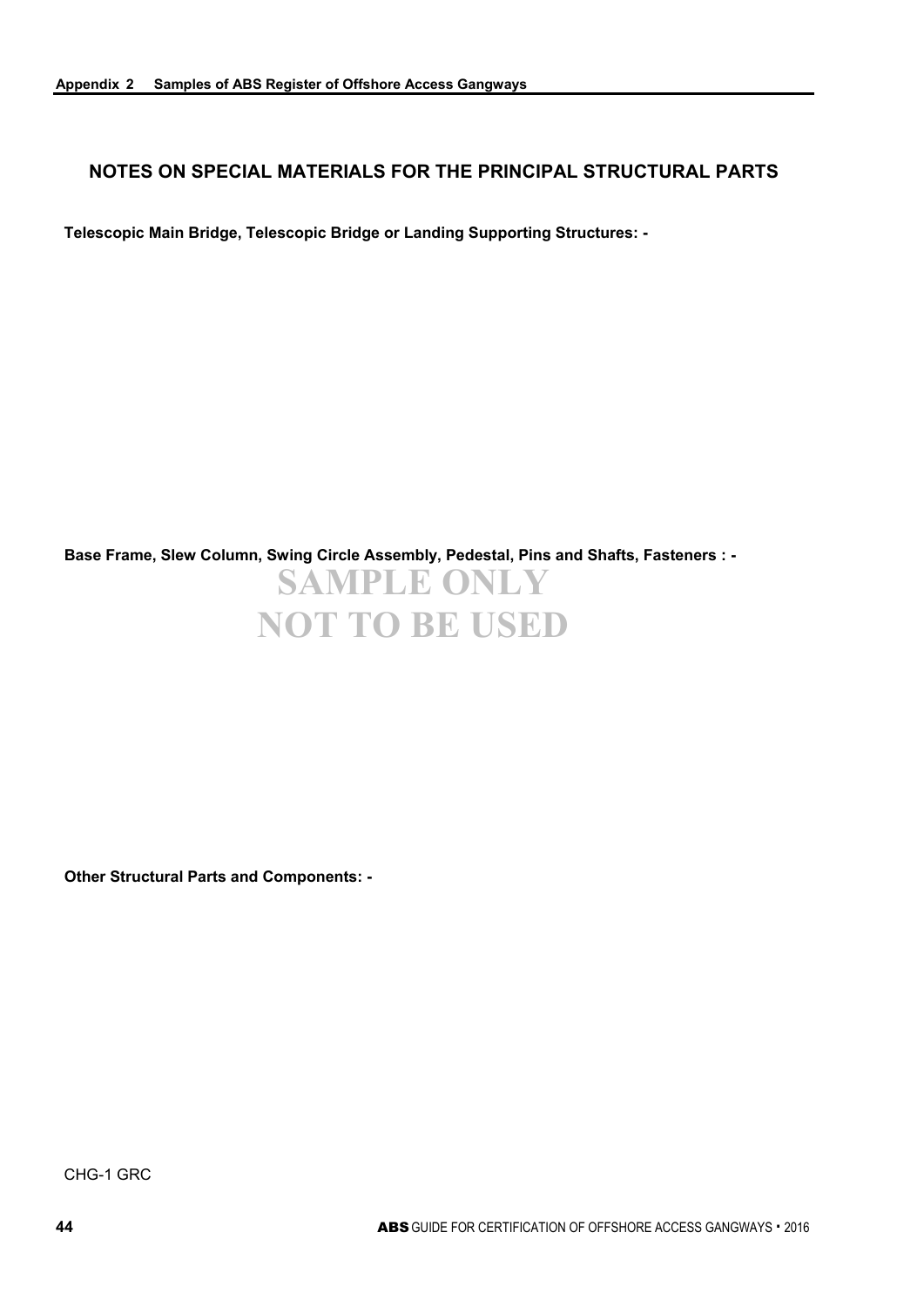## NOTES ON SPECIAL MATERIALS FOR THE PRINCIPAL STRUCTURAL PARTS

**Telescopic Main Bridge, Telescopic Bridge or Landing Supporting Structures: -**

**Base Frame, Slew Column, Swing Circle Assembly, Pedestal, Pins and Shafts, Fasteners : -**

**SAMPLE ONLY**
**NOT TO BE USED**

**Other Structural Parts and Components: -**

CHG-1 GRC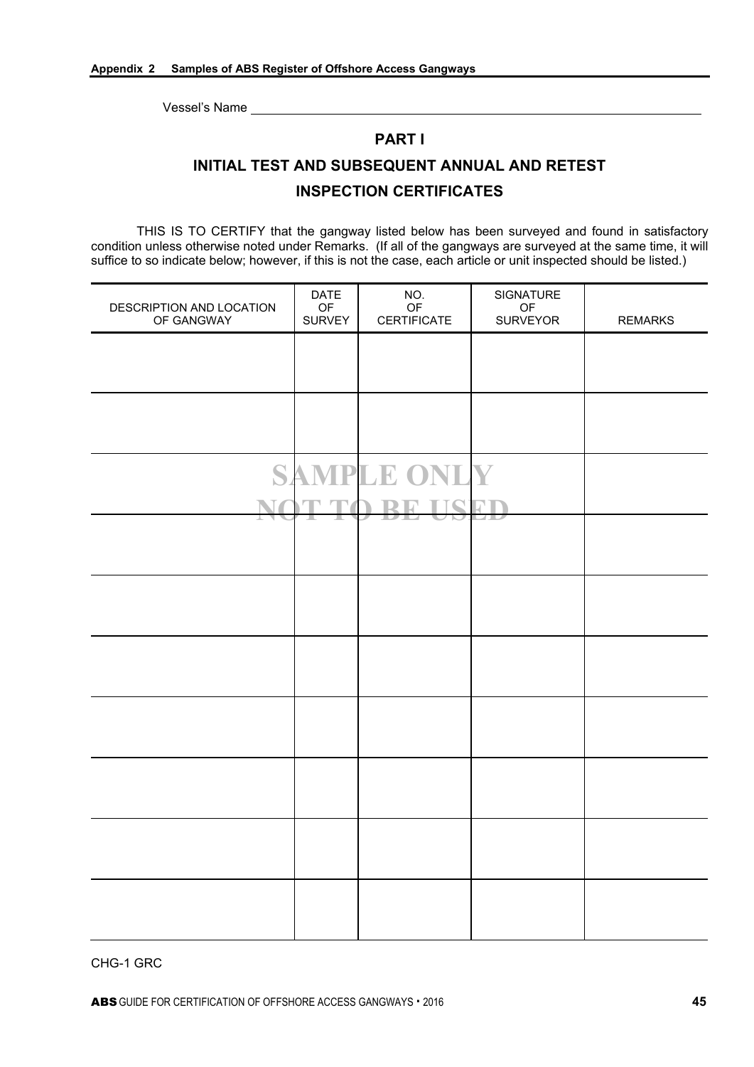Vessel's Name ____________________________________________

## PART I

## INITIAL TEST AND SUBSEQUENT ANNUAL AND RETEST INSPECTION CERTIFICATES

THIS IS TO CERTIFY that the gangway listed below has been surveyed and found in satisfactory condition unless otherwise noted under Remarks. (If all of the gangways are surveyed at the same time, it will suffice to so indicate below; however, if this is not the case, each article or unit inspected should be listed.)

| DESCRIPTION AND LOCATION OF GANGWAY | DATE OF SURVEY | NO. OF CERTIFICATE | SIGNATURE OF SURVEYOR | REMARKS |
|---|---|---|---|---|
| | | | | |
| | | | | |
| | | | | |
| | | | | |
| | | | | |
| | | | | |
| | | | | |
| | | | | |
| | | | | |
| | | | | |

SAMPLE ONLY
NOT TO BE USED

CHG-1 GRC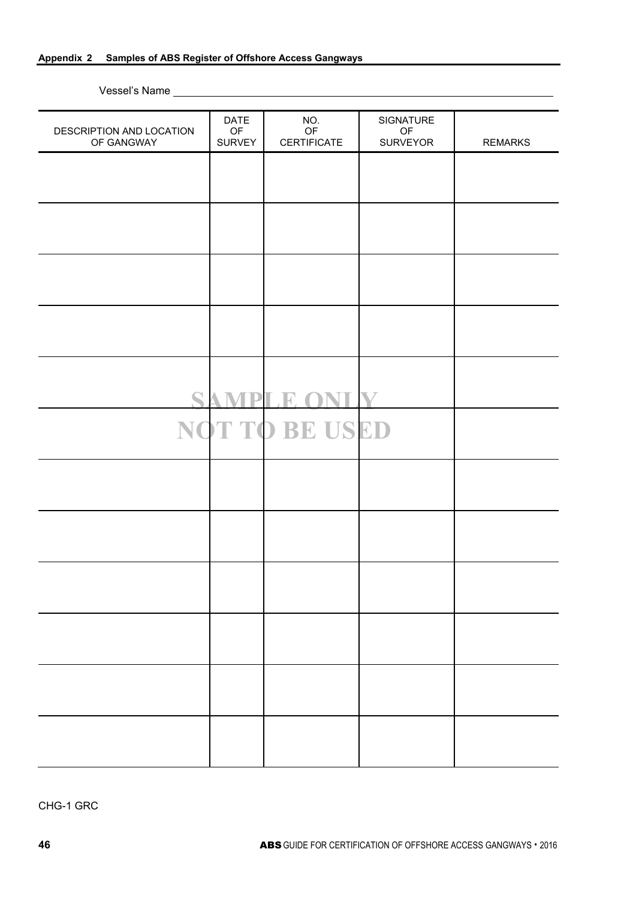## Appendix 2 Samples of ABS Register of Offshore Access Gangways

Vessel's Name ______________________________

| DESCRIPTION AND LOCATION OF GANGWAY | DATE OF SURVEY | NO. OF CERTIFICATE | SIGNATURE OF SURVEYOR | REMARKS |
|---|---|---|---|---|
| | | | | |
| | | | | |
| | | | | |
| | | | | |
| | | | | |
| | | | | |
| | | | | |
| | | | | |
| | | | | |
| | | | | |
| | | | | |
| | | | | |

SAMPLE ONLY
NOT TO BE USED

CHG-1 GRC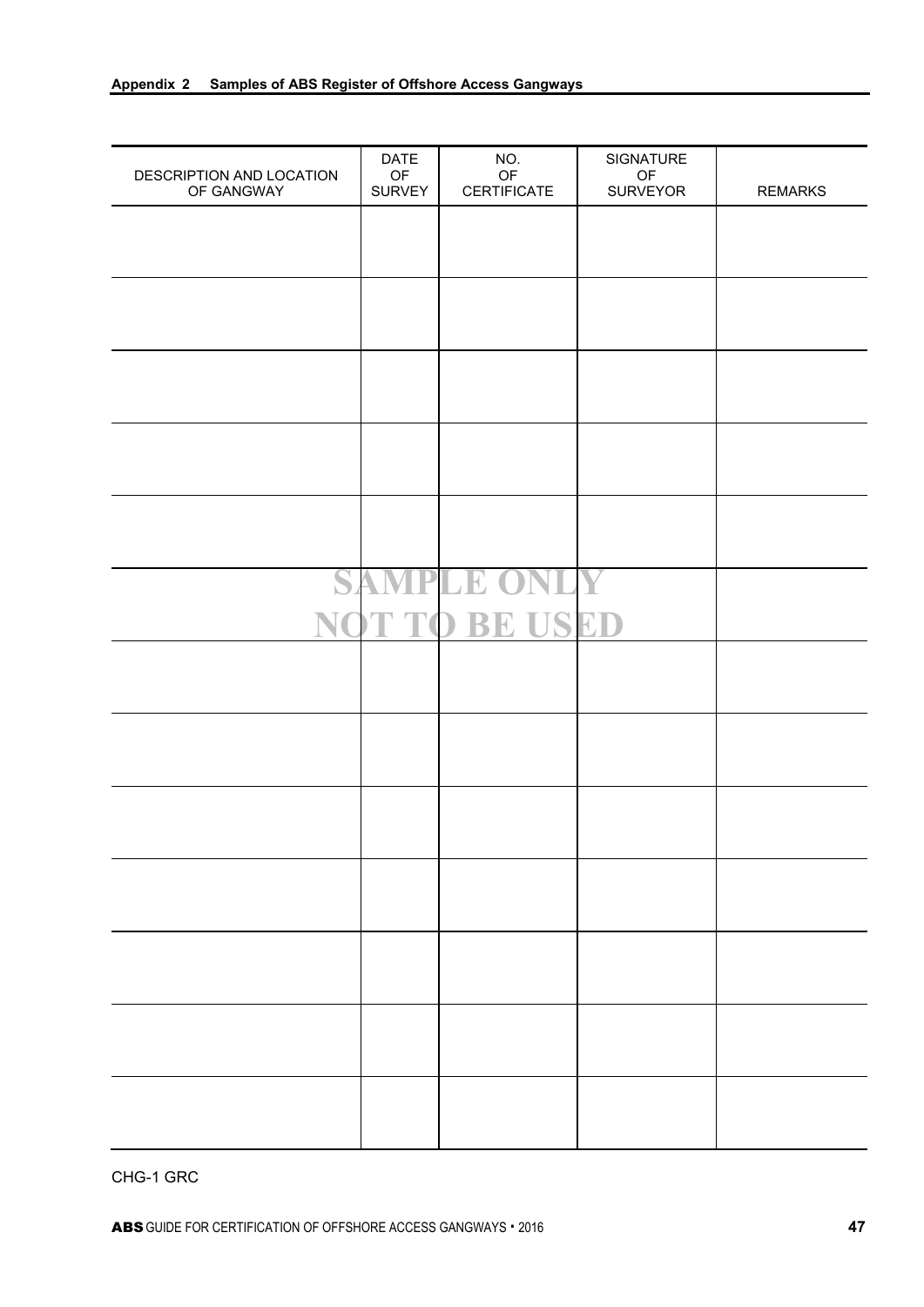| DESCRIPTION AND LOCATION OF GANGWAY | DATE OF SURVEY | NO. OF CERTIFICATE | SIGNATURE OF SURVEYOR | REMARKS |
|---|---|---|---|---|
| | | | | |
| | | | | |
| | | | | |
| | | | | |
| | | | | |
| | | | | |
| | | | | |
| | | | | |
| | | | | |
| | | | | |
| | | | | |
| | | | | |
| | | | | |

SAMPLE ONLY
NOT TO BE USED

CHG-1 GRC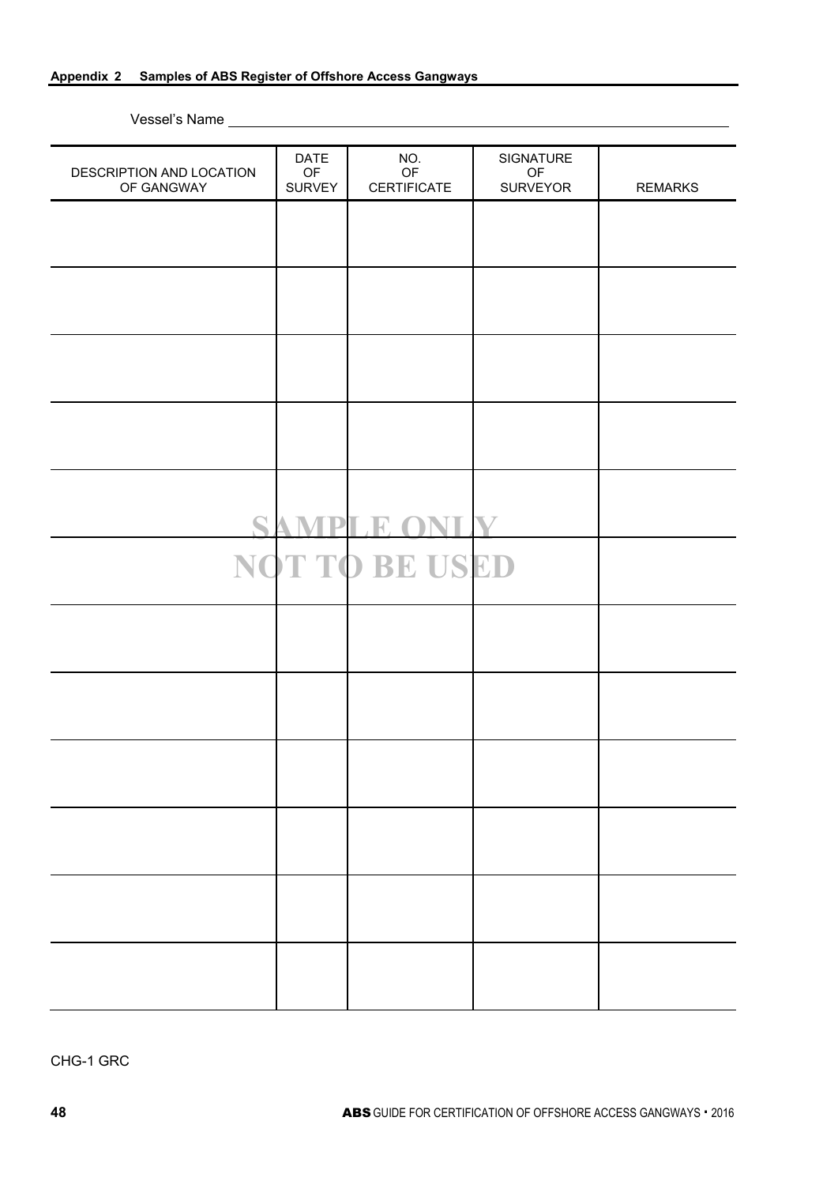## Appendix 2 Samples of ABS Register of Offshore Access Gangways

Vessel's Name ____________________

| DESCRIPTION AND LOCATION OF GANGWAY | DATE OF SURVEY | NO. OF CERTIFICATE | SIGNATURE OF SURVEYOR | REMARKS |
|---|---|---|---|---|
| | | | | |
| | | | | |
| | | | | |
| | | | | |
| | | | | |
| | | | | |
| | | | | |
| | | | | |
| | | | | |
| | | | | |
| | | | | |
| | | | | |

SAMPLE ONLY
NOT TO BE USED

CHG-1 GRC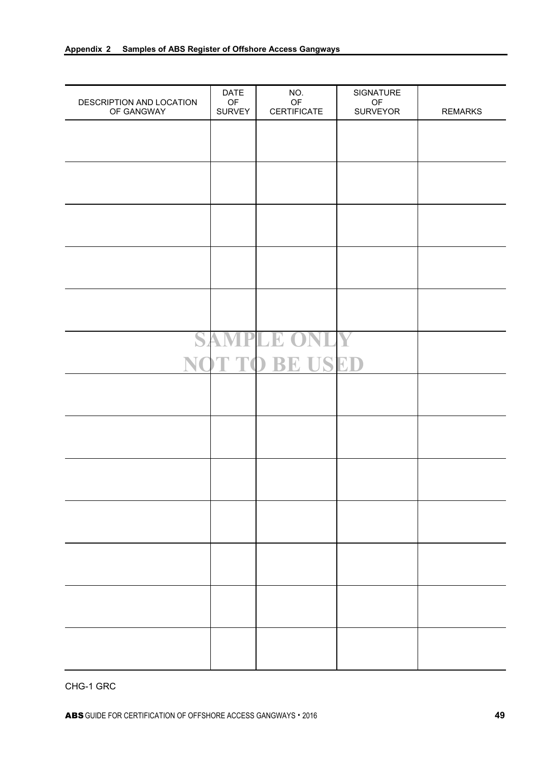| DESCRIPTION AND LOCATION OF GANGWAY | DATE OF SURVEY | NO. OF CERTIFICATE | SIGNATURE OF SURVEYOR | REMARKS |
|---|---|---|---|---|
| | | | | |
| | | | | |
| | | | | |
| | | | | |
| | | | | |
| | | | | |
| | | | | |
| | | | | |
| | | | | |
| | | | | |
| | | | | |
| | | | | |
| | | | | |

SAMPLE ONLY
NOT TO BE USED

CHG-1 GRC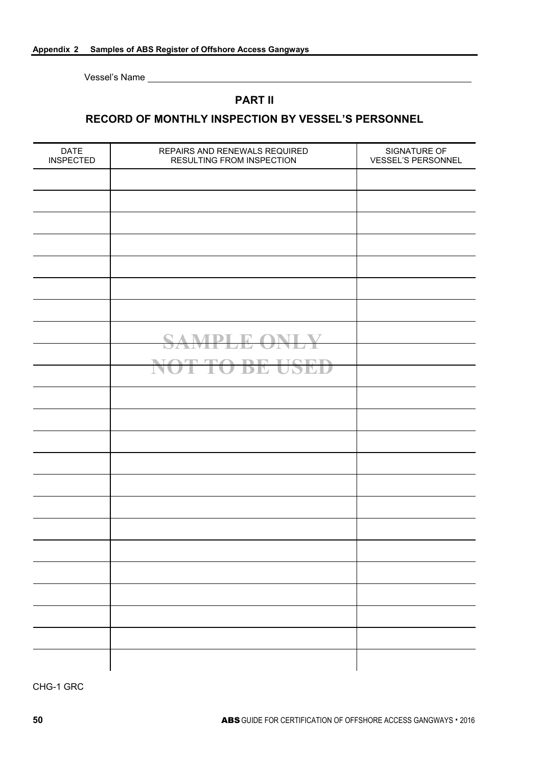Vessel's Name ______________________________

## PART II

## RECORD OF MONTHLY INSPECTION BY VESSEL'S PERSONNEL

| DATE INSPECTED | REPAIRS AND RENEWALS REQUIRED RESULTING FROM INSPECTION | SIGNATURE OF VESSEL'S PERSONNEL |
|---|---|---|
| | | |
| | | |
| | | |
| | | |
| | | |
| | | |
| | | |
| | | |
| | SAMPLE ONLY | |
| | NOT TO BE USED | |
| | | |
| | | |
| | | |
| | | |
| | | |
| | | |
| | | |
| | | |
| | | |
| | | |
| | | |
| | | |
| | | |

CHG-1 GRC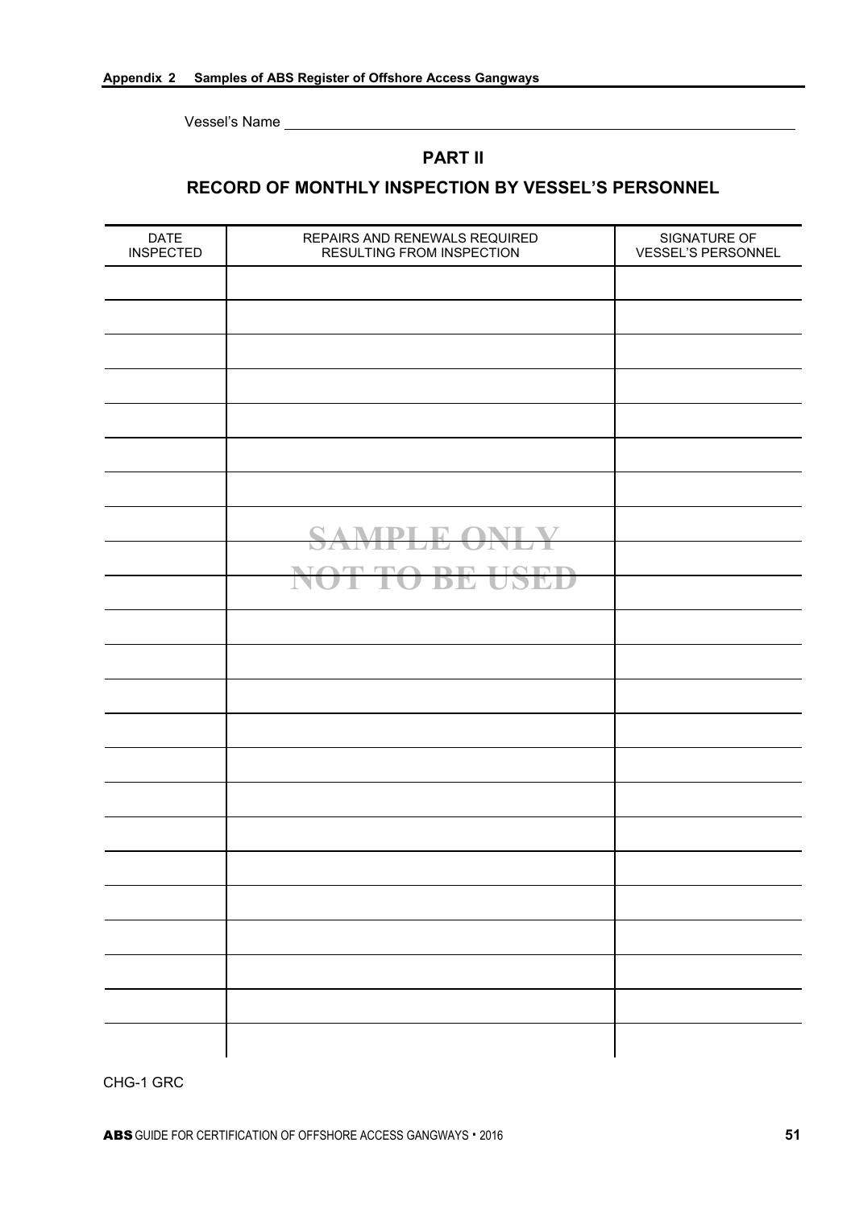Vessel's Name ___________________________________________

## PART II

## RECORD OF MONTHLY INSPECTION BY VESSEL'S PERSONNEL

| DATE INSPECTED | REPAIRS AND RENEWALS REQUIRED RESULTING FROM INSPECTION | SIGNATURE OF VESSEL'S PERSONNEL |
|---|---|---|
| | | |
| | | |
| | | |
| | | |
| | | |
| | | |
| | | |
| | | |
| | SAMPLE ONLY | |
| | NOT TO BE USED | |
| | | |
| | | |
| | | |
| | | |
| | | |
| | | |
| | | |
| | | |
| | | |
| | | |
| | | |
| | | |
| | | |
| | | |

CHG-1 GRC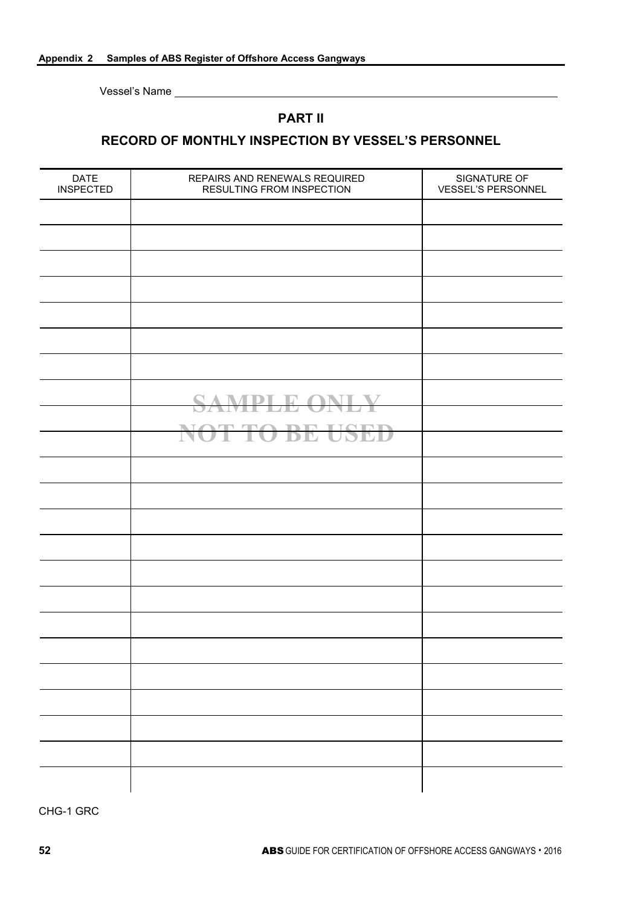Vessel's Name ______________________________________________

## PART II

## RECORD OF MONTHLY INSPECTION BY VESSEL'S PERSONNEL

| DATE INSPECTED | REPAIRS AND RENEWALS REQUIRED RESULTING FROM INSPECTION | SIGNATURE OF VESSEL'S PERSONNEL |
|---|---|---|
| | | |
| | | |
| | | |
| | | |
| | | |
| | | |
| | | |
| | SAMPLE ONLY | |
| | NOT TO BE USED | |
| | | |
| | | |
| | | |
| | | |
| | | |
| | | |
| | | |
| | | |
| | | |
| | | |
| | | |
| | | |
| | | |
| | | |
| | | |

CHG-1 GRC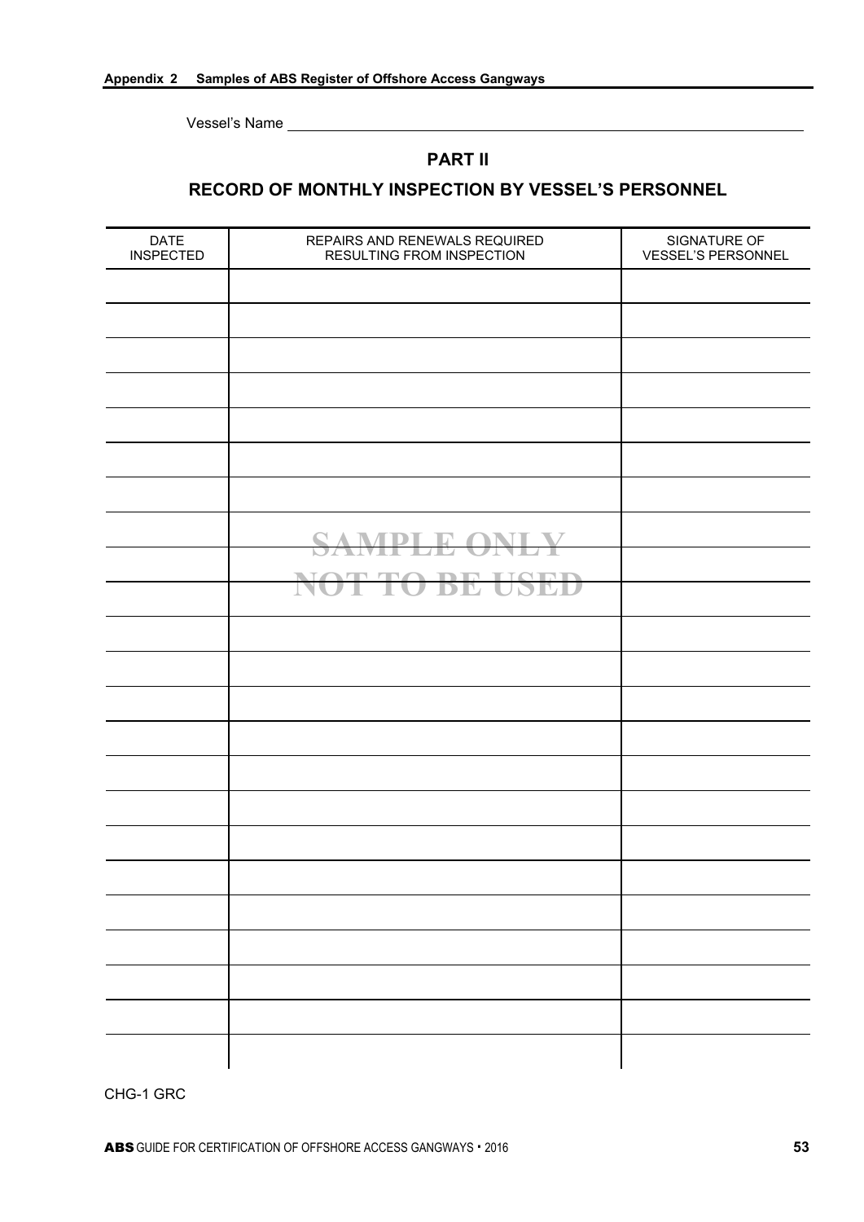Vessel's Name ________________________________________________

## PART II

## RECORD OF MONTHLY INSPECTION BY VESSEL'S PERSONNEL

| DATE INSPECTED | REPAIRS AND RENEWALS REQUIRED RESULTING FROM INSPECTION | SIGNATURE OF VESSEL'S PERSONNEL |
|---|---|---|
| | | |
| | | |
| | | |
| | | |
| | | |
| | | |
| | | |
| | | |
| | SAMPLE ONLY | |
| | NOT TO BE USED | |
| | | |
| | | |
| | | |
| | | |
| | | |
| | | |
| | | |
| | | |
| | | |
| | | |
| | | |
| | | |
| | | |

CHG-1 GRC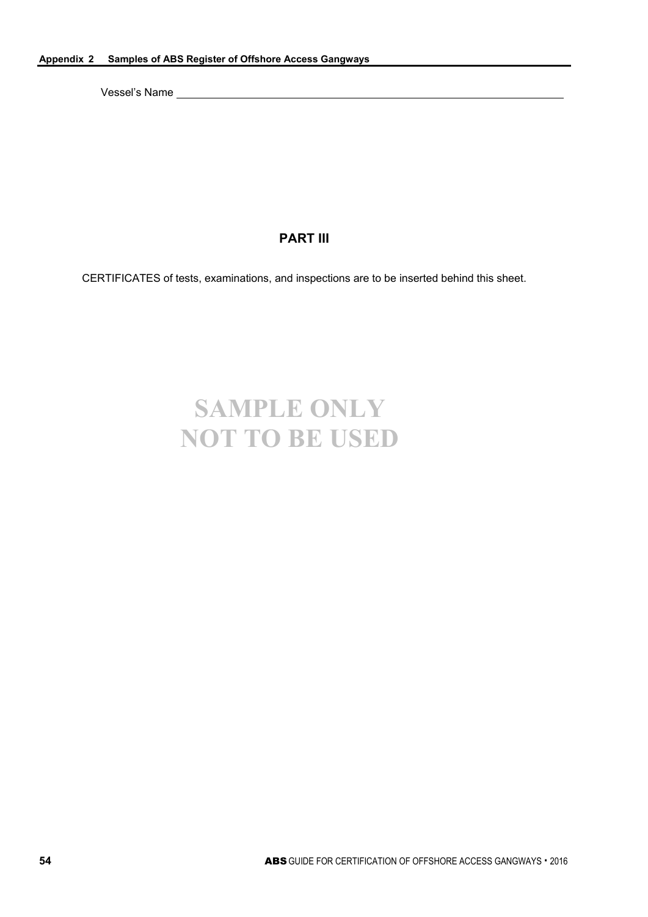Vessel's Name ______________________________________________

## PART III

CERTIFICATES of tests, examinations, and inspections are to be inserted behind this sheet.

SAMPLE ONLY
NOT TO BE USED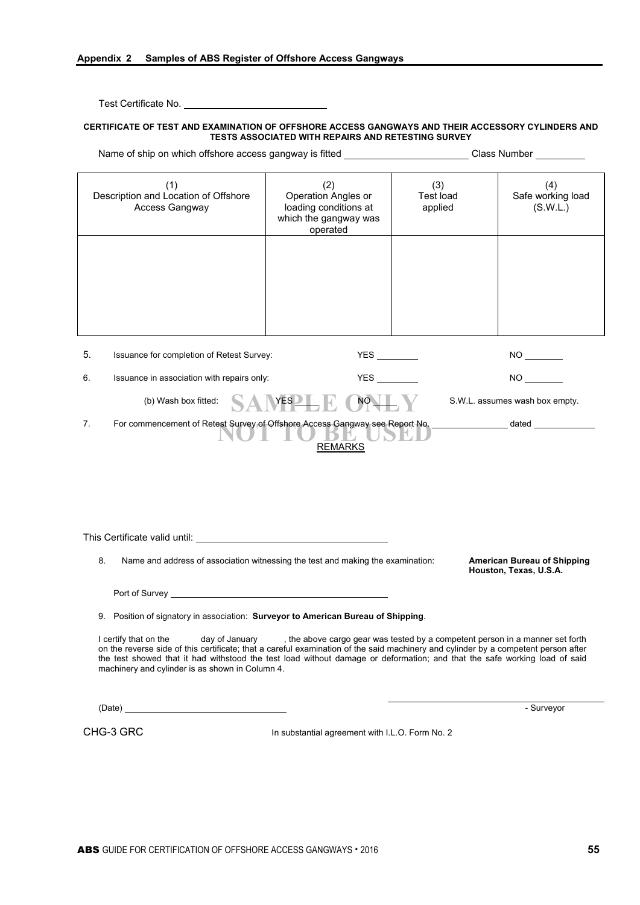Test Certificate No. ____________________

**CERTIFICATE OF TEST AND EXAMINATION OF OFFSHORE ACCESS GANGWAYS AND THEIR ACCESSORY CYLINDERS AND TESTS ASSOCIATED WITH REPAIRS AND RETESTING SURVEY**

Name of ship on which offshore access gangway is fitted ____________________ Class Number ________

| (1) Description and Location of Offshore Access Gangway | (2) Operation Angles or loading conditions at which the gangway was operated | (3) Test load applied | (4) Safe working load (S.W.L.) |
|---|---|---|---|
| | | | |

5. Issuance for completion of Retest Survey: YES ________ NO ________

6. Issuance in association with repairs only: YES ________ NO ________

   (b) Wash box fitted: YES ____ NO ____ S.W.L. assumes wash box empty.

7. For commencement of Retest Survey of Offshore Access Gangway see Report No. ____________ dated ____________

SAMPLE ONLY
NOT TO BE USED

REMARKS

This Certificate valid until: ____________________

8. Name and address of association witnessing the test and making the examination: **American Bureau of Shipping Houston, Texas, U.S.A.**

Port of Survey ____________________

9. Position of signatory in association: **Surveyor to American Bureau of Shipping**.

I certify that on the day of January , the above cargo gear was tested by a competent person in a manner set forth on the reverse side of this certificate; that a careful examination of the said machinery and cylinder by a competent person after the test showed that it had withstood the test load without damage or deformation; and that the safe working load of said machinery and cylinder is as shown in Column 4.

(Date) ____________________ ____________________ - Surveyor

CHG-3 GRC In substantial agreement with I.L.O. Form No. 2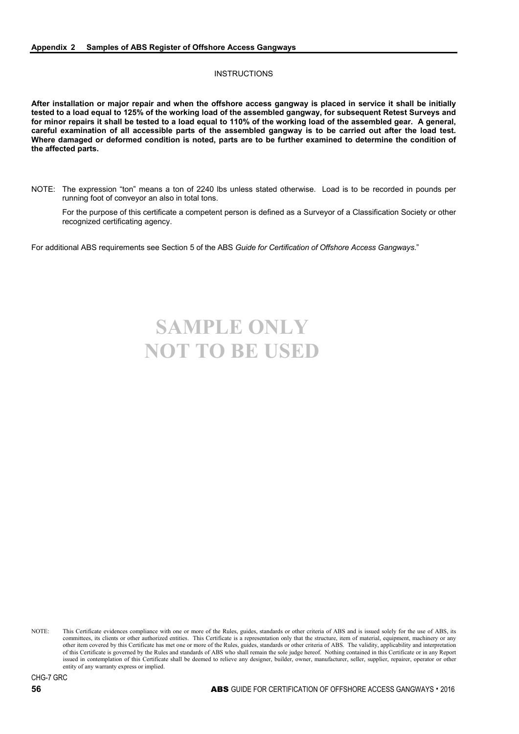INSTRUCTIONS

**After installation or major repair and when the offshore access gangway is placed in service it shall be initially tested to a load equal to 125% of the working load of the assembled gangway, for subsequent Retest Surveys and for minor repairs it shall be tested to a load equal to 110% of the working load of the assembled gear. A general, careful examination of all accessible parts of the assembled gangway is to be carried out after the load test. Where damaged or deformed condition is noted, parts are to be further examined to determine the condition of the affected parts.**

NOTE: The expression "ton" means a ton of 2240 lbs unless stated otherwise. Load is to be recorded in pounds per running foot of conveyor an also in total tons.

For the purpose of this certificate a competent person is defined as a Surveyor of a Classification Society or other recognized certificating agency.

For additional ABS requirements see Section 5 of the ABS *Guide for Certification of Offshore Access Gangways*."

**SAMPLE ONLY**
**NOT TO BE USED**

NOTE: This Certificate evidences compliance with one or more of the Rules, guides, standards or other criteria of ABS and is issued solely for the use of ABS, its committees, its clients or other authorized entities. This Certificate is a representation only that the structure, item of material, equipment, machinery or any other item covered by this Certificate has met one or more of the Rules, guides, standards or other criteria of ABS. The validity, applicability and interpretation of this Certificate is governed by the Rules and standards of ABS who shall remain the sole judge hereof. Nothing contained in this Certificate or in any Report issued in contemplation of this Certificate shall be deemed to relieve any designer, builder, owner, manufacturer, seller, supplier, repairer, operator or other entity of any warranty express or implied.

CHG-7 GRC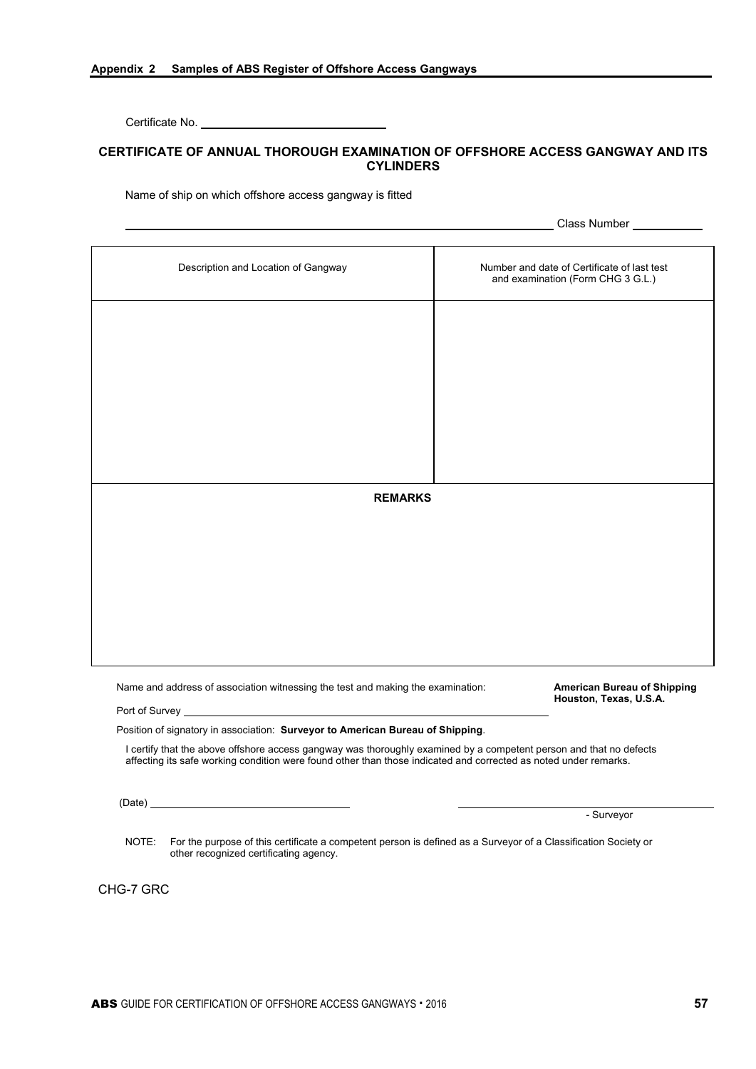Certificate No. ____________________________

## CERTIFICATE OF ANNUAL THOROUGH EXAMINATION OF OFFSHORE ACCESS GANGWAY AND ITS CYLINDERS

Name of ship on which offshore access gangway is fitted

____________________________________________________ Class Number __________

| Description and Location of Gangway | Number and date of Certificate of last test and examination (Form CHG 3 G.L.) |
|---|---|
| | |
| **REMARKS** | |
| | |

Name and address of association witnessing the test and making the examination: **American Bureau of Shipping Houston, Texas, U.S.A.**

Port of Survey ____________________________________________________

Position of signatory in association: **Surveyor to American Bureau of Shipping**.

I certify that the above offshore access gangway was thoroughly examined by a competent person and that no defects affecting its safe working condition were found other than those indicated and corrected as noted under remarks.

(Date) ____________________________ ____________________________ - Surveyor

NOTE: For the purpose of this certificate a competent person is defined as a Surveyor of a Classification Society or other recognized certificating agency.

CHG-7 GRC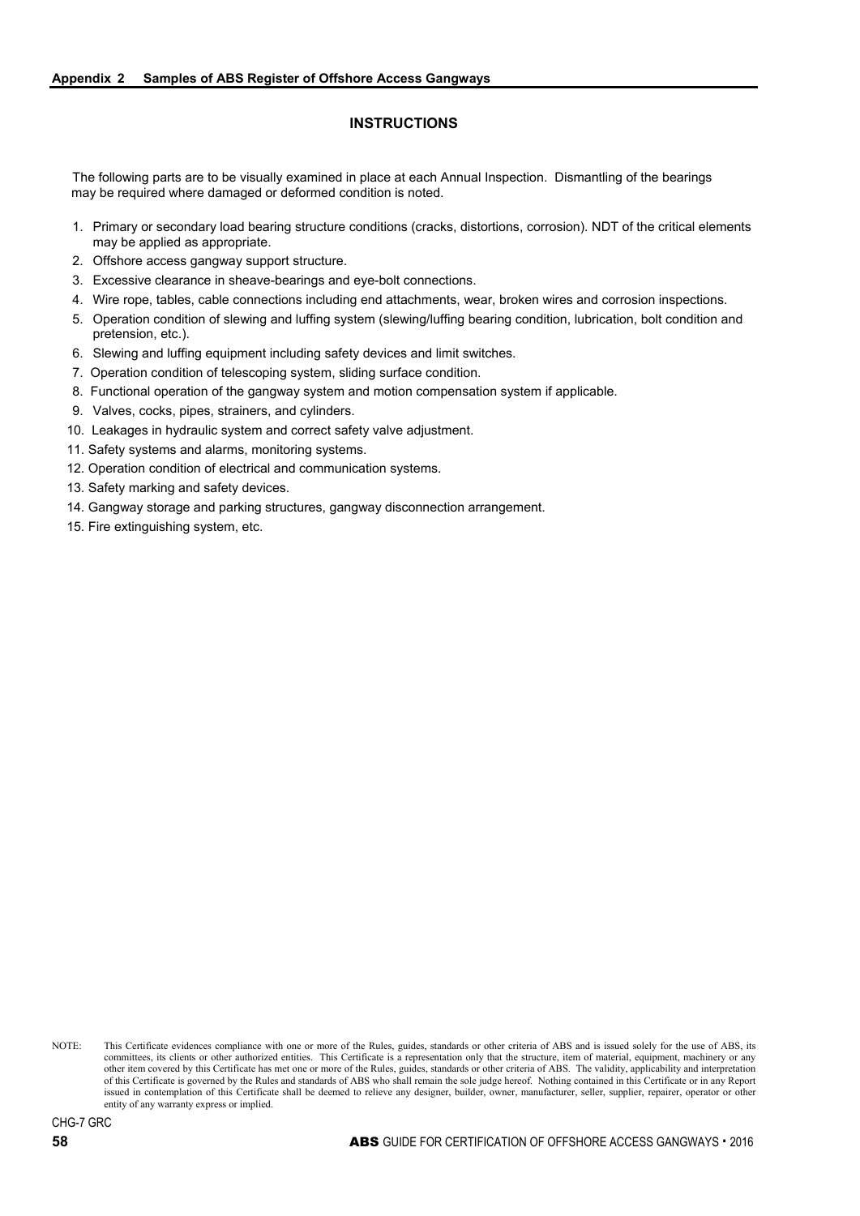## INSTRUCTIONS

The following parts are to be visually examined in place at each Annual Inspection. Dismantling of the bearings may be required where damaged or deformed condition is noted.

1. Primary or secondary load bearing structure conditions (cracks, distortions, corrosion). NDT of the critical elements may be applied as appropriate.
2. Offshore access gangway support structure.
3. Excessive clearance in sheave-bearings and eye-bolt connections.
4. Wire rope, tables, cable connections including end attachments, wear, broken wires and corrosion inspections.
5. Operation condition of slewing and luffing system (slewing/luffing bearing condition, lubrication, bolt condition and pretension, etc.).
6. Slewing and luffing equipment including safety devices and limit switches.
7. Operation condition of telescoping system, sliding surface condition.
8. Functional operation of the gangway system and motion compensation system if applicable.
9. Valves, cocks, pipes, strainers, and cylinders.
10. Leakages in hydraulic system and correct safety valve adjustment.
11. Safety systems and alarms, monitoring systems.
12. Operation condition of electrical and communication systems.
13. Safety marking and safety devices.
14. Gangway storage and parking structures, gangway disconnection arrangement.
15. Fire extinguishing system, etc.

NOTE: This Certificate evidences compliance with one or more of the Rules, guides, standards or other criteria of ABS and is issued solely for the use of ABS, its committees, its clients or other authorized entities. This Certificate is a representation only that the structure, item of material, equipment, machinery or any other item covered by this Certificate has met one or more of the Rules, guides, standards or other criteria of ABS. The validity, applicability and interpretation of this Certificate is governed by the Rules and standards of ABS who shall remain the sole judge hereof. Nothing contained in this Certificate or in any Report issued in contemplation of this Certificate shall be deemed to relieve any designer, builder, owner, manufacturer, seller, supplier, repairer, operator or other entity of any warranty express or implied.

CHG-7 GRC